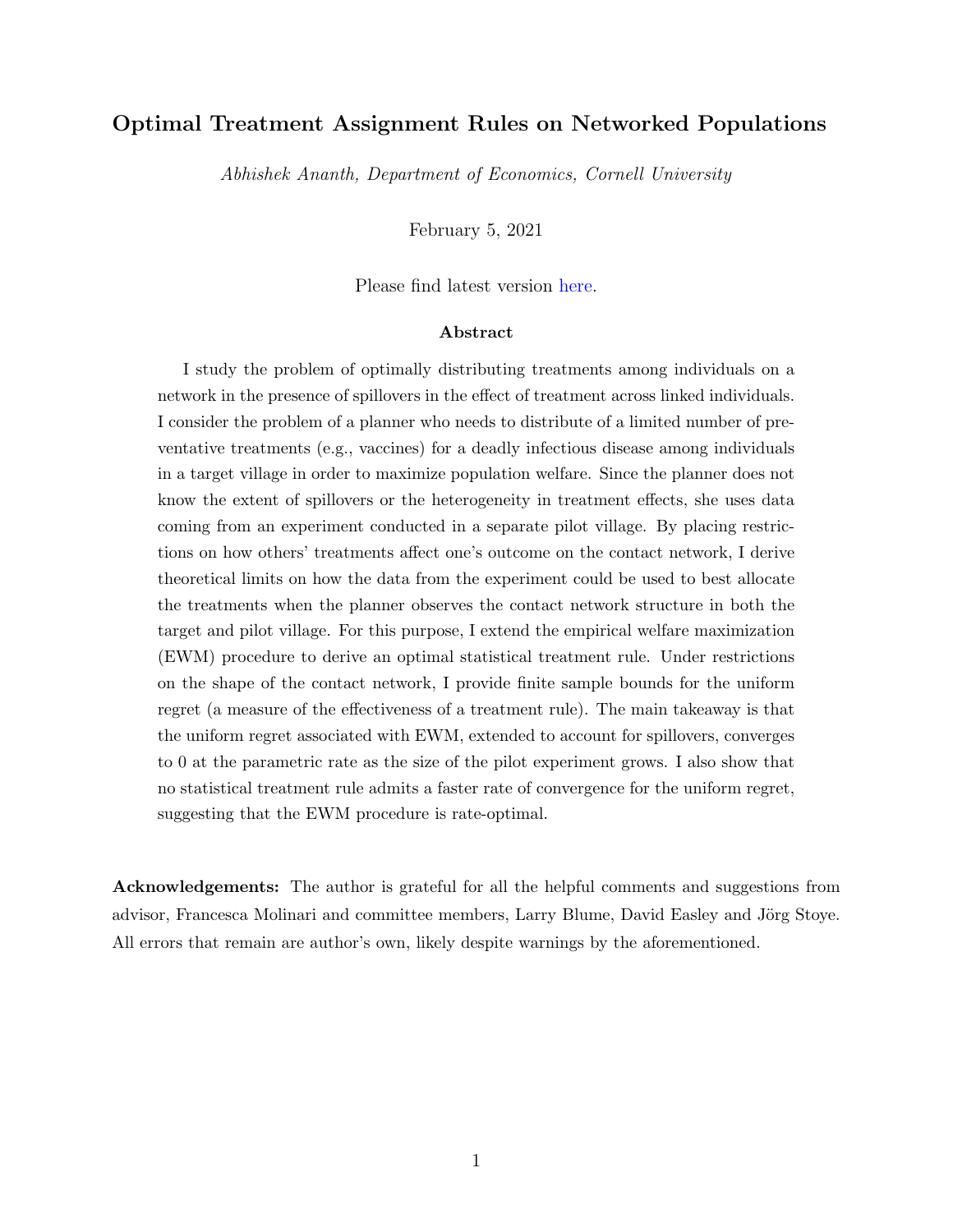# Optimal Treatment Assignment Rules on Networked Populations

*Abhishek Ananth, Department of Economics, Cornell University*

February 5, 2021

Please find latest version here.

### Abstract

I study the problem of optimally distributing treatments among individuals on a network in the presence of spillovers in the effect of treatment across linked individuals. I consider the problem of a planner who needs to distribute of a limited number of preventative treatments (e.g., vaccines) for a deadly infectious disease among individuals in a target village in order to maximize population welfare. Since the planner does not know the extent of spillovers or the heterogeneity in treatment effects, she uses data coming from an experiment conducted in a separate pilot village. By placing restrictions on how others' treatments affect one's outcome on the contact network, I derive theoretical limits on how the data from the experiment could be used to best allocate the treatments when the planner observes the contact network structure in both the target and pilot village. For this purpose, I extend the empirical welfare maximization (EWM) procedure to derive an optimal statistical treatment rule. Under restrictions on the shape of the contact network, I provide finite sample bounds for the uniform regret (a measure of the effectiveness of a treatment rule). The main takeaway is that the uniform regret associated with EWM, extended to account for spillovers, converges to 0 at the parametric rate as the size of the pilot experiment grows. I also show that no statistical treatment rule admits a faster rate of convergence for the uniform regret, suggesting that the EWM procedure is rate-optimal.

**Acknowledgements:** The author is grateful for all the helpful comments and suggestions from advisor, Francesca Molinari and committee members, Larry Blume, David Easley and Jörg Stoye. All errors that remain are author's own, likely despite warnings by the aforementioned.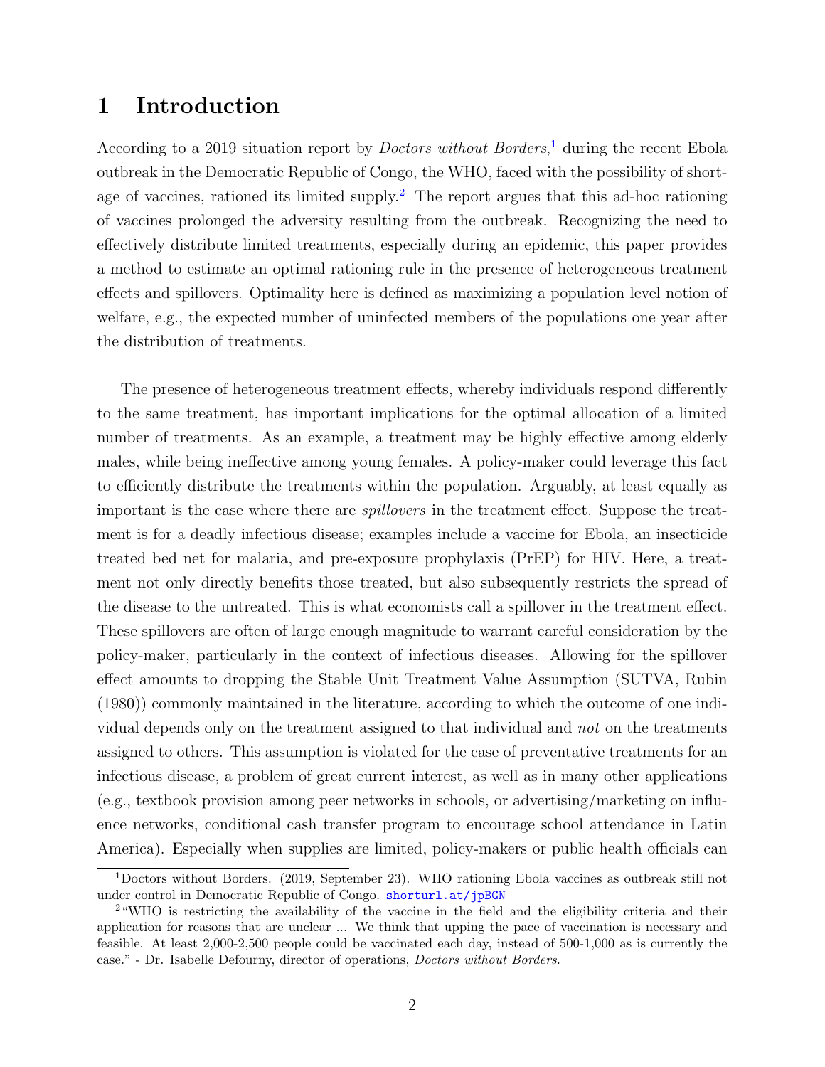# 1 Introduction

According to a 2019 situation report by *Doctors without Borders*,[1] during the recent Ebola outbreak in the Democratic Republic of Congo, the WHO, faced with the possibility of shortage of vaccines, rationed its limited supply.[2] The report argues that this ad-hoc rationing of vaccines prolonged the adversity resulting from the outbreak. Recognizing the need to effectively distribute limited treatments, especially during an epidemic, this paper provides a method to estimate an optimal rationing rule in the presence of heterogeneous treatment effects and spillovers. Optimality here is defined as maximizing a population level notion of welfare, e.g., the expected number of uninfected members of the populations one year after the distribution of treatments.

The presence of heterogeneous treatment effects, whereby individuals respond differently to the same treatment, has important implications for the optimal allocation of a limited number of treatments. As an example, a treatment may be highly effective among elderly males, while being ineffective among young females. A policy-maker could leverage this fact to efficiently distribute the treatments within the population. Arguably, at least equally as important is the case where there are *spillovers* in the treatment effect. Suppose the treatment is for a deadly infectious disease; examples include a vaccine for Ebola, an insecticide treated bed net for malaria, and pre-exposure prophylaxis (PrEP) for HIV. Here, a treatment not only directly benefits those treated, but also subsequently restricts the spread of the disease to the untreated. This is what economists call a spillover in the treatment effect. These spillovers are often of large enough magnitude to warrant careful consideration by the policy-maker, particularly in the context of infectious diseases. Allowing for the spillover effect amounts to dropping the Stable Unit Treatment Value Assumption (SUTVA, Rubin (1980)) commonly maintained in the literature, according to which the outcome of one individual depends only on the treatment assigned to that individual and *not* on the treatments assigned to others. This assumption is violated for the case of preventative treatments for an infectious disease, a problem of great current interest, as well as in many other applications (e.g., textbook provision among peer networks in schools, or advertising/marketing on influence networks, conditional cash transfer program to encourage school attendance in Latin America). Especially when supplies are limited, policy-makers or public health officials can

[1] Doctors without Borders. (2019, September 23). WHO rationing Ebola vaccines as outbreak still not under control in Democratic Republic of Congo. shorturl.at/jpBGN

[2] "WHO is restricting the availability of the vaccine in the field and the eligibility criteria and their application for reasons that are unclear ... We think that upping the pace of vaccination is necessary and feasible. At least 2,000-2,500 people could be vaccinated each day, instead of 500-1,000 as is currently the case." - Dr. Isabelle Defourny, director of operations, *Doctors without Borders*.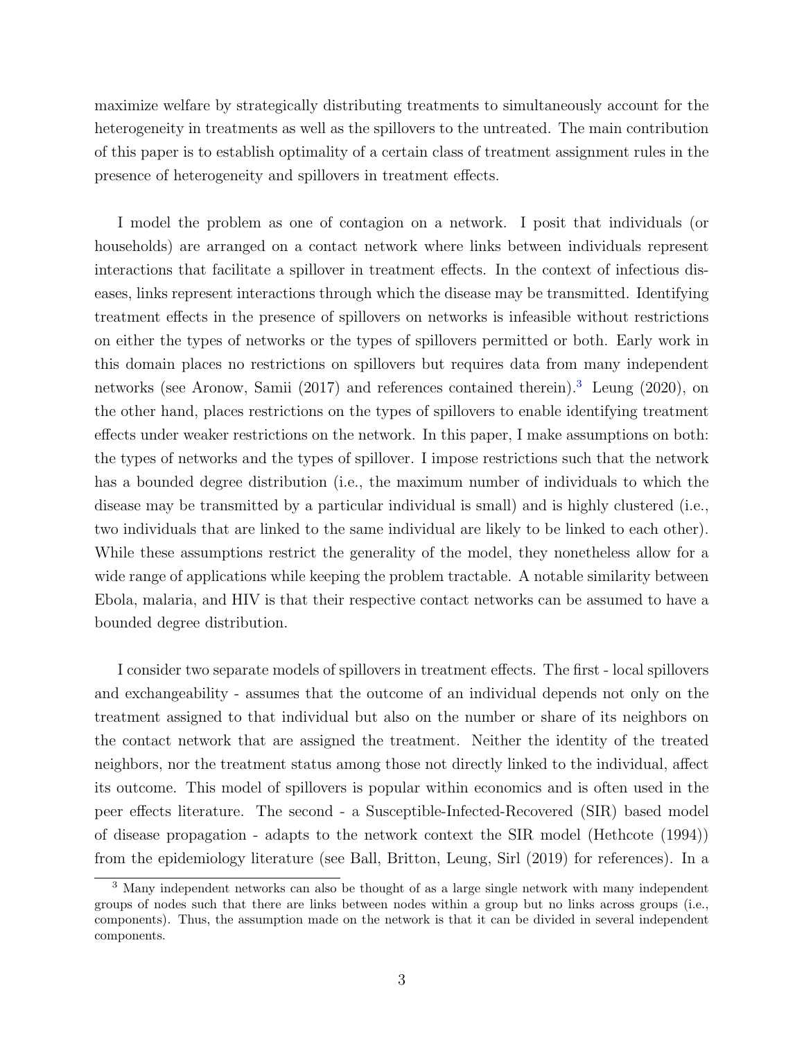maximize welfare by strategically distributing treatments to simultaneously account for the heterogeneity in treatments as well as the spillovers to the untreated. The main contribution of this paper is to establish optimality of a certain class of treatment assignment rules in the presence of heterogeneity and spillovers in treatment effects.

I model the problem as one of contagion on a network. I posit that individuals (or households) are arranged on a contact network where links between individuals represent interactions that facilitate a spillover in treatment effects. In the context of infectious diseases, links represent interactions through which the disease may be transmitted. Identifying treatment effects in the presence of spillovers on networks is infeasible without restrictions on either the types of networks or the types of spillovers permitted or both. Early work in this domain places no restrictions on spillovers but requires data from many independent networks (see Aronow, Samii (2017) and references contained therein).[3] Leung (2020), on the other hand, places restrictions on the types of spillovers to enable identifying treatment effects under weaker restrictions on the network. In this paper, I make assumptions on both: the types of networks and the types of spillover. I impose restrictions such that the network has a bounded degree distribution (i.e., the maximum number of individuals to which the disease may be transmitted by a particular individual is small) and is highly clustered (i.e., two individuals that are linked to the same individual are likely to be linked to each other). While these assumptions restrict the generality of the model, they nonetheless allow for a wide range of applications while keeping the problem tractable. A notable similarity between Ebola, malaria, and HIV is that their respective contact networks can be assumed to have a bounded degree distribution.

I consider two separate models of spillovers in treatment effects. The first - local spillovers and exchangeability - assumes that the outcome of an individual depends not only on the treatment assigned to that individual but also on the number or share of its neighbors on the contact network that are assigned the treatment. Neither the identity of the treated neighbors, nor the treatment status among those not directly linked to the individual, affect its outcome. This model of spillovers is popular within economics and is often used in the peer effects literature. The second - a Susceptible-Infected-Recovered (SIR) based model of disease propagation - adapts to the network context the SIR model (Hethcote (1994)) from the epidemiology literature (see Ball, Britton, Leung, Sirl (2019) for references). In a

[3] Many independent networks can also be thought of as a large single network with many independent groups of nodes such that there are links between nodes within a group but no links across groups (i.e., components). Thus, the assumption made on the network is that it can be divided in several independent components.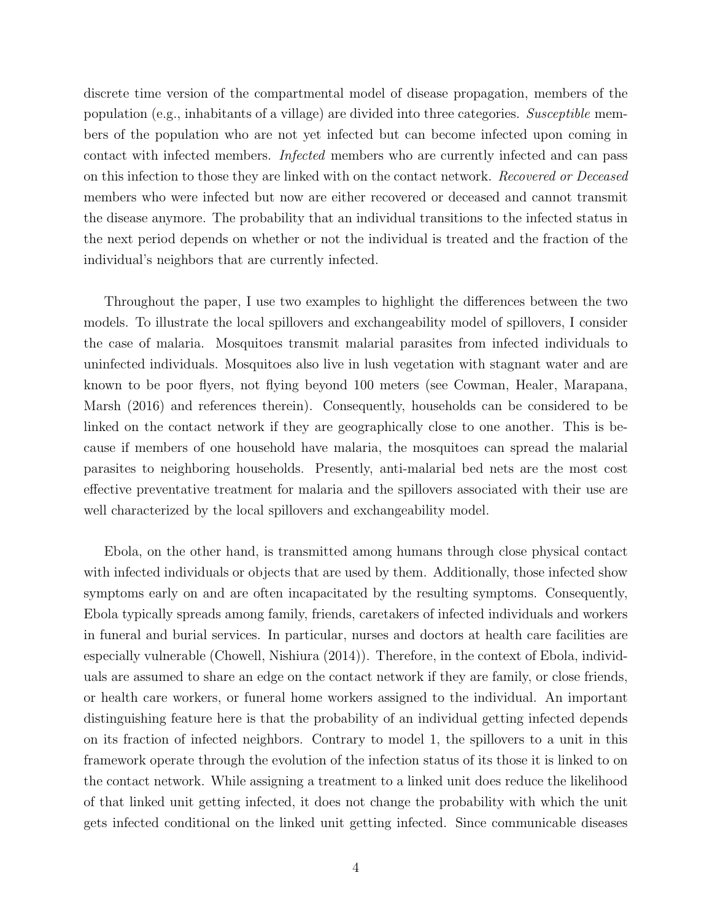discrete time version of the compartmental model of disease propagation, members of the population (e.g., inhabitants of a village) are divided into three categories. *Susceptible* members of the population who are not yet infected but can become infected upon coming in contact with infected members. *Infected* members who are currently infected and can pass on this infection to those they are linked with on the contact network. *Recovered or Deceased* members who were infected but now are either recovered or deceased and cannot transmit the disease anymore. The probability that an individual transitions to the infected status in the next period depends on whether or not the individual is treated and the fraction of the individual's neighbors that are currently infected.

Throughout the paper, I use two examples to highlight the differences between the two models. To illustrate the local spillovers and exchangeability model of spillovers, I consider the case of malaria. Mosquitoes transmit malarial parasites from infected individuals to uninfected individuals. Mosquitoes also live in lush vegetation with stagnant water and are known to be poor flyers, not flying beyond 100 meters (see Cowman, Healer, Marapana, Marsh (2016) and references therein). Consequently, households can be considered to be linked on the contact network if they are geographically close to one another. This is because if members of one household have malaria, the mosquitoes can spread the malarial parasites to neighboring households. Presently, anti-malarial bed nets are the most cost effective preventative treatment for malaria and the spillovers associated with their use are well characterized by the local spillovers and exchangeability model.

Ebola, on the other hand, is transmitted among humans through close physical contact with infected individuals or objects that are used by them. Additionally, those infected show symptoms early on and are often incapacitated by the resulting symptoms. Consequently, Ebola typically spreads among family, friends, caretakers of infected individuals and workers in funeral and burial services. In particular, nurses and doctors at health care facilities are especially vulnerable (Chowell, Nishiura (2014)). Therefore, in the context of Ebola, individuals are assumed to share an edge on the contact network if they are family, or close friends, or health care workers, or funeral home workers assigned to the individual. An important distinguishing feature here is that the probability of an individual getting infected depends on its fraction of infected neighbors. Contrary to model 1, the spillovers to a unit in this framework operate through the evolution of the infection status of its those it is linked to on the contact network. While assigning a treatment to a linked unit does reduce the likelihood of that linked unit getting infected, it does not change the probability with which the unit gets infected conditional on the linked unit getting infected. Since communicable diseases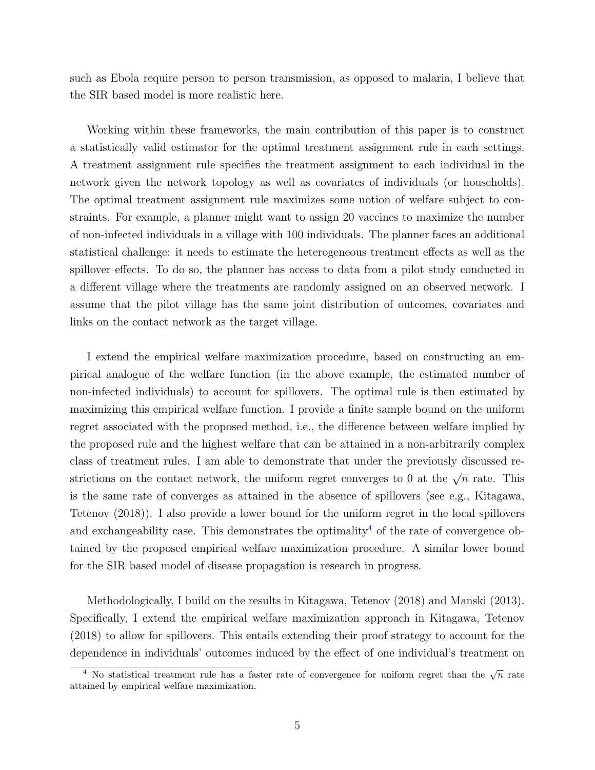such as Ebola require person to person transmission, as opposed to malaria, I believe that the SIR based model is more realistic here.

Working within these frameworks, the main contribution of this paper is to construct a statistically valid estimator for the optimal treatment assignment rule in each settings. A treatment assignment rule specifies the treatment assignment to each individual in the network given the network topology as well as covariates of individuals (or households). The optimal treatment assignment rule maximizes some notion of welfare subject to constraints. For example, a planner might want to assign 20 vaccines to maximize the number of non-infected individuals in a village with 100 individuals. The planner faces an additional statistical challenge: it needs to estimate the heterogeneous treatment effects as well as the spillover effects. To do so, the planner has access to data from a pilot study conducted in a different village where the treatments are randomly assigned on an observed network. I assume that the pilot village has the same joint distribution of outcomes, covariates and links on the contact network as the target village.

I extend the empirical welfare maximization procedure, based on constructing an empirical analogue of the welfare function (in the above example, the estimated number of non-infected individuals) to account for spillovers. The optimal rule is then estimated by maximizing this empirical welfare function. I provide a finite sample bound on the uniform regret associated with the proposed method, i.e., the difference between welfare implied by the proposed rule and the highest welfare that can be attained in a non-arbitrarily complex class of treatment rules. I am able to demonstrate that under the previously discussed restrictions on the contact network, the uniform regret converges to 0 at the $\sqrt{n}$ rate. This is the same rate of converges as attained in the absence of spillovers (see e.g., Kitagawa, Tetenov (2018)). I also provide a lower bound for the uniform regret in the local spillovers and exchangeability case. This demonstrates the optimality[4] of the rate of convergence obtained by the proposed empirical welfare maximization procedure. A similar lower bound for the SIR based model of disease propagation is research in progress.

Methodologically, I build on the results in Kitagawa, Tetenov (2018) and Manski (2013). Specifically, I extend the empirical welfare maximization approach in Kitagawa, Tetenov (2018) to allow for spillovers. This entails extending their proof strategy to account for the dependence in individuals' outcomes induced by the effect of one individual's treatment on

[4] No statistical treatment rule has a faster rate of convergence for uniform regret than the $\sqrt{n}$ rate attained by empirical welfare maximization.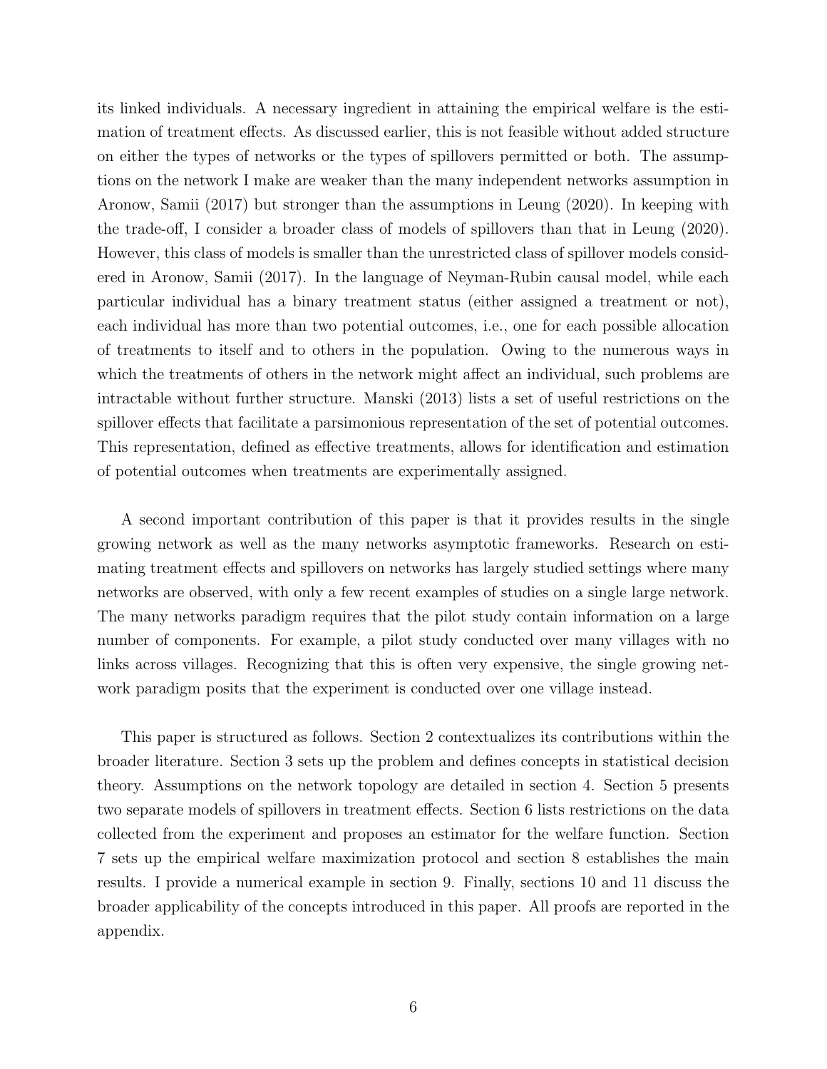its linked individuals. A necessary ingredient in attaining the empirical welfare is the estimation of treatment effects. As discussed earlier, this is not feasible without added structure on either the types of networks or the types of spillovers permitted or both. The assumptions on the network I make are weaker than the many independent networks assumption in Aronow, Samii (2017) but stronger than the assumptions in Leung (2020). In keeping with the trade-off, I consider a broader class of models of spillovers than that in Leung (2020). However, this class of models is smaller than the unrestricted class of spillover models considered in Aronow, Samii (2017). In the language of Neyman-Rubin causal model, while each particular individual has a binary treatment status (either assigned a treatment or not), each individual has more than two potential outcomes, i.e., one for each possible allocation of treatments to itself and to others in the population. Owing to the numerous ways in which the treatments of others in the network might affect an individual, such problems are intractable without further structure. Manski (2013) lists a set of useful restrictions on the spillover effects that facilitate a parsimonious representation of the set of potential outcomes. This representation, defined as effective treatments, allows for identification and estimation of potential outcomes when treatments are experimentally assigned.

A second important contribution of this paper is that it provides results in the single growing network as well as the many networks asymptotic frameworks. Research on estimating treatment effects and spillovers on networks has largely studied settings where many networks are observed, with only a few recent examples of studies on a single large network. The many networks paradigm requires that the pilot study contain information on a large number of components. For example, a pilot study conducted over many villages with no links across villages. Recognizing that this is often very expensive, the single growing network paradigm posits that the experiment is conducted over one village instead.

This paper is structured as follows. Section 2 contextualizes its contributions within the broader literature. Section 3 sets up the problem and defines concepts in statistical decision theory. Assumptions on the network topology are detailed in section 4. Section 5 presents two separate models of spillovers in treatment effects. Section 6 lists restrictions on the data collected from the experiment and proposes an estimator for the welfare function. Section 7 sets up the empirical welfare maximization protocol and section 8 establishes the main results. I provide a numerical example in section 9. Finally, sections 10 and 11 discuss the broader applicability of the concepts introduced in this paper. All proofs are reported in the appendix.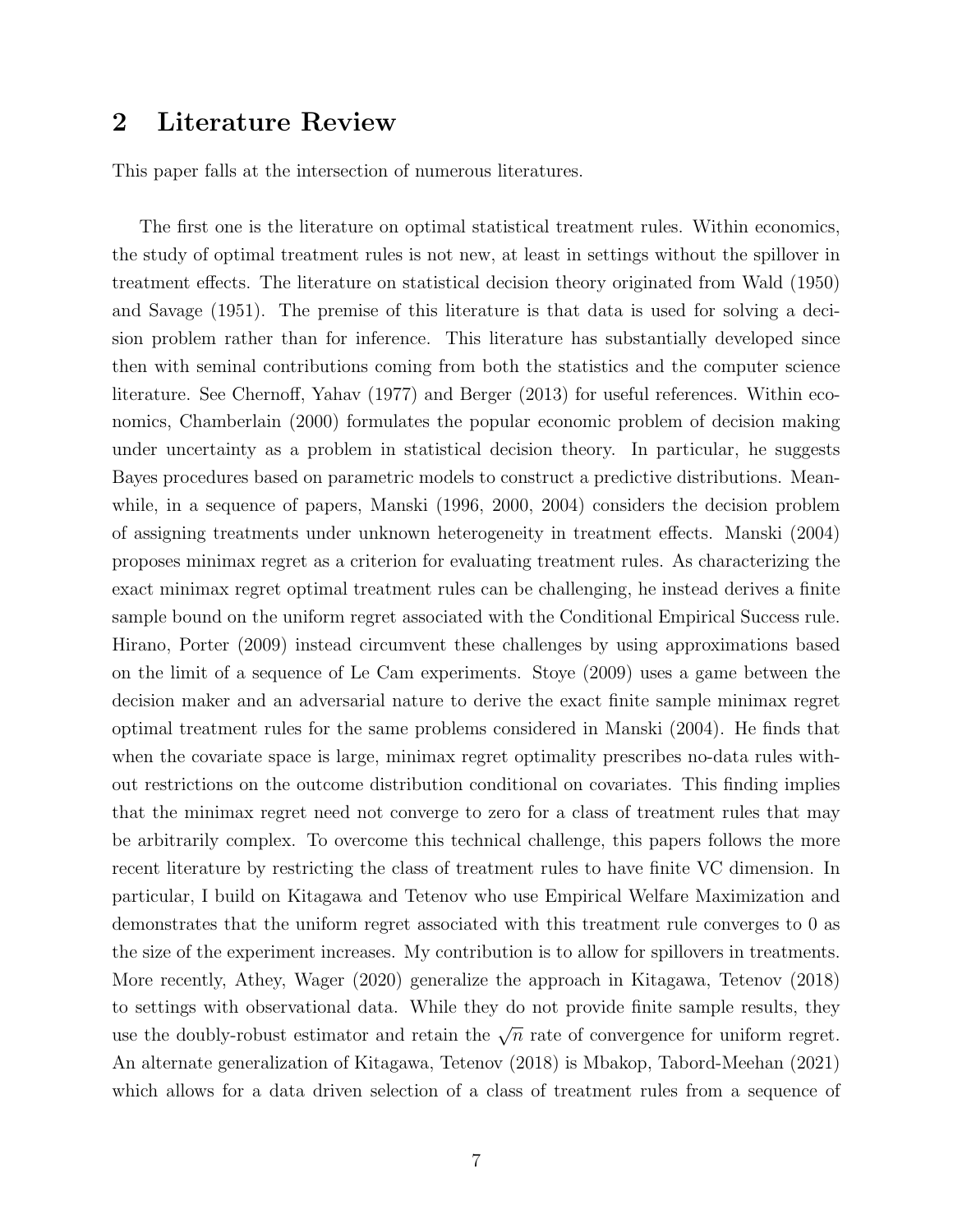## 2 Literature Review

This paper falls at the intersection of numerous literatures.

The first one is the literature on optimal statistical treatment rules. Within economics, the study of optimal treatment rules is not new, at least in settings without the spillover in treatment effects. The literature on statistical decision theory originated from Wald (1950) and Savage (1951). The premise of this literature is that data is used for solving a decision problem rather than for inference. This literature has substantially developed since then with seminal contributions coming from both the statistics and the computer science literature. See Chernoff, Yahav (1977) and Berger (2013) for useful references. Within economics, Chamberlain (2000) formulates the popular economic problem of decision making under uncertainty as a problem in statistical decision theory. In particular, he suggests Bayes procedures based on parametric models to construct a predictive distributions. Meanwhile, in a sequence of papers, Manski (1996, 2000, 2004) considers the decision problem of assigning treatments under unknown heterogeneity in treatment effects. Manski (2004) proposes minimax regret as a criterion for evaluating treatment rules. As characterizing the exact minimax regret optimal treatment rules can be challenging, he instead derives a finite sample bound on the uniform regret associated with the Conditional Empirical Success rule. Hirano, Porter (2009) instead circumvent these challenges by using approximations based on the limit of a sequence of Le Cam experiments. Stoye (2009) uses a game between the decision maker and an adversarial nature to derive the exact finite sample minimax regret optimal treatment rules for the same problems considered in Manski (2004). He finds that when the covariate space is large, minimax regret optimality prescribes no-data rules without restrictions on the outcome distribution conditional on covariates. This finding implies that the minimax regret need not converge to zero for a class of treatment rules that may be arbitrarily complex. To overcome this technical challenge, this papers follows the more recent literature by restricting the class of treatment rules to have finite VC dimension. In particular, I build on Kitagawa and Tetenov who use Empirical Welfare Maximization and demonstrates that the uniform regret associated with this treatment rule converges to 0 as the size of the experiment increases. My contribution is to allow for spillovers in treatments. More recently, Athey, Wager (2020) generalize the approach in Kitagawa, Tetenov (2018) to settings with observational data. While they do not provide finite sample results, they use the doubly-robust estimator and retain the $\sqrt{n}$ rate of convergence for uniform regret. An alternate generalization of Kitagawa, Tetenov (2018) is Mbakop, Tabord-Meehan (2021) which allows for a data driven selection of a class of treatment rules from a sequence of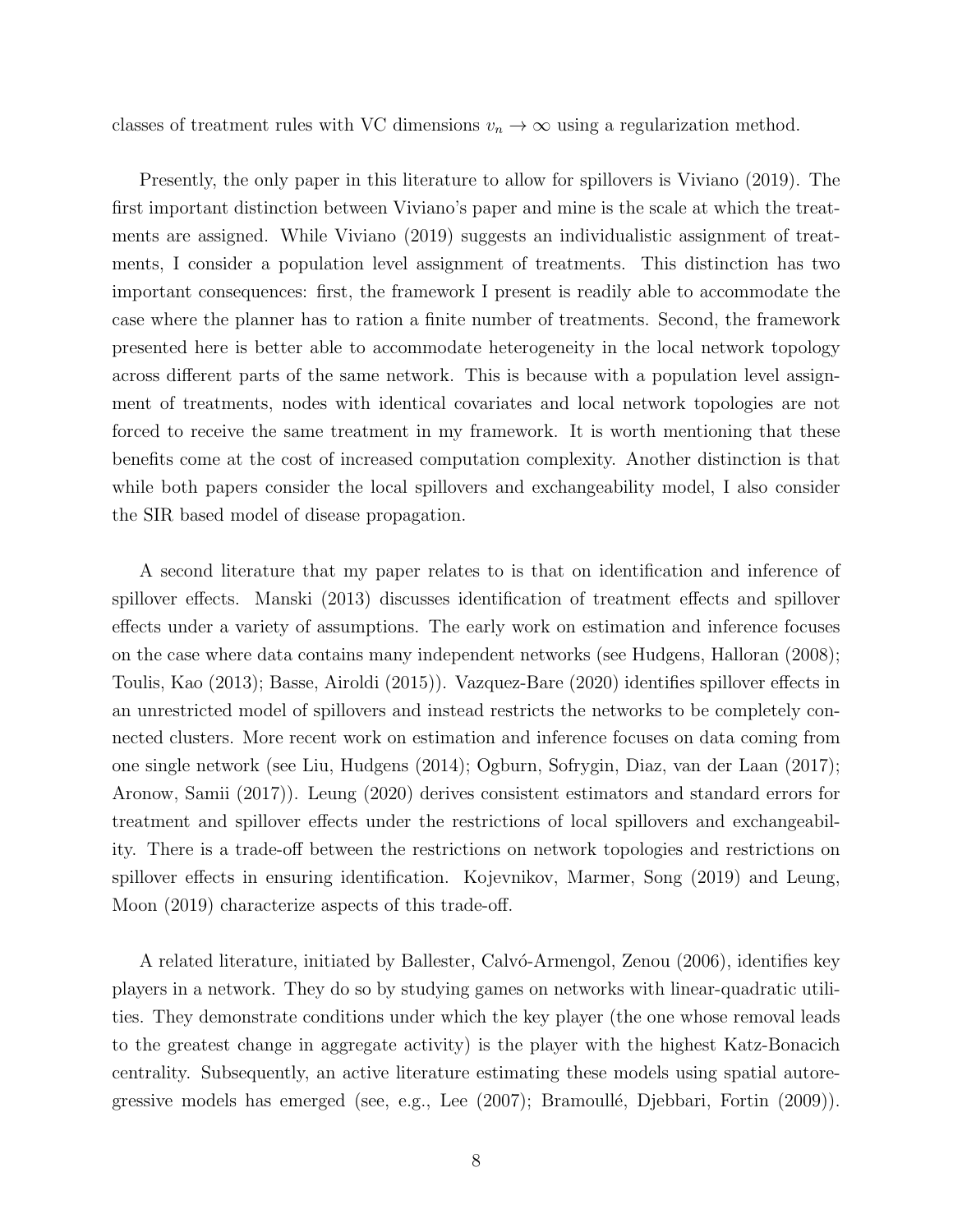classes of treatment rules with VC dimensions $v_n \to \infty$ using a regularization method.

Presently, the only paper in this literature to allow for spillovers is Viviano (2019). The first important distinction between Viviano's paper and mine is the scale at which the treatments are assigned. While Viviano (2019) suggests an individualistic assignment of treatments, I consider a population level assignment of treatments. This distinction has two important consequences: first, the framework I present is readily able to accommodate the case where the planner has to ration a finite number of treatments. Second, the framework presented here is better able to accommodate heterogeneity in the local network topology across different parts of the same network. This is because with a population level assignment of treatments, nodes with identical covariates and local network topologies are not forced to receive the same treatment in my framework. It is worth mentioning that these benefits come at the cost of increased computation complexity. Another distinction is that while both papers consider the local spillovers and exchangeability model, I also consider the SIR based model of disease propagation.

A second literature that my paper relates to is that on identification and inference of spillover effects. Manski (2013) discusses identification of treatment effects and spillover effects under a variety of assumptions. The early work on estimation and inference focuses on the case where data contains many independent networks (see Hudgens, Halloran (2008); Toulis, Kao (2013); Basse, Airoldi (2015)). Vazquez-Bare (2020) identifies spillover effects in an unrestricted model of spillovers and instead restricts the networks to be completely connected clusters. More recent work on estimation and inference focuses on data coming from one single network (see Liu, Hudgens (2014); Ogburn, Sofrygin, Diaz, van der Laan (2017); Aronow, Samii (2017)). Leung (2020) derives consistent estimators and standard errors for treatment and spillover effects under the restrictions of local spillovers and exchangeability. There is a trade-off between the restrictions on network topologies and restrictions on spillover effects in ensuring identification. Kojevnikov, Marmer, Song (2019) and Leung, Moon (2019) characterize aspects of this trade-off.

A related literature, initiated by Ballester, Calvó-Armengol, Zenou (2006), identifies key players in a network. They do so by studying games on networks with linear-quadratic utilities. They demonstrate conditions under which the key player (the one whose removal leads to the greatest change in aggregate activity) is the player with the highest Katz-Bonacich centrality. Subsequently, an active literature estimating these models using spatial autoregressive models has emerged (see, e.g., Lee (2007); Bramoullé, Djebbari, Fortin (2009)).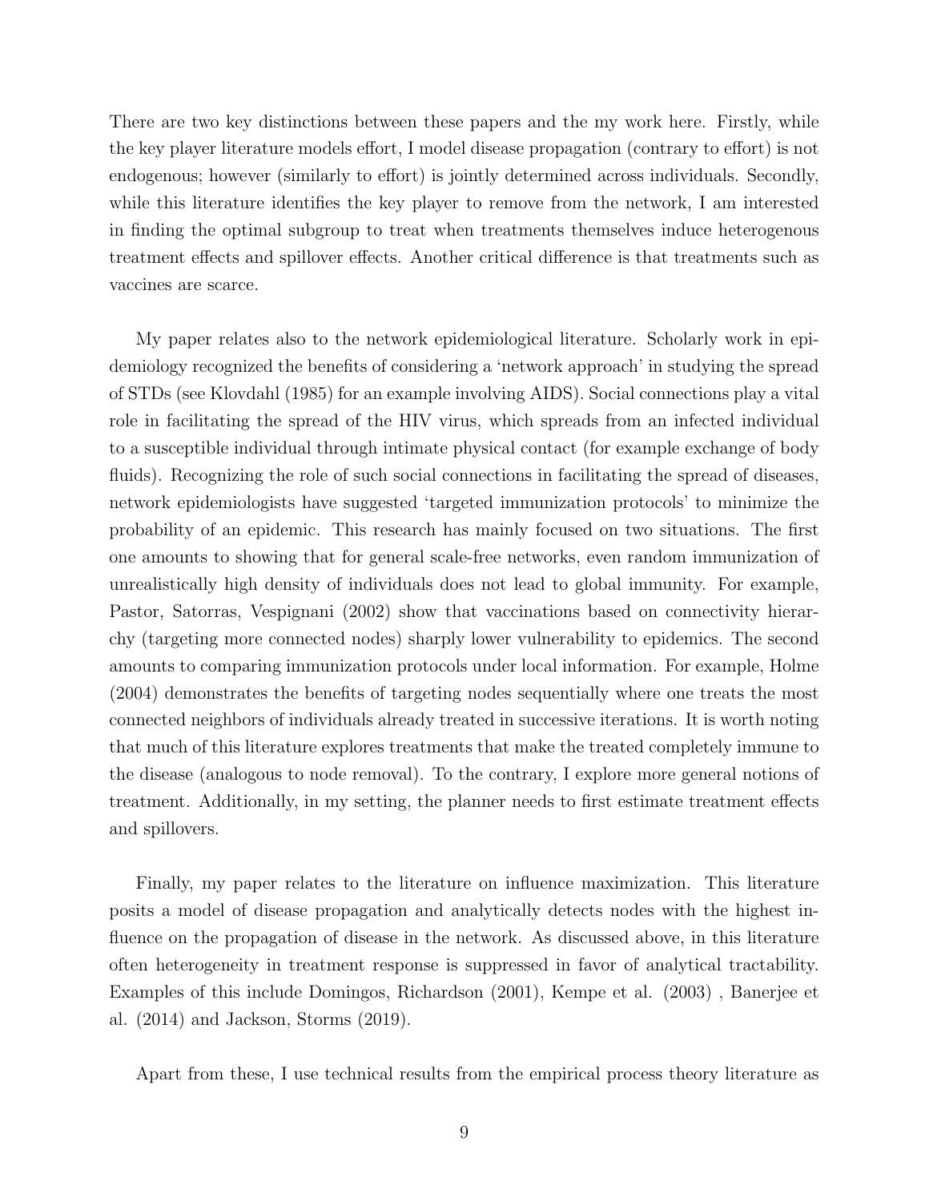There are two key distinctions between these papers and the my work here. Firstly, while the key player literature models effort, I model disease propagation (contrary to effort) is not endogenous; however (similarly to effort) is jointly determined across individuals. Secondly, while this literature identifies the key player to remove from the network, I am interested in finding the optimal subgroup to treat when treatments themselves induce heterogenous treatment effects and spillover effects. Another critical difference is that treatments such as vaccines are scarce.

My paper relates also to the network epidemiological literature. Scholarly work in epidemiology recognized the benefits of considering a 'network approach' in studying the spread of STDs (see Klovdahl (1985) for an example involving AIDS). Social connections play a vital role in facilitating the spread of the HIV virus, which spreads from an infected individual to a susceptible individual through intimate physical contact (for example exchange of body fluids). Recognizing the role of such social connections in facilitating the spread of diseases, network epidemiologists have suggested 'targeted immunization protocols' to minimize the probability of an epidemic. This research has mainly focused on two situations. The first one amounts to showing that for general scale-free networks, even random immunization of unrealistically high density of individuals does not lead to global immunity. For example, Pastor, Satorras, Vespignani (2002) show that vaccinations based on connectivity hierarchy (targeting more connected nodes) sharply lower vulnerability to epidemics. The second amounts to comparing immunization protocols under local information. For example, Holme (2004) demonstrates the benefits of targeting nodes sequentially where one treats the most connected neighbors of individuals already treated in successive iterations. It is worth noting that much of this literature explores treatments that make the treated completely immune to the disease (analogous to node removal). To the contrary, I explore more general notions of treatment. Additionally, in my setting, the planner needs to first estimate treatment effects and spillovers.

Finally, my paper relates to the literature on influence maximization. This literature posits a model of disease propagation and analytically detects nodes with the highest influence on the propagation of disease in the network. As discussed above, in this literature often heterogeneity in treatment response is suppressed in favor of analytical tractability. Examples of this include Domingos, Richardson (2001), Kempe et al. (2003) , Banerjee et al. (2014) and Jackson, Storms (2019).

Apart from these, I use technical results from the empirical process theory literature as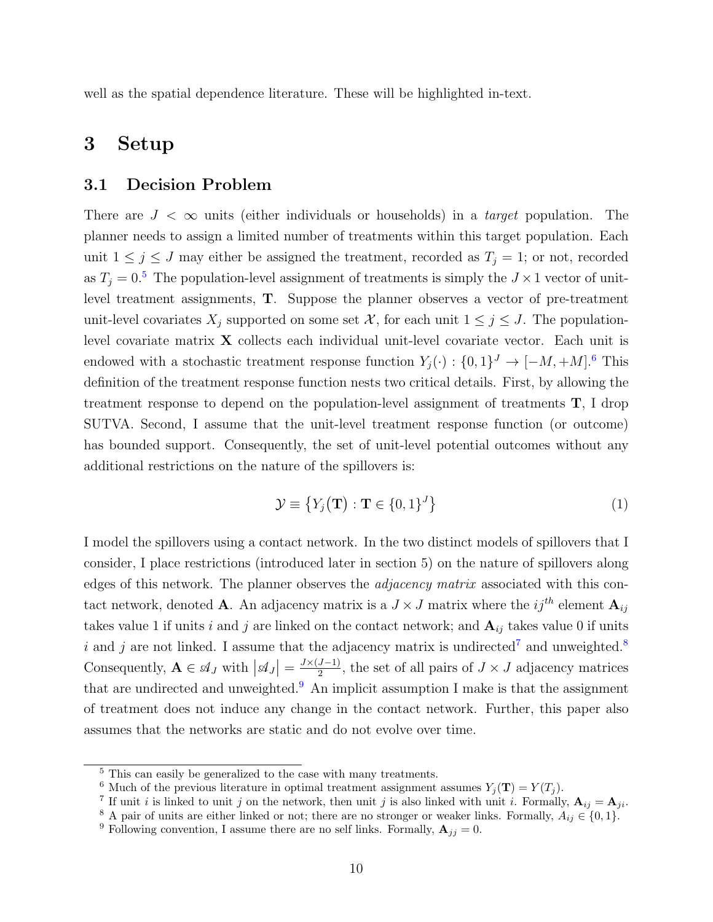well as the spatial dependence literature. These will be highlighted in-text.

## 3 Setup

### 3.1 Decision Problem

There are $J < \infty$ units (either individuals or households) in a *target* population. The planner needs to assign a limited number of treatments within this target population. Each unit $1 \leq j \leq J$ may either be assigned the treatment, recorded as $T_j = 1$; or not, recorded as $T_j = 0$.[5] The population-level assignment of treatments is simply the $J \times 1$ vector of unit-level treatment assignments, $\mathbf{T}$. Suppose the planner observes a vector of pre-treatment unit-level covariates $X_j$ supported on some set $\mathcal{X}$, for each unit $1 \leq j \leq J$. The population-level covariate matrix $\mathbf{X}$ collects each individual unit-level covariate vector. Each unit is endowed with a stochastic treatment response function $Y_j(\cdot) : \{0,1\}^J \to [-M, +M]$.[6] This definition of the treatment response function nests two critical details. First, by allowing the treatment response to depend on the population-level assignment of treatments $\mathbf{T}$, I drop SUTVA. Second, I assume that the unit-level treatment response function (or outcome) has bounded support. Consequently, the set of unit-level potential outcomes without any additional restrictions on the nature of the spillovers is:

$$\mathcal{Y} \equiv \left\{ Y_j(\mathbf{T}) : \mathbf{T} \in \{0,1\}^J \right\} \tag{1}$$

I model the spillovers using a contact network. In the two distinct models of spillovers that I consider, I place restrictions (introduced later in section 5) on the nature of spillovers along edges of this network. The planner observes the *adjacency matrix* associated with this contact network, denoted $\mathbf{A}$. An adjacency matrix is a $J \times J$ matrix where the $ij^{th}$ element $\mathbf{A}_{ij}$ takes value 1 if units $i$ and $j$ are linked on the contact network; and $\mathbf{A}_{ij}$ takes value 0 if units $i$ and $j$ are not linked. I assume that the adjacency matrix is undirected[7] and unweighted.[8] Consequently, $\mathbf{A} \in \mathscr{A}_J$ with $\left|\mathscr{A}_J\right| = \frac{J \times (J-1)}{2}$, the set of all pairs of $J \times J$ adjacency matrices that are undirected and unweighted.[9] An implicit assumption I make is that the assignment of treatment does not induce any change in the contact network. Further, this paper also assumes that the networks are static and do not evolve over time.

---

[5] This can easily be generalized to the case with many treatments.

[6] Much of the previous literature in optimal treatment assignment assumes $Y_j(\mathbf{T}) = Y(T_j)$.

[7] If unit $i$ is linked to unit $j$ on the network, then unit $j$ is also linked with unit $i$. Formally, $\mathbf{A}_{ij} = \mathbf{A}_{ji}$.

[8] A pair of units are either linked or not; there are no stronger or weaker links. Formally, $A_{ij} \in \{0, 1\}$.

[9] Following convention, I assume there are no self links. Formally, $\mathbf{A}_{jj} = 0$.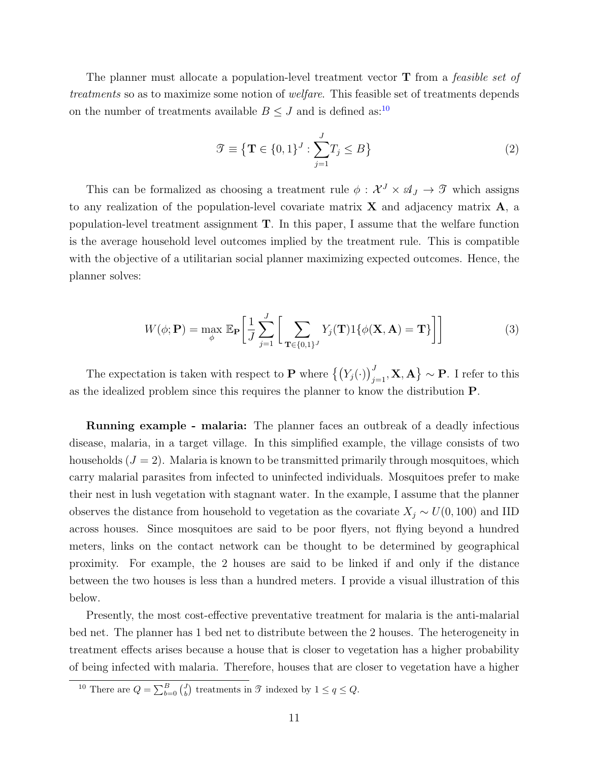The planner must allocate a population-level treatment vector $\mathbf{T}$ from a *feasible set of treatments* so as to maximize some notion of *welfare*. This feasible set of treatments depends on the number of treatments available $B \leq J$ and is defined as:[10]

$$\mathcal{T} \equiv \left\{ \mathbf{T} \in \{0,1\}^J : \sum_{j=1}^{J} T_j \leq B \right\} \tag{2}$$

This can be formalized as choosing a treatment rule $\phi : \mathcal{X}^J \times \mathcal{A}_J \rightarrow \mathcal{T}$ which assigns to any realization of the population-level covariate matrix $\mathbf{X}$ and adjacency matrix $\mathbf{A}$, a population-level treatment assignment $\mathbf{T}$. In this paper, I assume that the welfare function is the average household level outcomes implied by the treatment rule. This is compatible with the objective of a utilitarian social planner maximizing expected outcomes. Hence, the planner solves:

$$W(\phi; \mathbf{P}) = \max_{\phi} \mathbb{E}_{\mathbf{P}} \bigg[ \frac{1}{J} \sum_{j=1}^{J} \bigg[ \sum_{\mathbf{T} \in \{0,1\}^J} Y_j(\mathbf{T}) 1\{\phi(\mathbf{X}, \mathbf{A}) = \mathbf{T}\} \bigg] \bigg] \tag{3}$$

The expectation is taken with respect to $\mathbf{P}$ where $\left\{ \left(Y_j(\cdot)\right)_{j=1}^{J}, \mathbf{X}, \mathbf{A} \right\} \sim \mathbf{P}$. I refer to this as the idealized problem since this requires the planner to know the distribution $\mathbf{P}$.

**Running example - malaria:** The planner faces an outbreak of a deadly infectious disease, malaria, in a target village. In this simplified example, the village consists of two households ($J = 2$). Malaria is known to be transmitted primarily through mosquitoes, which carry malarial parasites from infected to uninfected individuals. Mosquitoes prefer to make their nest in lush vegetation with stagnant water. In the example, I assume that the planner observes the distance from household to vegetation as the covariate $X_j \sim U(0, 100)$ and IID across houses. Since mosquitoes are said to be poor flyers, not flying beyond a hundred meters, links on the contact network can be thought to be determined by geographical proximity. For example, the 2 houses are said to be linked if and only if the distance between the two houses is less than a hundred meters. I provide a visual illustration of this below.

Presently, the most cost-effective preventative treatment for malaria is the anti-malarial bed net. The planner has 1 bed net to distribute between the 2 houses. The heterogeneity in treatment effects arises because a house that is closer to vegetation has a higher probability of being infected with malaria. Therefore, houses that are closer to vegetation have a higher

[10] There are $Q = \sum_{b=0}^{B} \binom{J}{b}$ treatments in $\mathcal{T}$ indexed by $1 \leq q \leq Q$.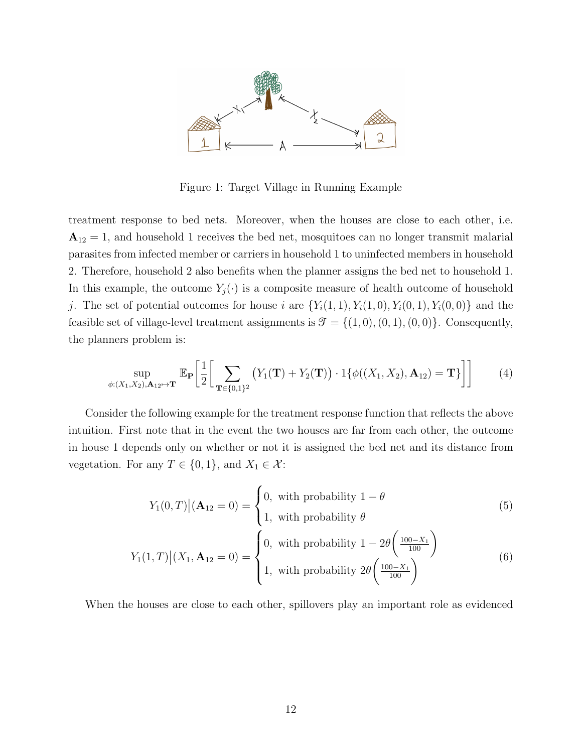Figure 1: Target Village in Running Example

treatment response to bed nets. Moreover, when the houses are close to each other, i.e. $\mathbf{A}_{12} = 1$, and household 1 receives the bed net, mosquitoes can no longer transmit malarial parasites from infected member or carriers in household 1 to uninfected members in household 2. Therefore, household 2 also benefits when the planner assigns the bed net to household 1. In this example, the outcome $Y_j(\cdot)$ is a composite measure of health outcome of household $j$. The set of potential outcomes for house $i$ are $\{Y_i(1,1), Y_i(1,0), Y_i(0,1), Y_i(0,0)\}$ and the feasible set of village-level treatment assignments is $\mathscr{T} = \{(1,0),(0,1),(0,0)\}$. Consequently, the planners problem is:

$$\sup_{\phi:(X_1,X_2),\mathbf{A}_{12}\mapsto\mathbf{T}} \mathbb{E}_{\mathbf{P}}\left[\frac{1}{2}\left[\sum_{\mathbf{T}\in\{0,1\}^2}\big(Y_1(\mathbf{T})+Y_2(\mathbf{T})\big)\cdot 1\{\phi((X_1,X_2),\mathbf{A}_{12})=\mathbf{T}\}\right]\right] \tag{4}$$

Consider the following example for the treatment response function that reflects the above intuition. First note that in the event the two houses are far from each other, the outcome in house 1 depends only on whether or not it is assigned the bed net and its distance from vegetation. For any $T\in\{0,1\}$, and $X_1\in\mathcal{X}$:

$$Y_1(0,T)\big|(\mathbf{A}_{12}=0) = \begin{cases} 0, \text{ with probability } 1-\theta \\ 1, \text{ with probability } \theta \end{cases} \tag{5}$$

$$Y_1(1,T)\big|(X_1,\mathbf{A}_{12}=0) = \begin{cases} 0, \text{ with probability } 1-2\theta\left(\frac{100-X_1}{100}\right) \\ 1, \text{ with probability } 2\theta\left(\frac{100-X_1}{100}\right) \end{cases} \tag{6}$$

When the houses are close to each other, spillovers play an important role as evidenced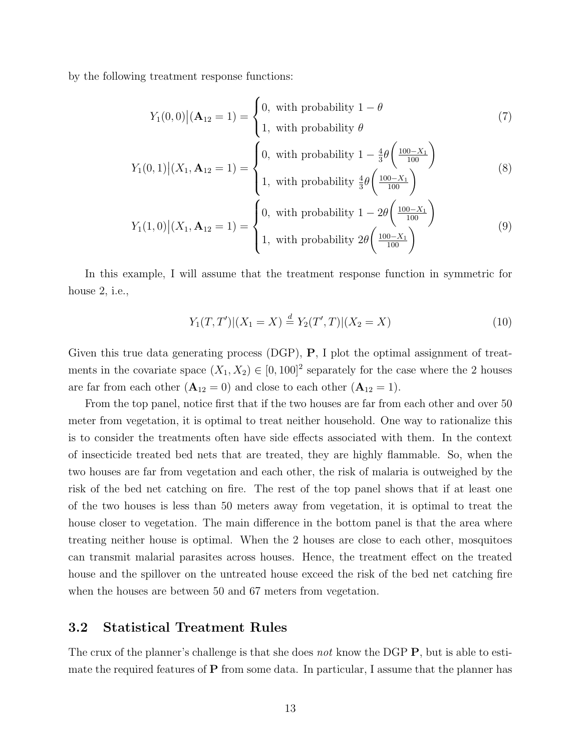by the following treatment response functions:

$$Y_1(0,0)\big|(\mathbf{A}_{12}=1) = \begin{cases} 0, \text{ with probability } 1-\theta \\ 1, \text{ with probability } \theta \end{cases} \tag{7}$$

$$Y_1(0,1)\big|(X_1, \mathbf{A}_{12}=1) = \begin{cases} 0, \text{ with probability } 1-\frac{4}{3}\theta^{\left(\frac{100-X_1}{100}\right)} \\ 1, \text{ with probability } \frac{4}{3}\theta^{\left(\frac{100-X_1}{100}\right)} \end{cases} \tag{8}$$

$$Y_1(1,0)\big|(X_1, \mathbf{A}_{12}=1) = \begin{cases} 0, \text{ with probability } 1-2\theta^{\left(\frac{100-X_1}{100}\right)} \\ 1, \text{ with probability } 2\theta^{\left(\frac{100-X_1}{100}\right)} \end{cases} \tag{9}$$

In this example, I will assume that the treatment response function in symmetric for house 2, i.e.,

$$Y_1(T,T')|(X_1 = X) \overset{d}{=} Y_2(T',T)|(X_2 = X) \tag{10}$$

Given this true data generating process (DGP), $\mathbf{P}$, I plot the optimal assignment of treatments in the covariate space $(X_1, X_2) \in [0,100]^2$ separately for the case where the 2 houses are far from each other ($\mathbf{A}_{12} = 0$) and close to each other ($\mathbf{A}_{12} = 1$).

From the top panel, notice first that if the two houses are far from each other and over 50 meter from vegetation, it is optimal to treat neither household. One way to rationalize this is to consider the treatments often have side effects associated with them. In the context of insecticide treated bed nets that are treated, they are highly flammable. So, when the two houses are far from vegetation and each other, the risk of malaria is outweighed by the risk of the bed net catching on fire. The rest of the top panel shows that if at least one of the two houses is less than 50 meters away from vegetation, it is optimal to treat the house closer to vegetation. The main difference in the bottom panel is that the area where treating neither house is optimal. When the 2 houses are close to each other, mosquitoes can transmit malarial parasites across houses. Hence, the treatment effect on the treated house and the spillover on the untreated house exceed the risk of the bed net catching fire when the houses are between 50 and 67 meters from vegetation.

### 3.2 Statistical Treatment Rules

The crux of the planner's challenge is that she does *not* know the DGP $\mathbf{P}$, but is able to estimate the required features of $\mathbf{P}$ from some data. In particular, I assume that the planner has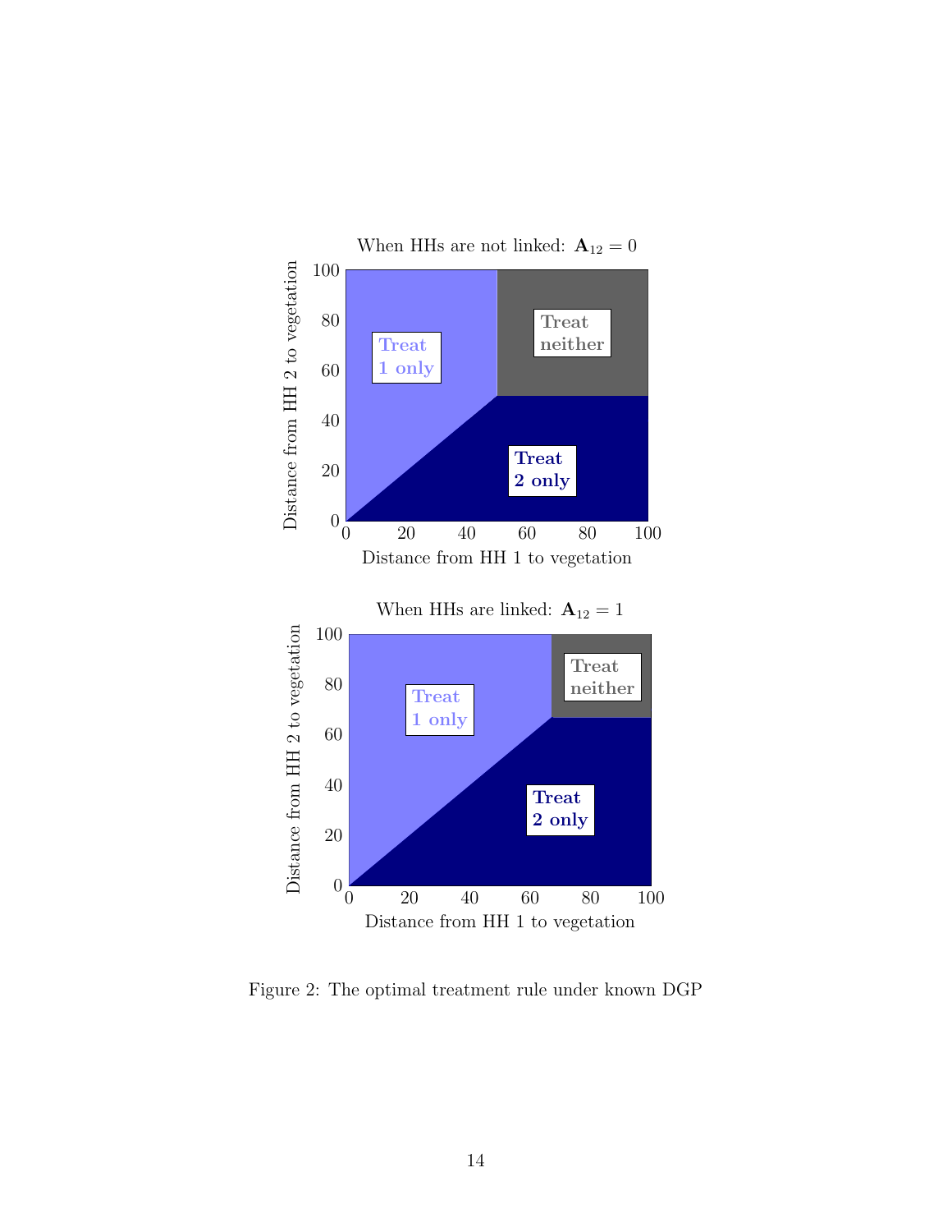Figure 2: The optimal treatment rule under known DGP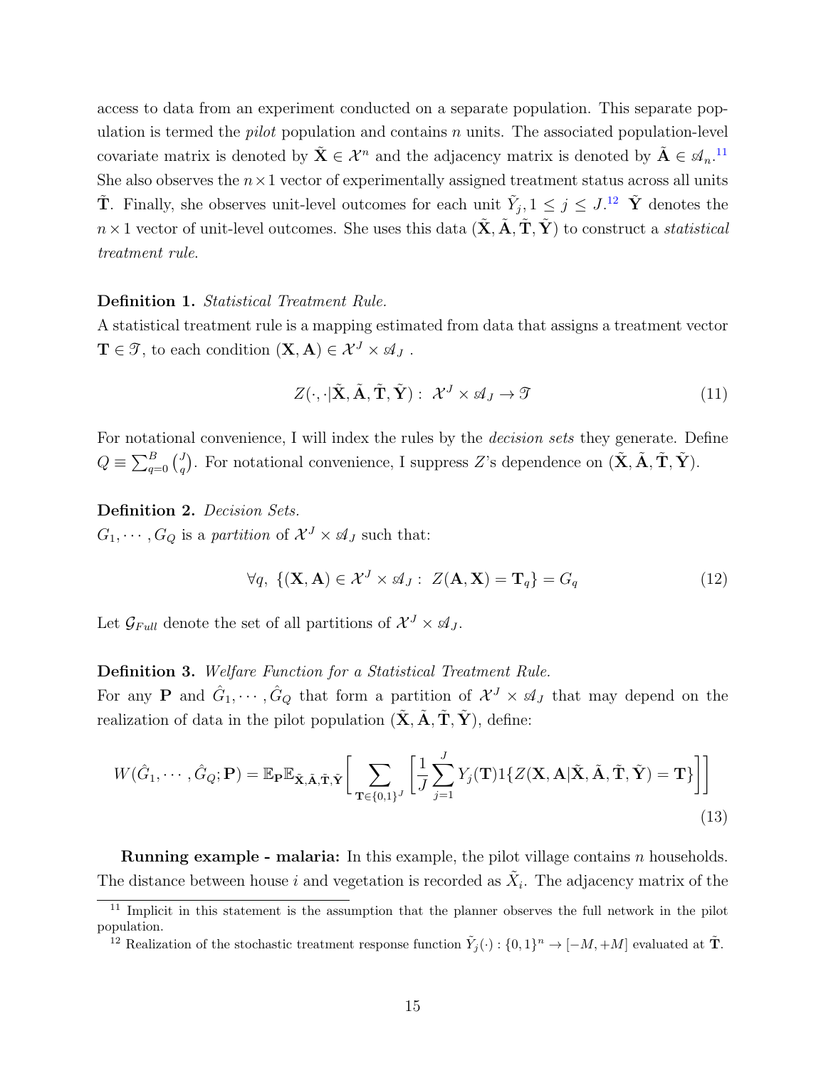access to data from an experiment conducted on a separate population. This separate population is termed the *pilot* population and contains $n$ units. The associated population-level covariate matrix is denoted by $\tilde{\mathbf{X}} \in \mathcal{X}^n$ and the adjacency matrix is denoted by $\tilde{\mathbf{A}} \in \mathscr{A}_n$.[11] She also observes the $n \times 1$ vector of experimentally assigned treatment status across all units $\tilde{\mathbf{T}}$. Finally, she observes unit-level outcomes for each unit $\tilde{Y}_j, 1 \leq j \leq J$.[12] $\tilde{\mathbf{Y}}$ denotes the $n \times 1$ vector of unit-level outcomes. She uses this data $(\tilde{\mathbf{X}}, \tilde{\mathbf{A}}, \tilde{\mathbf{T}}, \tilde{\mathbf{Y}})$ to construct a *statistical treatment rule*.

**Definition 1.** *Statistical Treatment Rule.*
A statistical treatment rule is a mapping estimated from data that assigns a treatment vector $\mathbf{T} \in \mathscr{T}$, to each condition $(\mathbf{X}, \mathbf{A}) \in \mathcal{X}^J \times \mathscr{A}_J$ .

$$
Z(\cdot, \cdot | \tilde{\mathbf{X}}, \tilde{\mathbf{A}}, \tilde{\mathbf{T}}, \tilde{\mathbf{Y}}) : \ \mathcal{X}^J \times \mathscr{A}_J \to \mathscr{T} \tag{11}
$$

For notational convenience, I will index the rules by the *decision sets* they generate. Define $Q \equiv \sum_{q=0}^{B} \binom{J}{q}$. For notational convenience, I suppress $Z$'s dependence on $(\tilde{\mathbf{X}}, \tilde{\mathbf{A}}, \tilde{\mathbf{T}}, \tilde{\mathbf{Y}})$.

**Definition 2.** *Decision Sets.*
$G_1, \cdots, G_Q$ is a *partition* of $\mathcal{X}^J \times \mathscr{A}_J$ such that:

$$
\forall q, \ \{(\mathbf{X}, \mathbf{A}) \in \mathcal{X}^J \times \mathscr{A}_J : \ Z(\mathbf{A}, \mathbf{X}) = \mathbf{T}_q\} = G_q \tag{12}
$$

Let $\mathcal{G}_{Full}$ denote the set of all partitions of $\mathcal{X}^J \times \mathscr{A}_J$.

**Definition 3.** *Welfare Function for a Statistical Treatment Rule.*
For any $\mathbf{P}$ and $\hat{G}_1, \cdots, \hat{G}_Q$ that form a partition of $\mathcal{X}^J \times \mathscr{A}_J$ that may depend on the realization of data in the pilot population $(\tilde{\mathbf{X}}, \tilde{\mathbf{A}}, \tilde{\mathbf{T}}, \tilde{\mathbf{Y}})$, define:

$$
W(\hat{G}_1, \cdots, \hat{G}_Q; \mathbf{P}) = \mathbb{E}_{\mathbf{P}} \mathbb{E}_{\tilde{\mathbf{X}}, \tilde{\mathbf{A}}, \tilde{\mathbf{T}}, \tilde{\mathbf{Y}}} \Bigg[ \sum_{\mathbf{T} \in \{0,1\}^J} \Bigg[ \frac{1}{J} \sum_{j=1}^{J} Y_j(\mathbf{T}) 1\{ Z(\mathbf{X}, \mathbf{A} | \tilde{\mathbf{X}}, \tilde{\mathbf{A}}, \tilde{\mathbf{T}}, \tilde{\mathbf{Y}}) = \mathbf{T}\} \Bigg] \Bigg] \tag{13}
$$

**Running example - malaria:** In this example, the pilot village contains $n$ households. The distance between house $i$ and vegetation is recorded as $\tilde{X}_i$. The adjacency matrix of the

[11] Implicit in this statement is the assumption that the planner observes the full network in the pilot population.

[12] Realization of the stochastic treatment response function $\tilde{Y}_j(\cdot) : \{0,1\}^n \to [-M, +M]$ evaluated at $\tilde{\mathbf{T}}$.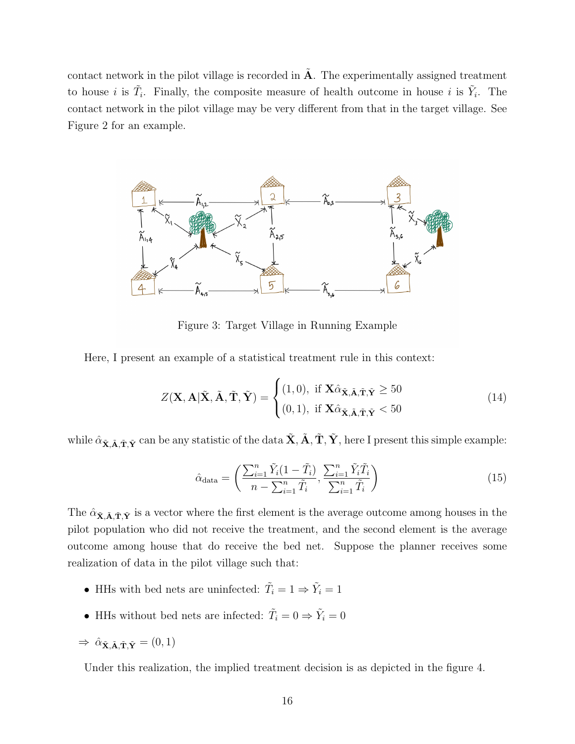contact network in the pilot village is recorded in $\tilde{\mathbf{A}}$. The experimentally assigned treatment to house $i$ is $\tilde{T}_i$. Finally, the composite measure of health outcome in house $i$ is $\tilde{Y}_i$. The contact network in the pilot village may be very different from that in the target village. See Figure 2 for an example.

Figure 3: Target Village in Running Example

Here, I present an example of a statistical treatment rule in this context:

$$
Z(\mathbf{X}, \mathbf{A}|\tilde{\mathbf{X}}, \tilde{\mathbf{A}}, \tilde{\mathbf{T}}, \tilde{\mathbf{Y}}) = \begin{cases} (1, 0), & \text{if } \mathbf{X}\hat{\alpha}_{\tilde{\mathbf{X}}, \tilde{\mathbf{A}}, \tilde{\mathbf{T}}, \tilde{\mathbf{Y}}} \geq 50 \\ (0, 1), & \text{if } \mathbf{X}\hat{\alpha}_{\tilde{\mathbf{X}}, \tilde{\mathbf{A}}, \tilde{\mathbf{T}}, \tilde{\mathbf{Y}}} < 50 \end{cases} \tag{14}
$$

while $\hat{\alpha}_{\tilde{\mathbf{X}}, \tilde{\mathbf{A}}, \tilde{\mathbf{T}}, \tilde{\mathbf{Y}}}$ can be any statistic of the data $\tilde{\mathbf{X}}, \tilde{\mathbf{A}}, \tilde{\mathbf{T}}, \tilde{\mathbf{Y}}$, here I present this simple example:

$$
\hat{\alpha}_{\text{data}} = \left( \frac{\sum_{i=1}^{n} \tilde{Y}_i (1 - \tilde{T}_i)}{n - \sum_{i=1}^{n} \tilde{T}_i}, \frac{\sum_{i=1}^{n} \tilde{Y}_i \tilde{T}_i}{\sum_{i=1}^{n} \tilde{T}_i} \right) \tag{15}
$$

The $\hat{\alpha}_{\tilde{\mathbf{X}}, \tilde{\mathbf{A}}, \tilde{\mathbf{T}}, \tilde{\mathbf{Y}}}$ is a vector where the first element is the average outcome among houses in the pilot population who did not receive the treatment, and the second element is the average outcome among house that do receive the bed net. Suppose the planner receives some realization of data in the pilot village such that:

- HHs with bed nets are uninfected: $\tilde{T}_i = 1 \Rightarrow \tilde{Y}_i = 1$
- HHs without bed nets are infected: $\tilde{T}_i = 0 \Rightarrow \tilde{Y}_i = 0$

$\Rightarrow \hat{\alpha}_{\tilde{\mathbf{X}}, \tilde{\mathbf{A}}, \tilde{\mathbf{T}}, \tilde{\mathbf{Y}}} = (0, 1)$

Under this realization, the implied treatment decision is as depicted in the figure 4.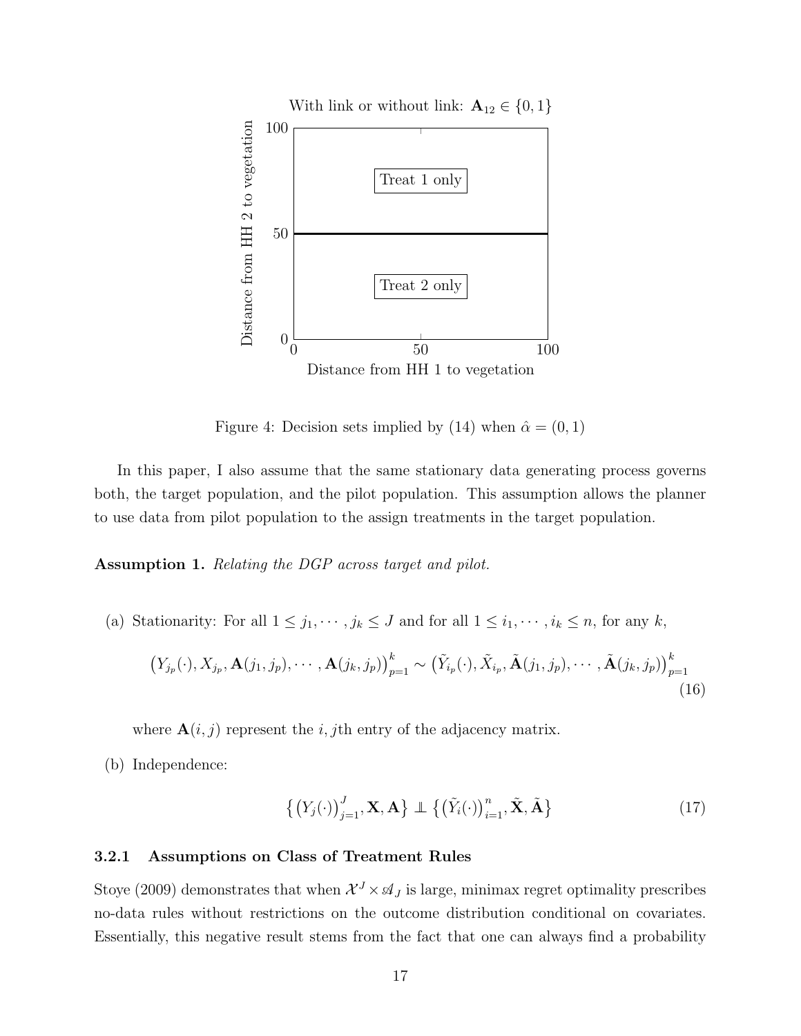Figure 4: Decision sets implied by (14) when $\hat{\alpha} = (0, 1)$

In this paper, I also assume that the same stationary data generating process governs both, the target population, and the pilot population. This assumption allows the planner to use data from pilot population to the assign treatments in the target population.

**Assumption 1.** *Relating the DGP across target and pilot.*

(a) Stationarity: For all $1 \leq j_1, \cdots, j_k \leq J$ and for all $1 \leq i_1, \cdots, i_k \leq n$, for any $k$,

$$\left(Y_{j_p}(\cdot), X_{j_p}, \mathbf{A}(j_1, j_p), \cdots, \mathbf{A}(j_k, j_p)\right)_{p=1}^{k} \sim \left(\tilde{Y}_{i_p}(\cdot), \tilde{X}_{i_p}, \tilde{\mathbf{A}}(j_1, j_p), \cdots, \tilde{\mathbf{A}}(j_k, j_p)\right)_{p=1}^{k} \tag{16}$$

where $\mathbf{A}(i, j)$ represent the $i, j$th entry of the adjacency matrix.

(b) Independence:

$$\left\{\left(Y_j(\cdot)\right)_{j=1}^{J}, \mathbf{X}, \mathbf{A}\right\} \perp\!\!\!\perp \left\{\left(\tilde{Y}_i(\cdot)\right)_{i=1}^{n}, \tilde{\mathbf{X}}, \tilde{\mathbf{A}}\right\} \tag{17}$$

### 3.2.1 Assumptions on Class of Treatment Rules

Stoye (2009) demonstrates that when $\mathcal{X}^J \times \mathscr{A}_J$ is large, minimax regret optimality prescribes no-data rules without restrictions on the outcome distribution conditional on covariates. Essentially, this negative result stems from the fact that one can always find a probability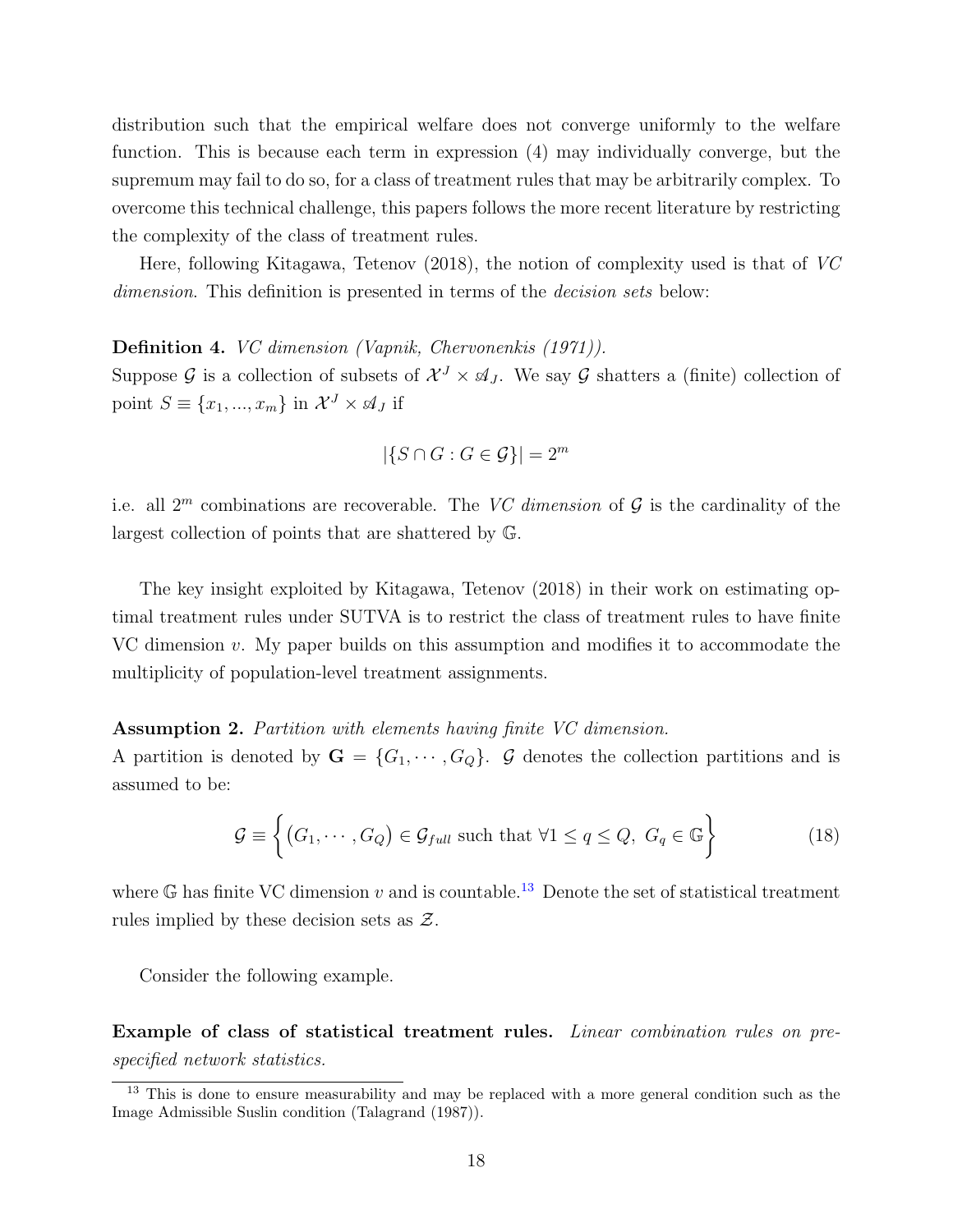distribution such that the empirical welfare does not converge uniformly to the welfare function. This is because each term in expression (4) may individually converge, but the supremum may fail to do so, for a class of treatment rules that may be arbitrarily complex. To overcome this technical challenge, this papers follows the more recent literature by restricting the complexity of the class of treatment rules.

Here, following Kitagawa, Tetenov (2018), the notion of complexity used is that of *VC dimension*. This definition is presented in terms of the *decision sets* below:

**Definition 4.** *VC dimension (Vapnik, Chervonenkis (1971)).*
Suppose $\mathcal{G}$ is a collection of subsets of $\mathcal{X}^J \times \mathscr{A}_J$. We say $\mathcal{G}$ shatters a (finite) collection of point $S \equiv \{x_1, ..., x_m\}$ in $\mathcal{X}^J \times \mathscr{A}_J$ if

$$|\{S \cap G : G \in \mathcal{G}\}| = 2^m$$

i.e. all $2^m$ combinations are recoverable. The *VC dimension* of $\mathcal{G}$ is the cardinality of the largest collection of points that are shattered by $\mathbb{G}$.

The key insight exploited by Kitagawa, Tetenov (2018) in their work on estimating optimal treatment rules under SUTVA is to restrict the class of treatment rules to have finite VC dimension $v$. My paper builds on this assumption and modifies it to accommodate the multiplicity of population-level treatment assignments.

**Assumption 2.** *Partition with elements having finite VC dimension.*
A partition is denoted by $\mathbf{G} = \{G_1, \cdots, G_Q\}$. $\mathcal{G}$ denotes the collection partitions and is assumed to be:

$$\mathcal{G} \equiv \left\{ \left(G_1, \cdots, G_Q\right) \in \mathcal{G}_{full} \text{ such that } \forall 1 \leq q \leq Q,\ G_q \in \mathbb{G} \right\} \tag{18}$$

where $\mathbb{G}$ has finite VC dimension $v$ and is countable.[13] Denote the set of statistical treatment rules implied by these decision sets as $\mathcal{Z}$.

Consider the following example.

**Example of class of statistical treatment rules.** *Linear combination rules on pre-specified network statistics.*

[13] This is done to ensure measurability and may be replaced with a more general condition such as the Image Admissible Suslin condition (Talagrand (1987)).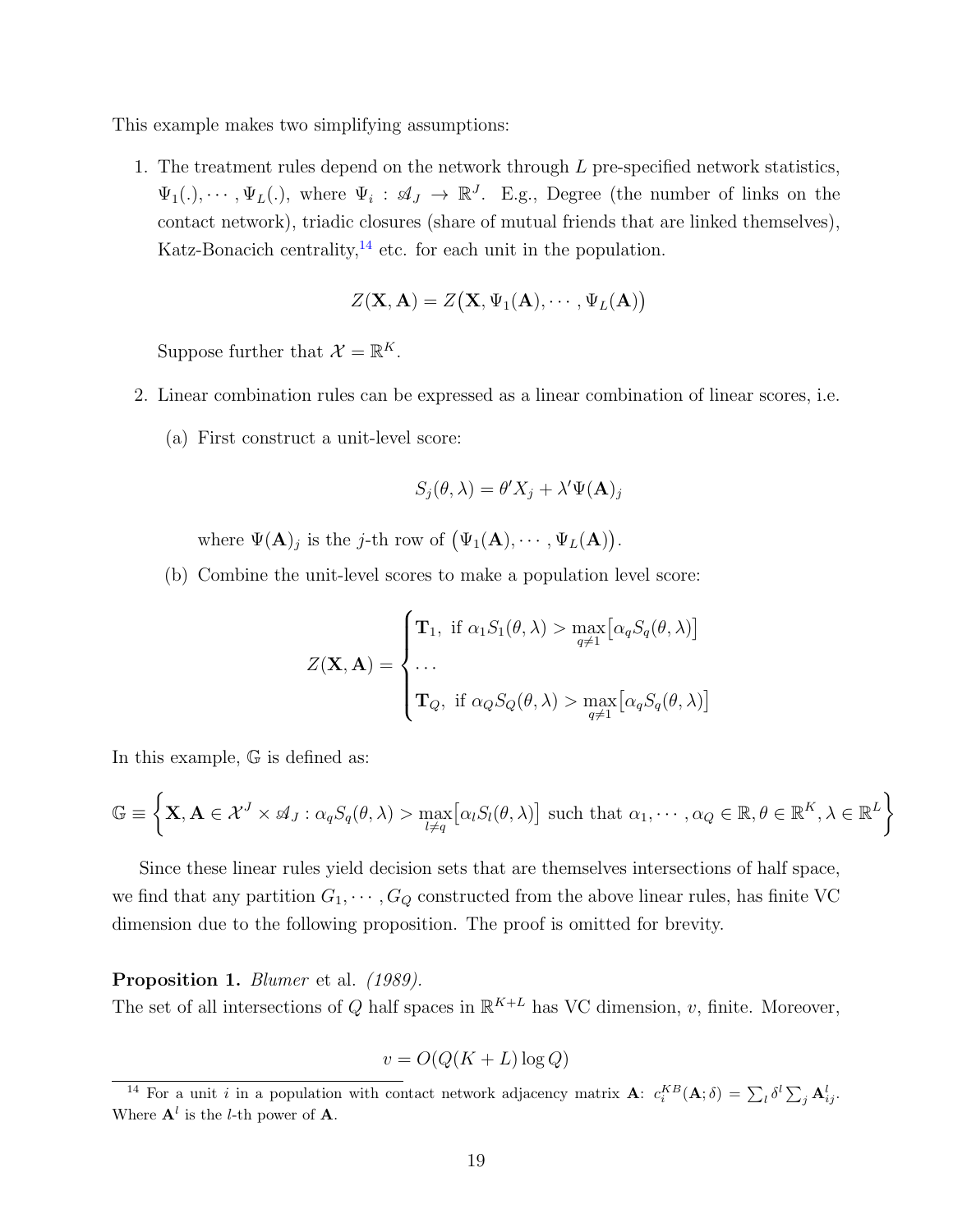This example makes two simplifying assumptions:

1. The treatment rules depend on the network through $L$ pre-specified network statistics, $\Psi_1(.), \cdots, \Psi_L(.)$, where $\Psi_i : \mathscr{A}_J \to \mathbb{R}^J$. E.g., Degree (the number of links on the contact network), triadic closures (share of mutual friends that are linked themselves), Katz-Bonacich centrality,[14] etc. for each unit in the population.

$$Z(\mathbf{X}, \mathbf{A}) = Z\big(\mathbf{X}, \Psi_1(\mathbf{A}), \cdots, \Psi_L(\mathbf{A})\big)$$

   Suppose further that $\mathcal{X} = \mathbb{R}^K$.

2. Linear combination rules can be expressed as a linear combination of linear scores, i.e.

   (a) First construct a unit-level score:

$$S_j(\theta, \lambda) = \theta' X_j + \lambda' \Psi(\mathbf{A})_j$$

   where $\Psi(\mathbf{A})_j$ is the $j$-th row of $\big(\Psi_1(\mathbf{A}), \cdots, \Psi_L(\mathbf{A})\big)$.

   (b) Combine the unit-level scores to make a population level score:

$$Z(\mathbf{X}, \mathbf{A}) = \begin{cases} \mathbf{T}_1, \text{ if } \alpha_1 S_1(\theta, \lambda) > \max\limits_{q \neq 1} \big[\alpha_q S_q(\theta, \lambda)\big] \\ \cdots \\ \mathbf{T}_Q, \text{ if } \alpha_Q S_Q(\theta, \lambda) > \max\limits_{q \neq 1} \big[\alpha_q S_q(\theta, \lambda)\big] \end{cases}$$

In this example, $\mathbb{G}$ is defined as:

$$\mathbb{G} \equiv \left\{ \mathbf{X}, \mathbf{A} \in \mathcal{X}^J \times \mathscr{A}_J : \alpha_q S_q(\theta, \lambda) > \max_{l \neq q} \big[\alpha_l S_l(\theta, \lambda)\big] \text{ such that } \alpha_1, \cdots, \alpha_Q \in \mathbb{R}, \theta \in \mathbb{R}^K, \lambda \in \mathbb{R}^L \right\}$$

Since these linear rules yield decision sets that are themselves intersections of half space, we find that any partition $G_1, \cdots, G_Q$ constructed from the above linear rules, has finite VC dimension due to the following proposition. The proof is omitted for brevity.

**Proposition 1.** *Blumer* et al. *(1989).*
*The set of all intersections of $Q$ half spaces in $\mathbb{R}^{K+L}$ has VC dimension, $v$, finite. Moreover,*

$$v = O(Q(K + L) \log Q)$$

[14] For a unit $i$ in a population with contact network adjacency matrix $\mathbf{A}$: $c_i^{KB}(\mathbf{A}; \delta) = \sum_l \delta^l \sum_j \mathbf{A}_{ij}^l$. Where $\mathbf{A}^l$ is the $l$-th power of $\mathbf{A}$.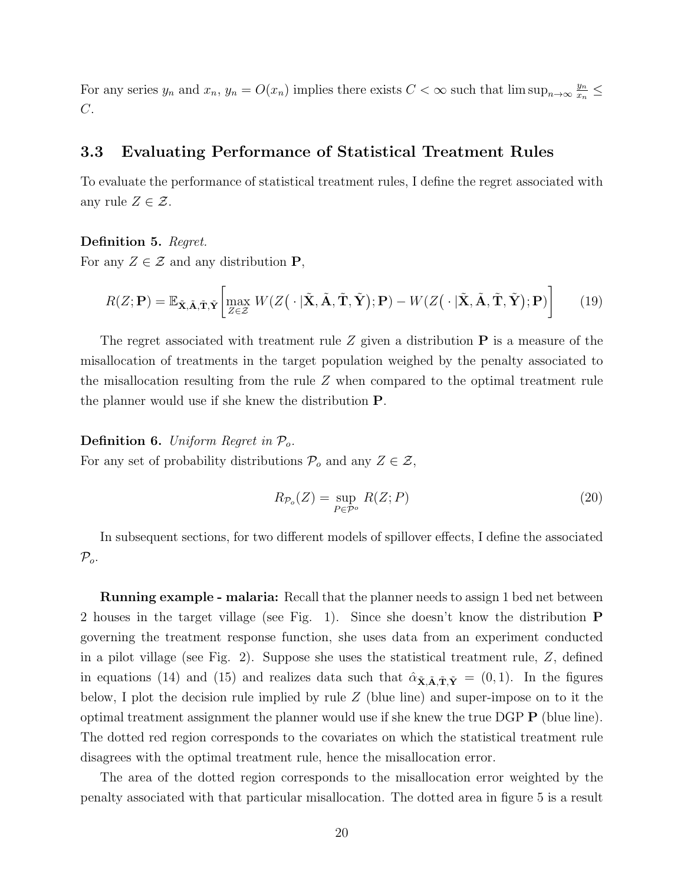For any series $y_n$ and $x_n$, $y_n = O(x_n)$ implies there exists $C < \infty$ such that $\limsup_{n\to\infty} \frac{y_n}{x_n} \leq C$.

## 3.3 Evaluating Performance of Statistical Treatment Rules

To evaluate the performance of statistical treatment rules, I define the regret associated with any rule $Z \in \mathcal{Z}$.

**Definition 5.** *Regret.*
For any $Z \in \mathcal{Z}$ and any distribution $\mathbf{P}$,

$$R(Z;\mathbf{P}) = \mathbb{E}_{\tilde{\mathbf{X}},\tilde{\mathbf{A}},\tilde{\mathbf{T}},\tilde{\mathbf{Y}}}\left[\max_{Z\in\mathcal{Z}} W(Z\big(\cdot\,|\tilde{\mathbf{X}},\tilde{\mathbf{A}},\tilde{\mathbf{T}},\tilde{\mathbf{Y}}\big);\mathbf{P}) - W(Z\big(\cdot\,|\tilde{\mathbf{X}},\tilde{\mathbf{A}},\tilde{\mathbf{T}},\tilde{\mathbf{Y}}\big);\mathbf{P})\right] \tag{19}$$

The regret associated with treatment rule $Z$ given a distribution $\mathbf{P}$ is a measure of the misallocation of treatments in the target population weighed by the penalty associated to the misallocation resulting from the rule $Z$ when compared to the optimal treatment rule the planner would use if she knew the distribution $\mathbf{P}$.

**Definition 6.** *Uniform Regret in $\mathcal{P}_o$.*
For any set of probability distributions $\mathcal{P}_o$ and any $Z \in \mathcal{Z}$,

$$R_{\mathcal{P}_o}(Z) = \sup_{P\in\mathcal{P}^o} R(Z;P) \tag{20}$$

In subsequent sections, for two different models of spillover effects, I define the associated $\mathcal{P}_o$.

**Running example - malaria:** Recall that the planner needs to assign 1 bed net between 2 houses in the target village (see Fig. 1). Since she doesn't know the distribution $\mathbf{P}$ governing the treatment response function, she uses data from an experiment conducted in a pilot village (see Fig. 2). Suppose she uses the statistical treatment rule, $Z$, defined in equations (14) and (15) and realizes data such that $\hat{\alpha}_{\tilde{\mathbf{X}},\tilde{\mathbf{A}},\tilde{\mathbf{T}},\tilde{\mathbf{Y}}} = (0,1)$. In the figures below, I plot the decision rule implied by rule $Z$ (blue line) and super-impose on to it the optimal treatment assignment the planner would use if she knew the true DGP $\mathbf{P}$ (blue line). The dotted red region corresponds to the covariates on which the statistical treatment rule disagrees with the optimal treatment rule, hence the misallocation error.

The area of the dotted region corresponds to the misallocation error weighted by the penalty associated with that particular misallocation. The dotted area in figure 5 is a result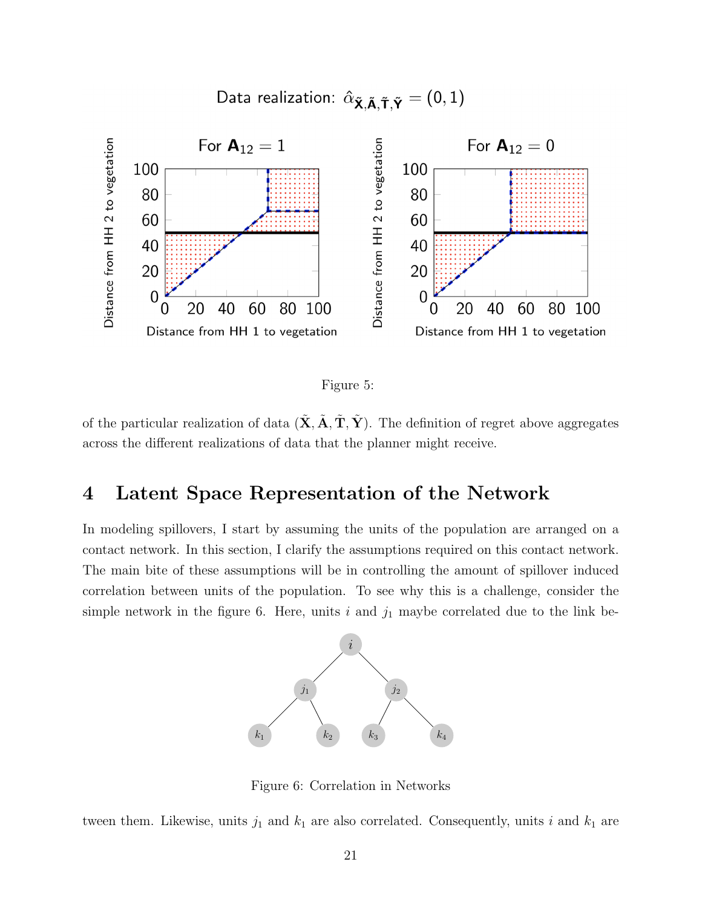Data realization: $\hat{\alpha}_{\tilde{\mathbf{X}},\tilde{\mathbf{A}},\tilde{\mathbf{T}},\tilde{\mathbf{Y}}} = (0, 1)$

Figure 5:

of the particular realization of data $(\tilde{\mathbf{X}}, \tilde{\mathbf{A}}, \tilde{\mathbf{T}}, \tilde{\mathbf{Y}})$. The definition of regret above aggregates across the different realizations of data that the planner might receive.

# 4 Latent Space Representation of the Network

In modeling spillovers, I start by assuming the units of the population are arranged on a contact network. In this section, I clarify the assumptions required on this contact network. The main bite of these assumptions will be in controlling the amount of spillover induced correlation between units of the population. To see why this is a challenge, consider the simple network in the figure 6. Here, units $i$ and $j_1$ maybe correlated due to the link between them. Likewise, units $j_1$ and $k_1$ are also correlated. Consequently, units $i$ and $k_1$ are

Figure 6: Correlation in Networks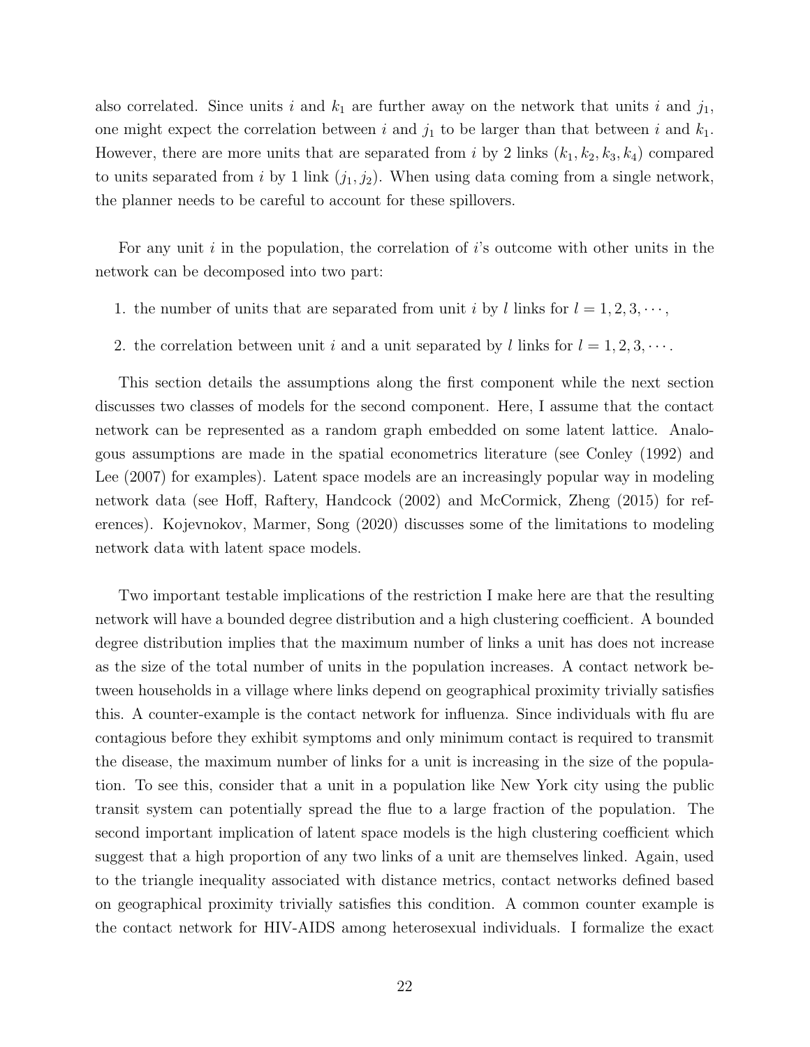also correlated. Since units $i$ and $k_1$ are further away on the network that units $i$ and $j_1$, one might expect the correlation between $i$ and $j_1$ to be larger than that between $i$ and $k_1$. However, there are more units that are separated from $i$ by 2 links ($k_1, k_2, k_3, k_4$) compared to units separated from $i$ by 1 link ($j_1, j_2$). When using data coming from a single network, the planner needs to be careful to account for these spillovers.

For any unit $i$ in the population, the correlation of $i$'s outcome with other units in the network can be decomposed into two part:

1. the number of units that are separated from unit $i$ by $l$ links for $l = 1, 2, 3, \cdots$,
2. the correlation between unit $i$ and a unit separated by $l$ links for $l = 1, 2, 3, \cdots$.

This section details the assumptions along the first component while the next section discusses two classes of models for the second component. Here, I assume that the contact network can be represented as a random graph embedded on some latent lattice. Analogous assumptions are made in the spatial econometrics literature (see Conley (1992) and Lee (2007) for examples). Latent space models are an increasingly popular way in modeling network data (see Hoff, Raftery, Handcock (2002) and McCormick, Zheng (2015) for references). Kojevnokov, Marmer, Song (2020) discusses some of the limitations to modeling network data with latent space models.

Two important testable implications of the restriction I make here are that the resulting network will have a bounded degree distribution and a high clustering coefficient. A bounded degree distribution implies that the maximum number of links a unit has does not increase as the size of the total number of units in the population increases. A contact network between households in a village where links depend on geographical proximity trivially satisfies this. A counter-example is the contact network for influenza. Since individuals with flu are contagious before they exhibit symptoms and only minimum contact is required to transmit the disease, the maximum number of links for a unit is increasing in the size of the population. To see this, consider that a unit in a population like New York city using the public transit system can potentially spread the flue to a large fraction of the population. The second important implication of latent space models is the high clustering coefficient which suggest that a high proportion of any two links of a unit are themselves linked. Again, used to the triangle inequality associated with distance metrics, contact networks defined based on geographical proximity trivially satisfies this condition. A common counter example is the contact network for HIV-AIDS among heterosexual individuals. I formalize the exact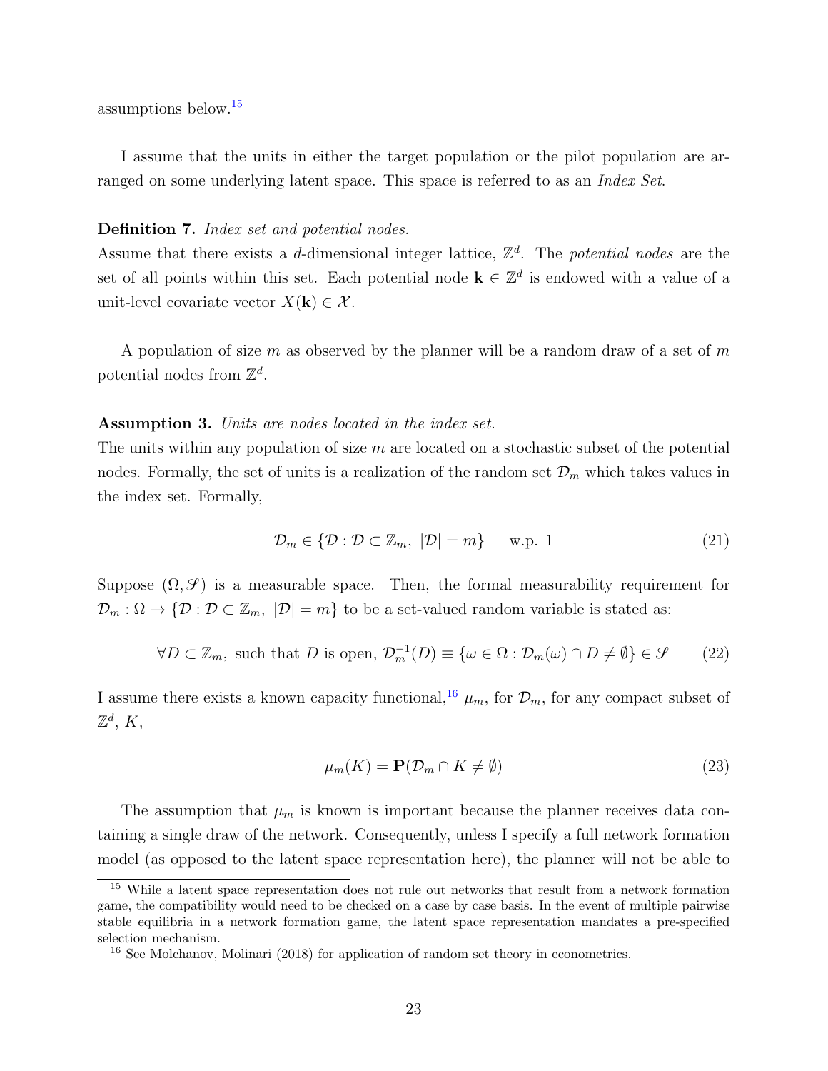assumptions below.[15]

I assume that the units in either the target population or the pilot population are arranged on some underlying latent space. This space is referred to as an *Index Set*.

**Definition 7.** *Index set and potential nodes.*
Assume that there exists a $d$-dimensional integer lattice, $\mathbb{Z}^d$. The *potential nodes* are the set of all points within this set. Each potential node $\mathbf{k} \in \mathbb{Z}^d$ is endowed with a value of a unit-level covariate vector $X(\mathbf{k}) \in \mathcal{X}$.

A population of size $m$ as observed by the planner will be a random draw of a set of $m$ potential nodes from $\mathbb{Z}^d$.

**Assumption 3.** *Units are nodes located in the index set.*
The units within any population of size $m$ are located on a stochastic subset of the potential nodes. Formally, the set of units is a realization of the random set $\mathcal{D}_m$ which takes values in the index set. Formally,

$$\mathcal{D}_m \in \{\mathcal{D} : \mathcal{D} \subset \mathbb{Z}_m,\ |\mathcal{D}| = m\} \quad \text{ w.p. } 1 \tag{21}$$

Suppose $(\Omega, \mathscr{S})$ is a measurable space. Then, the formal measurability requirement for $\mathcal{D}_m : \Omega \to \{\mathcal{D} : \mathcal{D} \subset \mathbb{Z}_m,\ |\mathcal{D}| = m\}$ to be a set-valued random variable is stated as:

$$\forall D \subset \mathbb{Z}_m, \text{ such that } D \text{ is open}, \ \mathcal{D}_m^{-1}(D) \equiv \{\omega \in \Omega : \mathcal{D}_m(\omega) \cap D \neq \emptyset\} \in \mathscr{S} \tag{22}$$

I assume there exists a known capacity functional,[16] $\mu_m$, for $\mathcal{D}_m$, for any compact subset of $\mathbb{Z}^d$, $K$,

$$\mu_m(K) = \mathbf{P}(\mathcal{D}_m \cap K \neq \emptyset) \tag{23}$$

The assumption that $\mu_m$ is known is important because the planner receives data containing a single draw of the network. Consequently, unless I specify a full network formation model (as opposed to the latent space representation here), the planner will not be able to

[15] While a latent space representation does not rule out networks that result from a network formation game, the compatibility would need to be checked on a case by case basis. In the event of multiple pairwise stable equilibria in a network formation game, the latent space representation mandates a pre-specified selection mechanism.

[16] See Molchanov, Molinari (2018) for application of random set theory in econometrics.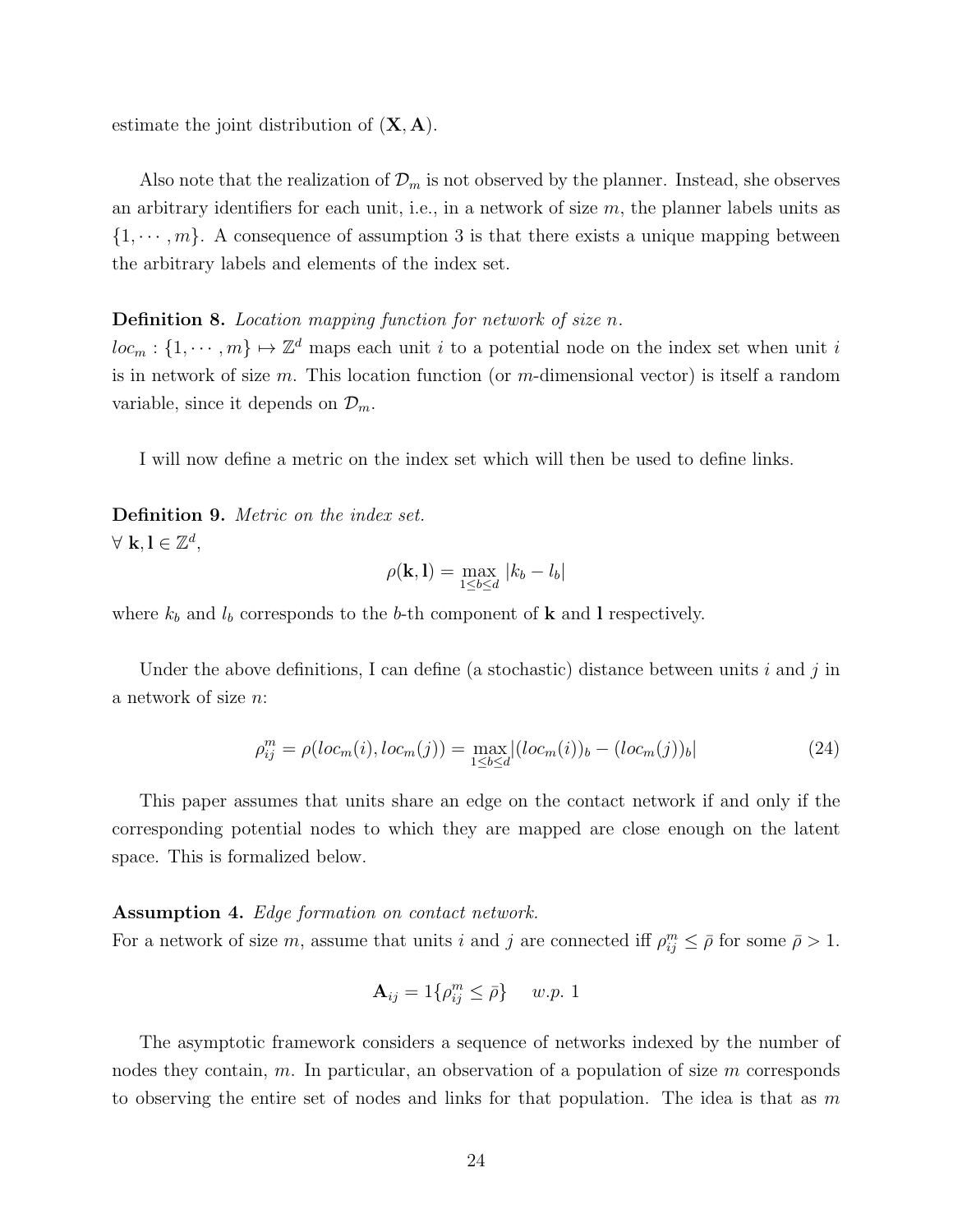estimate the joint distribution of $(\mathbf{X}, \mathbf{A})$.

Also note that the realization of $\mathcal{D}_m$ is not observed by the planner. Instead, she observes an arbitrary identifiers for each unit, i.e., in a network of size $m$, the planner labels units as $\{1, \cdots, m\}$. A consequence of assumption 3 is that there exists a unique mapping between the arbitrary labels and elements of the index set.

**Definition 8.** *Location mapping function for network of size n.*
$loc_m : \{1, \cdots, m\} \mapsto \mathbb{Z}^d$ maps each unit $i$ to a potential node on the index set when unit $i$ is in network of size $m$. This location function (or $m$-dimensional vector) is itself a random variable, since it depends on $\mathcal{D}_m$.

I will now define a metric on the index set which will then be used to define links.

**Definition 9.** *Metric on the index set.*
$\forall$ $\mathbf{k}, \mathbf{l} \in \mathbb{Z}^d$,

$$\rho(\mathbf{k}, \mathbf{l}) = \max_{1 \leq b \leq d} |k_b - l_b|$$

where $k_b$ and $l_b$ corresponds to the $b$-th component of $\mathbf{k}$ and $\mathbf{l}$ respectively.

Under the above definitions, I can define (a stochastic) distance between units $i$ and $j$ in a network of size $n$:

$$\rho_{ij}^m = \rho(loc_m(i), loc_m(j)) = \max_{1 \leq b \leq d} |(loc_m(i))_b - (loc_m(j))_b| \tag{24}$$

This paper assumes that units share an edge on the contact network if and only if the corresponding potential nodes to which they are mapped are close enough on the latent space. This is formalized below.

**Assumption 4.** *Edge formation on contact network.*
For a network of size $m$, assume that units $i$ and $j$ are connected iff $\rho_{ij}^m \leq \bar{\rho}$ for some $\bar{\rho} > 1$.

$$\mathbf{A}_{ij} = 1\{\rho_{ij}^m \leq \bar{\rho}\} \quad w.p.\ 1$$

The asymptotic framework considers a sequence of networks indexed by the number of nodes they contain, $m$. In particular, an observation of a population of size $m$ corresponds to observing the entire set of nodes and links for that population. The idea is that as $m$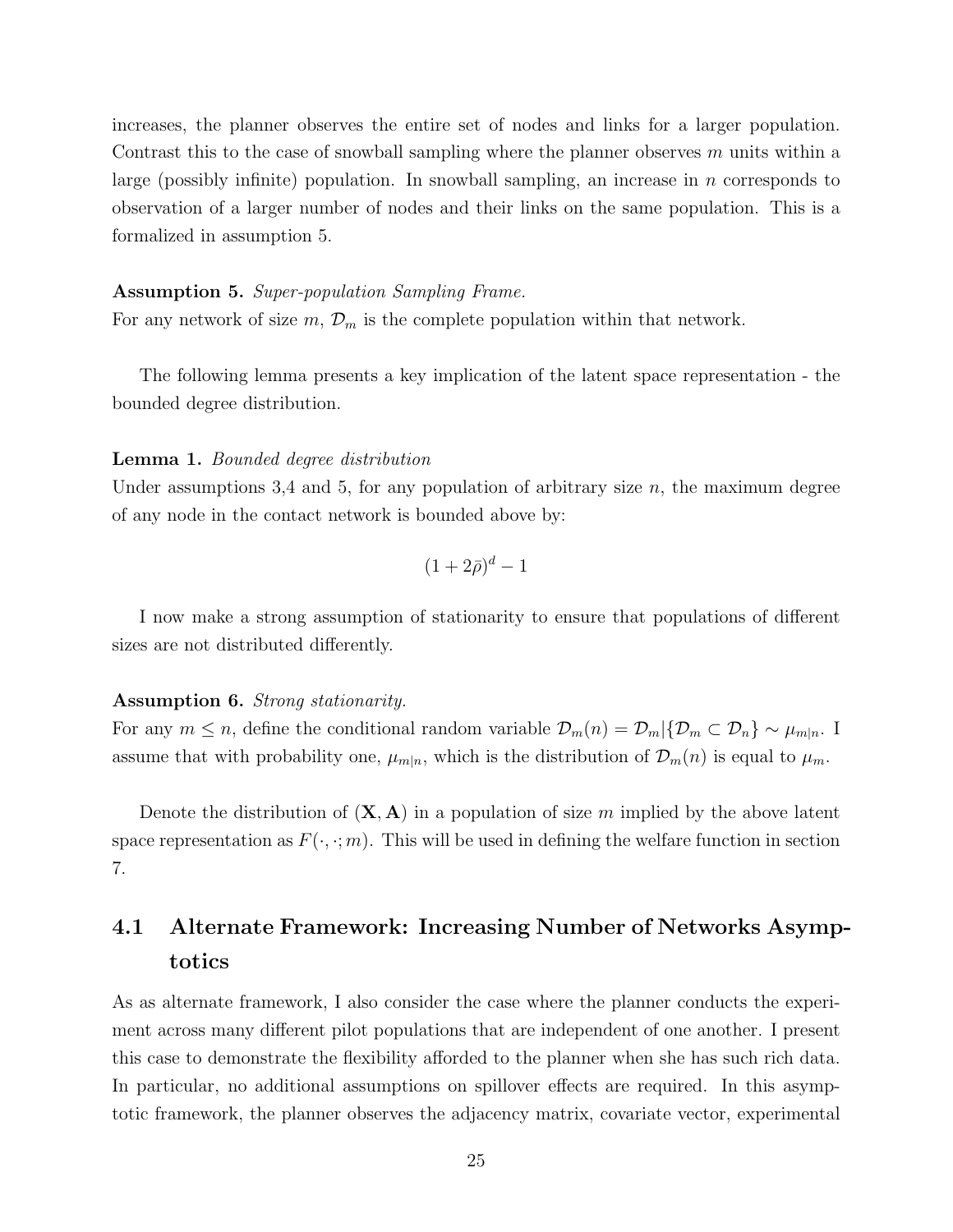increases, the planner observes the entire set of nodes and links for a larger population. Contrast this to the case of snowball sampling where the planner observes $m$ units within a large (possibly infinite) population. In snowball sampling, an increase in $n$ corresponds to observation of a larger number of nodes and their links on the same population. This is a formalized in assumption 5.

**Assumption 5.** *Super-population Sampling Frame.*
For any network of size $m$, $\mathcal{D}_m$ is the complete population within that network.

The following lemma presents a key implication of the latent space representation - the bounded degree distribution.

**Lemma 1.** *Bounded degree distribution*
Under assumptions 3,4 and 5, for any population of arbitrary size $n$, the maximum degree of any node in the contact network is bounded above by:

$$(1 + 2\bar{\rho})^d - 1$$

I now make a strong assumption of stationarity to ensure that populations of different sizes are not distributed differently.

**Assumption 6.** *Strong stationarity.*
For any $m \leq n$, define the conditional random variable $\mathcal{D}_m(n) = \mathcal{D}_m | \{\mathcal{D}_m \subset \mathcal{D}_n\} \sim \mu_{m|n}$. I assume that with probability one, $\mu_{m|n}$, which is the distribution of $\mathcal{D}_m(n)$ is equal to $\mu_m$.

Denote the distribution of $(\mathbf{X}, \mathbf{A})$ in a population of size $m$ implied by the above latent space representation as $F(\cdot, \cdot; m)$. This will be used in defining the welfare function in section 7.

## 4.1 Alternate Framework: Increasing Number of Networks Asymptotics

As as alternate framework, I also consider the case where the planner conducts the experiment across many different pilot populations that are independent of one another. I present this case to demonstrate the flexibility afforded to the planner when she has such rich data. In particular, no additional assumptions on spillover effects are required. In this asymptotic framework, the planner observes the adjacency matrix, covariate vector, experimental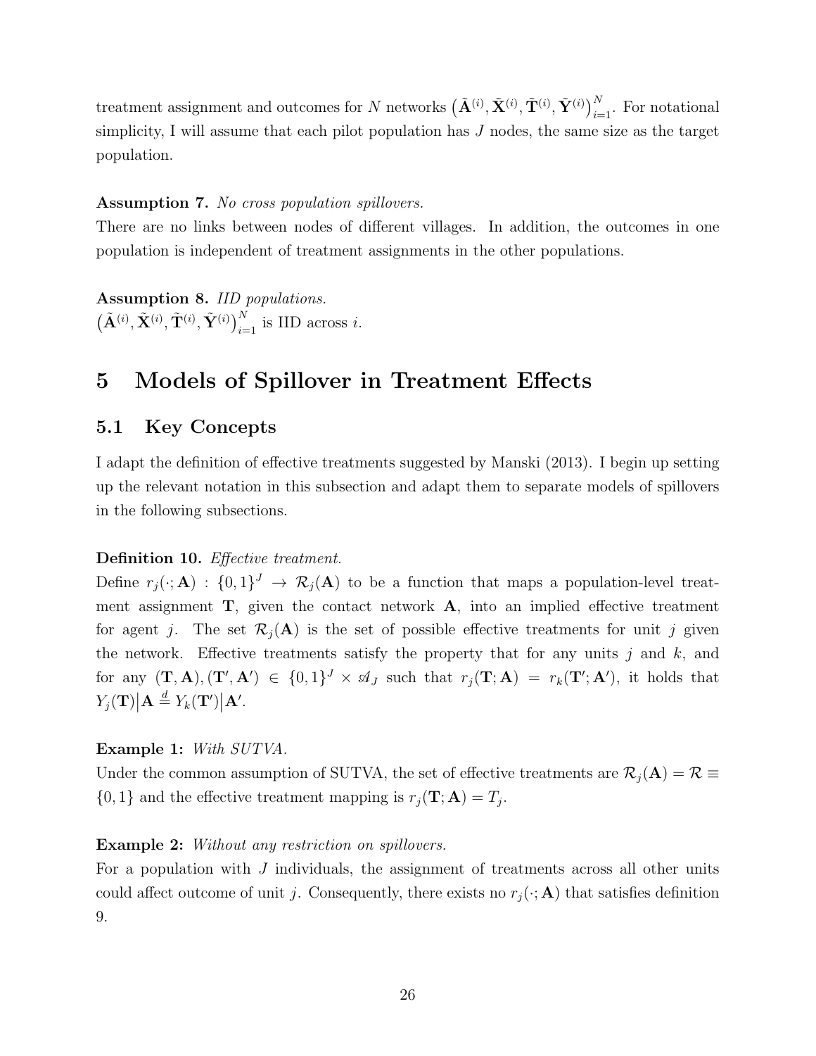treatment assignment and outcomes for $N$ networks $\left(\tilde{\mathbf{A}}^{(i)}, \tilde{\mathbf{X}}^{(i)}, \tilde{\mathbf{T}}^{(i)}, \tilde{\mathbf{Y}}^{(i)}\right)_{i=1}^{N}$. For notational simplicity, I will assume that each pilot population has $J$ nodes, the same size as the target population.

**Assumption 7.** *No cross population spillovers.*
There are no links between nodes of different villages. In addition, the outcomes in one population is independent of treatment assignments in the other populations.

**Assumption 8.** *IID populations.*
$\left(\tilde{\mathbf{A}}^{(i)}, \tilde{\mathbf{X}}^{(i)}, \tilde{\mathbf{T}}^{(i)}, \tilde{\mathbf{Y}}^{(i)}\right)_{i=1}^{N}$ is IID across $i$.

# 5 Models of Spillover in Treatment Effects

## 5.1 Key Concepts

I adapt the definition of effective treatments suggested by Manski (2013). I begin up setting up the relevant notation in this subsection and adapt them to separate models of spillovers in the following subsections.

**Definition 10.** *Effective treatment.*
Define $r_j(\cdot; \mathbf{A}) : \{0,1\}^J \to \mathcal{R}_j(\mathbf{A})$ to be a function that maps a population-level treatment assignment $\mathbf{T}$, given the contact network $\mathbf{A}$, into an implied effective treatment for agent $j$. The set $\mathcal{R}_j(\mathbf{A})$ is the set of possible effective treatments for unit $j$ given the network. Effective treatments satisfy the property that for any units $j$ and $k$, and for any $(\mathbf{T}, \mathbf{A}), (\mathbf{T}', \mathbf{A}') \in \{0,1\}^J \times \mathscr{A}_J$ such that $r_j(\mathbf{T}; \mathbf{A}) = r_k(\mathbf{T}'; \mathbf{A}')$, it holds that $Y_j(\mathbf{T})\big|\mathbf{A} \overset{d}{=} Y_k(\mathbf{T}')\big|\mathbf{A}'$.

**Example 1:** *With SUTVA.*
Under the common assumption of SUTVA, the set of effective treatments are $\mathcal{R}_j(\mathbf{A}) = \mathcal{R} \equiv \{0,1\}$ and the effective treatment mapping is $r_j(\mathbf{T}; \mathbf{A}) = T_j$.

**Example 2:** *Without any restriction on spillovers.*
For a population with $J$ individuals, the assignment of treatments across all other units could affect outcome of unit $j$. Consequently, there exists no $r_j(\cdot; \mathbf{A})$ that satisfies definition 9.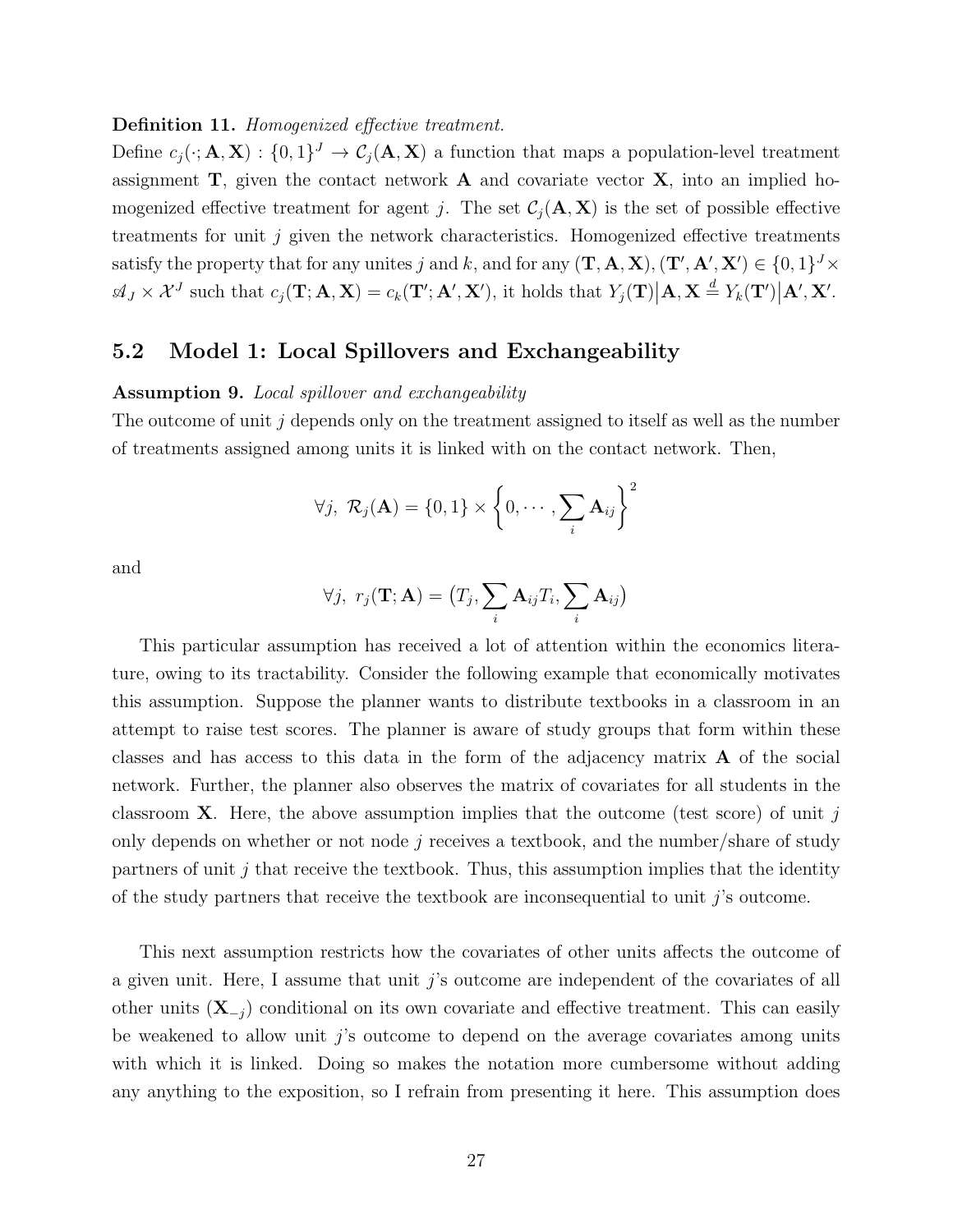**Definition 11.** *Homogenized effective treatment.*

Define $c_j(\cdot; \mathbf{A}, \mathbf{X}) : \{0,1\}^J \to \mathcal{C}_j(\mathbf{A}, \mathbf{X})$ a function that maps a population-level treatment assignment $\mathbf{T}$, given the contact network $\mathbf{A}$ and covariate vector $\mathbf{X}$, into an implied homogenized effective treatment for agent $j$. The set $\mathcal{C}_j(\mathbf{A}, \mathbf{X})$ is the set of possible effective treatments for unit $j$ given the network characteristics. Homogenized effective treatments satisfy the property that for any unites $j$ and $k$, and for any $(\mathbf{T}, \mathbf{A}, \mathbf{X}), (\mathbf{T}', \mathbf{A}', \mathbf{X}') \in \{0,1\}^J \times \mathscr{A}_J \times \mathcal{X}^J$ such that $c_j(\mathbf{T}; \mathbf{A}, \mathbf{X}) = c_k(\mathbf{T}'; \mathbf{A}', \mathbf{X}')$, it holds that $Y_j(\mathbf{T})\big|\mathbf{A}, \mathbf{X} \overset{d}{=} Y_k(\mathbf{T}')\big|\mathbf{A}', \mathbf{X}'$.

## 5.2 Model 1: Local Spillovers and Exchangeability

**Assumption 9.** *Local spillover and exchangeability*

The outcome of unit $j$ depends only on the treatment assigned to itself as well as the number of treatments assigned among units it is linked with on the contact network. Then,

$$\forall j,\ \mathcal{R}_j(\mathbf{A}) = \{0,1\} \times \left\{0, \cdots, \sum_i \mathbf{A}_{ij}\right\}^2$$

and

$$\forall j,\ r_j(\mathbf{T}; \mathbf{A}) = \left(T_j, \sum_i \mathbf{A}_{ij} T_i, \sum_i \mathbf{A}_{ij}\right)$$

This particular assumption has received a lot of attention within the economics literature, owing to its tractability. Consider the following example that economically motivates this assumption. Suppose the planner wants to distribute textbooks in a classroom in an attempt to raise test scores. The planner is aware of study groups that form within these classes and has access to this data in the form of the adjacency matrix $\mathbf{A}$ of the social network. Further, the planner also observes the matrix of covariates for all students in the classroom $\mathbf{X}$. Here, the above assumption implies that the outcome (test score) of unit $j$ only depends on whether or not node $j$ receives a textbook, and the number/share of study partners of unit $j$ that receive the textbook. Thus, this assumption implies that the identity of the study partners that receive the textbook are inconsequential to unit $j$'s outcome.

This next assumption restricts how the covariates of other units affects the outcome of a given unit. Here, I assume that unit $j$'s outcome are independent of the covariates of all other units ($\mathbf{X}_{-j}$) conditional on its own covariate and effective treatment. This can easily be weakened to allow unit $j$'s outcome to depend on the average covariates among units with which it is linked. Doing so makes the notation more cumbersome without adding any anything to the exposition, so I refrain from presenting it here. This assumption does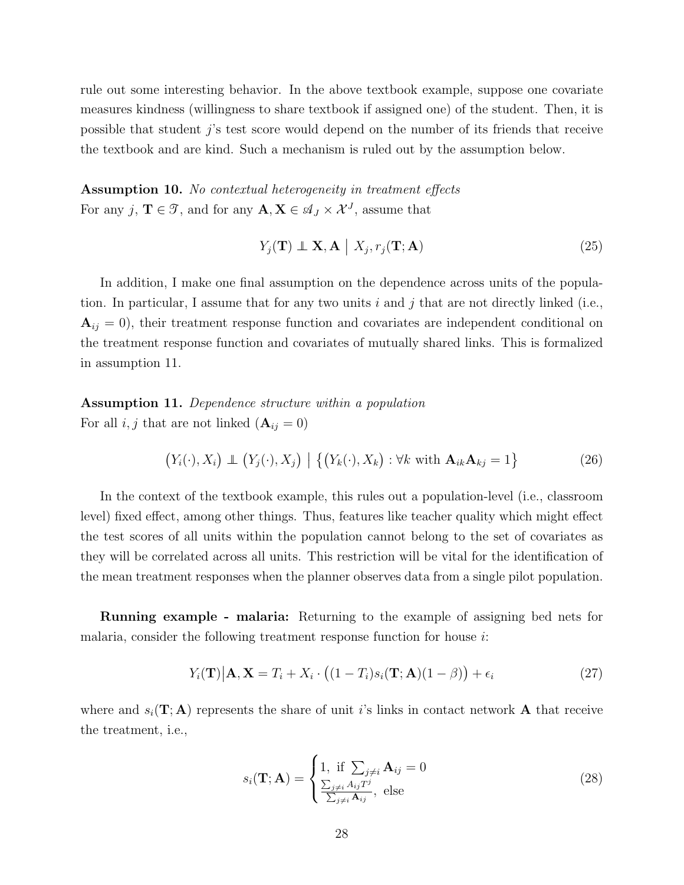rule out some interesting behavior. In the above textbook example, suppose one covariate measures kindness (willingness to share textbook if assigned one) of the student. Then, it is possible that student $j$'s test score would depend on the number of its friends that receive the textbook and are kind. Such a mechanism is ruled out by the assumption below.

**Assumption 10.** *No contextual heterogeneity in treatment effects*
For any $j$, $\mathbf{T} \in \mathscr{T}$, and for any $\mathbf{A}, \mathbf{X} \in \mathscr{A}_J \times \mathcal{X}^J$, assume that

$$Y_j(\mathbf{T}) \perp\!\!\!\perp \mathbf{X}, \mathbf{A} \;\big|\; X_j, r_j(\mathbf{T}; \mathbf{A}) \tag{25}$$

In addition, I make one final assumption on the dependence across units of the population. In particular, I assume that for any two units $i$ and $j$ that are not directly linked (i.e., $\mathbf{A}_{ij} = 0$), their treatment response function and covariates are independent conditional on the treatment response function and covariates of mutually shared links. This is formalized in assumption 11.

**Assumption 11.** *Dependence structure within a population*
For all $i, j$ that are not linked ($\mathbf{A}_{ij} = 0$)

$$\big(Y_i(\cdot), X_i\big) \perp\!\!\!\perp \big(Y_j(\cdot), X_j\big) \;\big|\; \big\{\big(Y_k(\cdot), X_k\big) : \forall k \text{ with } \mathbf{A}_{ik}\mathbf{A}_{kj} = 1\big\} \tag{26}$$

In the context of the textbook example, this rules out a population-level (i.e., classroom level) fixed effect, among other things. Thus, features like teacher quality which might effect the test scores of all units within the population cannot belong to the set of covariates as they will be correlated across all units. This restriction will be vital for the identification of the mean treatment responses when the planner observes data from a single pilot population.

**Running example - malaria:** Returning to the example of assigning bed nets for malaria, consider the following treatment response function for house $i$:

$$Y_i(\mathbf{T})\big|\mathbf{A}, \mathbf{X} = T_i + X_i \cdot \big((1 - T_i)s_i(\mathbf{T}; \mathbf{A})(1 - \beta)\big) + \epsilon_i \tag{27}$$

where and $s_i(\mathbf{T}; \mathbf{A})$ represents the share of unit $i$'s links in contact network $\mathbf{A}$ that receive the treatment, i.e.,

$$s_i(\mathbf{T}; \mathbf{A}) = \begin{cases} 1, \text{ if } \sum_{j \neq i} \mathbf{A}_{ij} = 0 \\ \frac{\sum_{j \neq i} A_{ij} T^j}{\sum_{j \neq i} \mathbf{A}_{ij}}, \text{ else} \end{cases} \tag{28}$$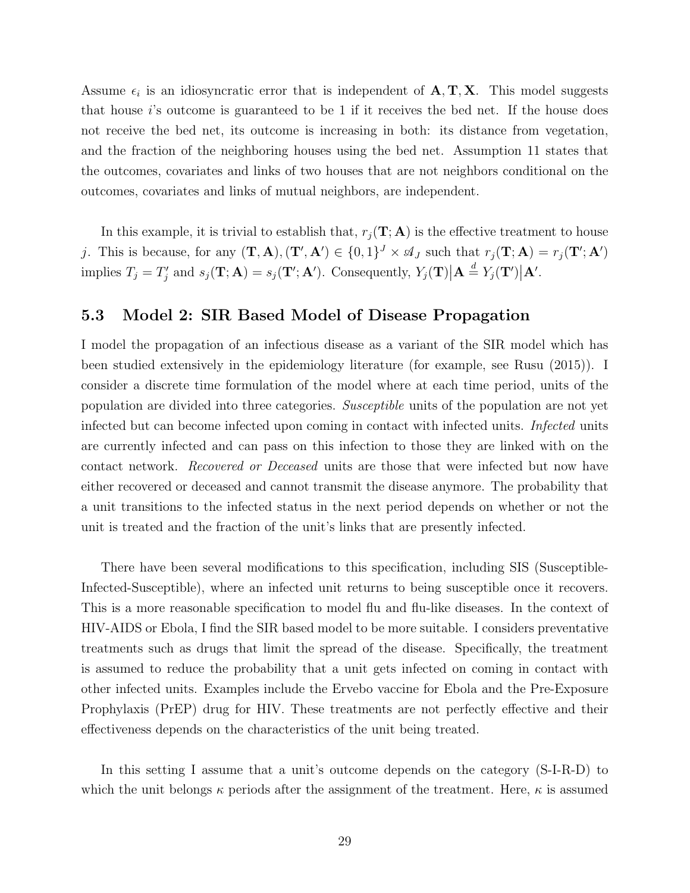Assume $\epsilon_i$ is an idiosyncratic error that is independent of $\mathbf{A}, \mathbf{T}, \mathbf{X}$. This model suggests that house $i$'s outcome is guaranteed to be 1 if it receives the bed net. If the house does not receive the bed net, its outcome is increasing in both: its distance from vegetation, and the fraction of the neighboring houses using the bed net. Assumption 11 states that the outcomes, covariates and links of two houses that are not neighbors conditional on the outcomes, covariates and links of mutual neighbors, are independent.

In this example, it is trivial to establish that, $r_j(\mathbf{T}; \mathbf{A})$ is the effective treatment to house $j$. This is because, for any $(\mathbf{T}, \mathbf{A}), (\mathbf{T}', \mathbf{A}') \in \{0,1\}^J \times \mathscr{A}_J$ such that $r_j(\mathbf{T}; \mathbf{A}) = r_j(\mathbf{T}'; \mathbf{A}')$ implies $T_j = T_j'$ and $s_j(\mathbf{T}; \mathbf{A}) = s_j(\mathbf{T}'; \mathbf{A}')$. Consequently, $Y_j(\mathbf{T})\big|\mathbf{A} \overset{d}{=} Y_j(\mathbf{T}')\big|\mathbf{A}'$.

## 5.3 Model 2: SIR Based Model of Disease Propagation

I model the propagation of an infectious disease as a variant of the SIR model which has been studied extensively in the epidemiology literature (for example, see Rusu (2015)). I consider a discrete time formulation of the model where at each time period, units of the population are divided into three categories. *Susceptible* units of the population are not yet infected but can become infected upon coming in contact with infected units. *Infected* units are currently infected and can pass on this infection to those they are linked with on the contact network. *Recovered or Deceased* units are those that were infected but now have either recovered or deceased and cannot transmit the disease anymore. The probability that a unit transitions to the infected status in the next period depends on whether or not the unit is treated and the fraction of the unit's links that are presently infected.

There have been several modifications to this specification, including SIS (Susceptible-Infected-Susceptible), where an infected unit returns to being susceptible once it recovers. This is a more reasonable specification to model flu and flu-like diseases. In the context of HIV-AIDS or Ebola, I find the SIR based model to be more suitable. I considers preventative treatments such as drugs that limit the spread of the disease. Specifically, the treatment is assumed to reduce the probability that a unit gets infected on coming in contact with other infected units. Examples include the Ervebo vaccine for Ebola and the Pre-Exposure Prophylaxis (PrEP) drug for HIV. These treatments are not perfectly effective and their effectiveness depends on the characteristics of the unit being treated.

In this setting I assume that a unit's outcome depends on the category (S-I-R-D) to which the unit belongs $\kappa$ periods after the assignment of the treatment. Here, $\kappa$ is assumed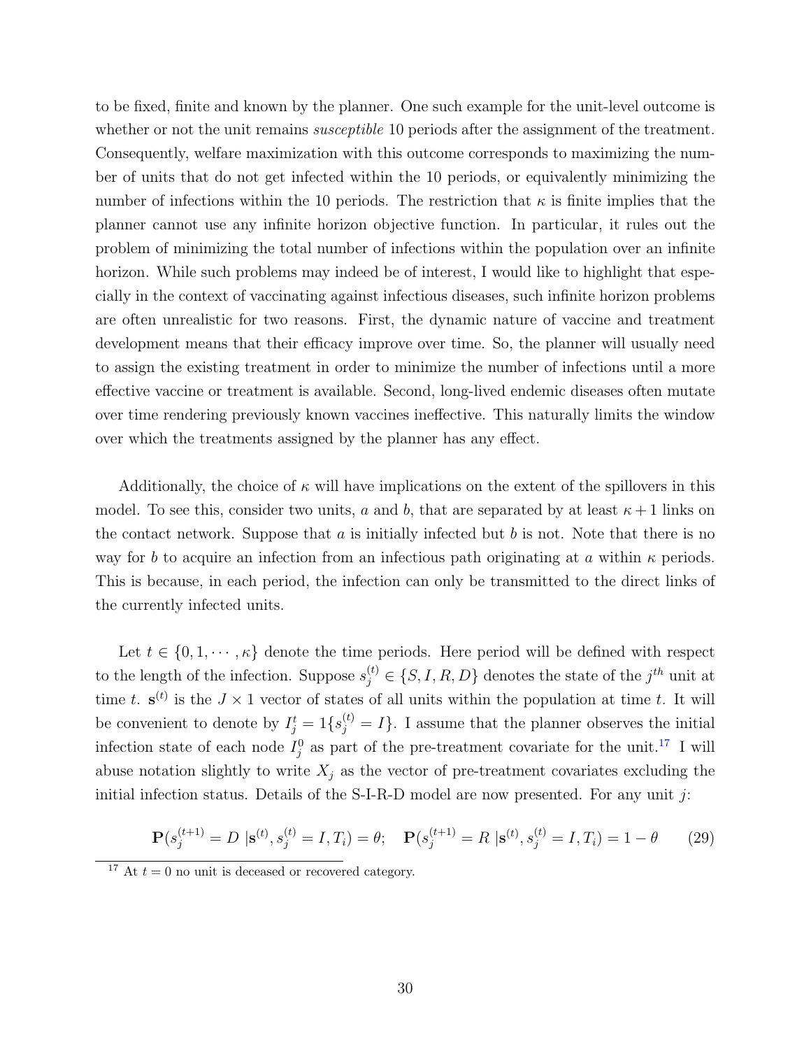to be fixed, finite and known by the planner. One such example for the unit-level outcome is whether or not the unit remains *susceptible* 10 periods after the assignment of the treatment. Consequently, welfare maximization with this outcome corresponds to maximizing the number of units that do not get infected within the 10 periods, or equivalently minimizing the number of infections within the 10 periods. The restriction that $\kappa$ is finite implies that the planner cannot use any infinite horizon objective function. In particular, it rules out the problem of minimizing the total number of infections within the population over an infinite horizon. While such problems may indeed be of interest, I would like to highlight that especially in the context of vaccinating against infectious diseases, such infinite horizon problems are often unrealistic for two reasons. First, the dynamic nature of vaccine and treatment development means that their efficacy improve over time. So, the planner will usually need to assign the existing treatment in order to minimize the number of infections until a more effective vaccine or treatment is available. Second, long-lived endemic diseases often mutate over time rendering previously known vaccines ineffective. This naturally limits the window over which the treatments assigned by the planner has any effect.

Additionally, the choice of $\kappa$ will have implications on the extent of the spillovers in this model. To see this, consider two units, $a$ and $b$, that are separated by at least $\kappa + 1$ links on the contact network. Suppose that $a$ is initially infected but $b$ is not. Note that there is no way for $b$ to acquire an infection from an infectious path originating at $a$ within $\kappa$ periods. This is because, in each period, the infection can only be transmitted to the direct links of the currently infected units.

Let $t \in \{0, 1, \cdots, \kappa\}$ denote the time periods. Here period will be defined with respect to the length of the infection. Suppose $s_j^{(t)} \in \{S, I, R, D\}$ denotes the state of the $j^{th}$ unit at time $t$. $\mathbf{s}^{(t)}$ is the $J \times 1$ vector of states of all units within the population at time $t$. It will be convenient to denote by $I_j^t = 1\{s_j^{(t)} = I\}$. I assume that the planner observes the initial infection state of each node $I_j^0$ as part of the pre-treatment covariate for the unit.[17] I will abuse notation slightly to write $X_j$ as the vector of pre-treatment covariates excluding the initial infection status. Details of the S-I-R-D model are now presented. For any unit $j$:

$$\mathbf{P}(s_j^{(t+1)} = D \,|\mathbf{s}^{(t)}, s_j^{(t)} = I, T_i) = \theta; \quad \mathbf{P}(s_j^{(t+1)} = R \,|\mathbf{s}^{(t)}, s_j^{(t)} = I, T_i) = 1 - \theta \qquad (29)$$

[17] At $t = 0$ no unit is deceased or recovered category.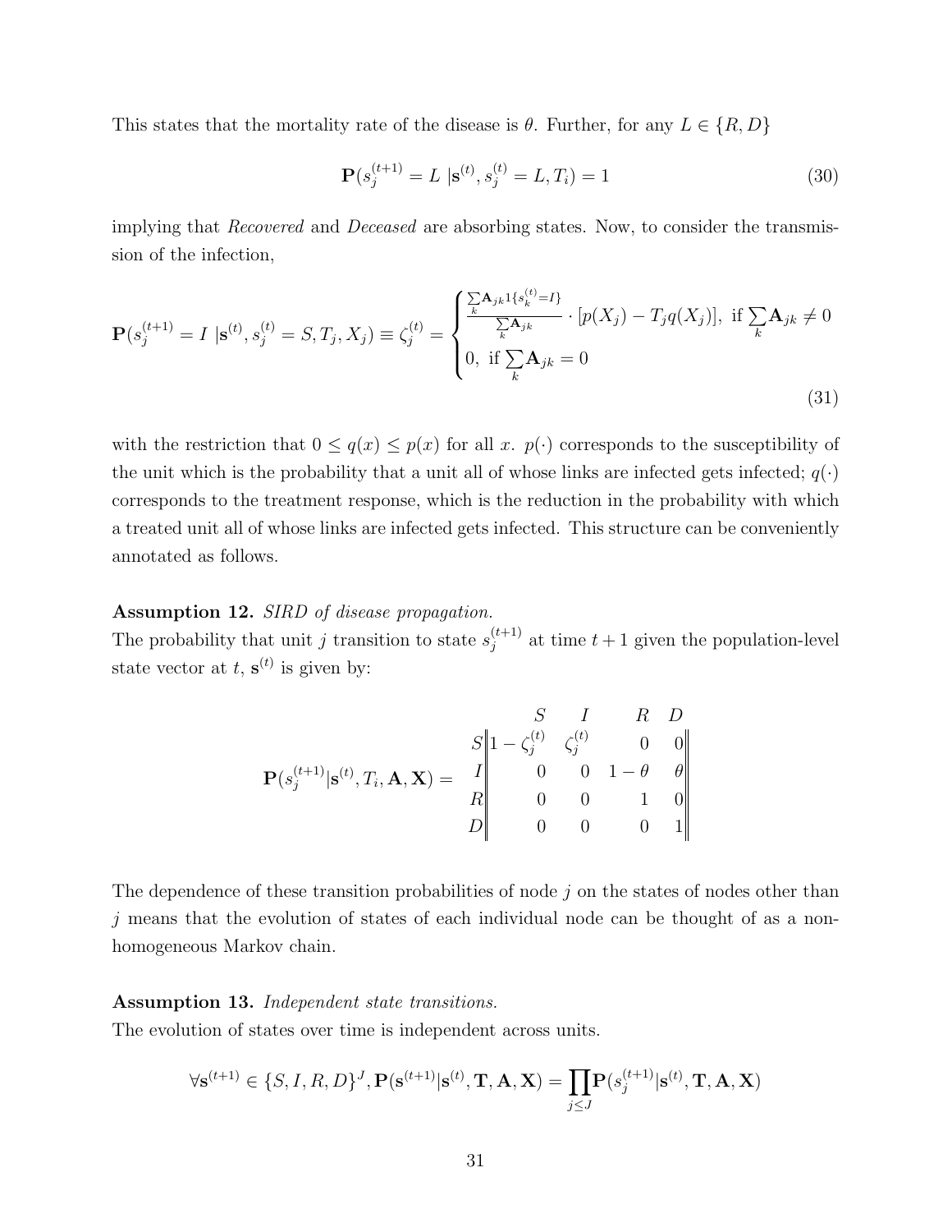This states that the mortality rate of the disease is $\theta$. Further, for any $L \in \{R, D\}$

$$\mathbf{P}(s_j^{(t+1)} = L \mid \mathbf{s}^{(t)}, s_j^{(t)} = L, T_i) = 1 \tag{30}$$

implying that *Recovered* and *Deceased* are absorbing states. Now, to consider the transmission of the infection,

$$\mathbf{P}(s_j^{(t+1)} = I \mid \mathbf{s}^{(t)}, s_j^{(t)} = S, T_j, X_j) \equiv \zeta_j^{(t)} = \begin{cases} \frac{\sum_k \mathbf{A}_{jk} 1\{s_k^{(t)} = I\}}{\sum_k \mathbf{A}_{jk}} \cdot [p(X_j) - T_j q(X_j)], \text{ if } \sum_k \mathbf{A}_{jk} \neq 0 \\ 0, \text{ if } \sum_k \mathbf{A}_{jk} = 0 \end{cases} \tag{31}$$

with the restriction that $0 \leq q(x) \leq p(x)$ for all $x$. $p(\cdot)$ corresponds to the susceptibility of the unit which is the probability that a unit all of whose links are infected gets infected; $q(\cdot)$ corresponds to the treatment response, which is the reduction in the probability with which a treated unit all of whose links are infected gets infected. This structure can be conveniently annotated as follows.

**Assumption 12.** *SIRD of disease propagation.*
The probability that unit $j$ transition to state $s_j^{(t+1)}$ at time $t+1$ given the population-level state vector at $t$, $\mathbf{s}^{(t)}$ is given by:

$$\mathbf{P}(s_j^{(t+1)} \mid \mathbf{s}^{(t)}, T_i, \mathbf{A}, \mathbf{X}) = \begin{array}{c} \\ S \\ I \\ R \\ D \end{array} \begin{array}{c} \begin{array}{cccc} S & I & R & D \end{array} \\ \left\| \begin{array}{cccc} 1 - \zeta_j^{(t)} & \zeta_j^{(t)} & 0 & 0 \\ 0 & 0 & 1 - \theta & \theta \\ 0 & 0 & 1 & 0 \\ 0 & 0 & 0 & 1 \end{array} \right\| \end{array}$$

The dependence of these transition probabilities of node $j$ on the states of nodes other than $j$ means that the evolution of states of each individual node can be thought of as a non-homogeneous Markov chain.

**Assumption 13.** *Independent state transitions.*
The evolution of states over time is independent across units.

$$\forall \mathbf{s}^{(t+1)} \in \{S, I, R, D\}^J, \mathbf{P}(\mathbf{s}^{(t+1)} \mid \mathbf{s}^{(t)}, \mathbf{T}, \mathbf{A}, \mathbf{X}) = \prod_{j \leq J} \mathbf{P}(s_j^{(t+1)} \mid \mathbf{s}^{(t)}, \mathbf{T}, \mathbf{A}, \mathbf{X})$$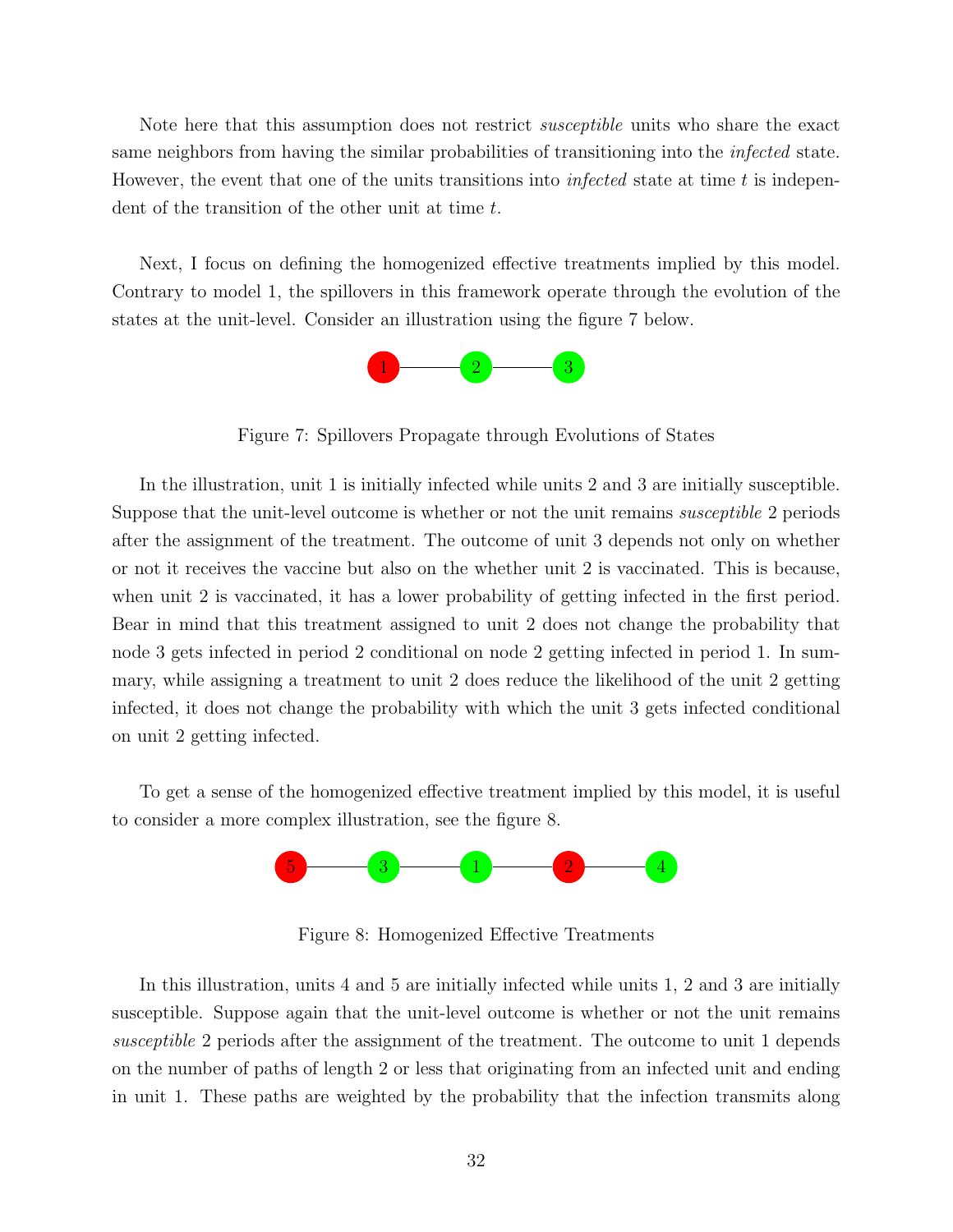Note here that this assumption does not restrict *susceptible* units who share the exact same neighbors from having the similar probabilities of transitioning into the *infected* state. However, the event that one of the units transitions into *infected* state at time $t$ is independent of the transition of the other unit at time $t$.

Next, I focus on defining the homogenized effective treatments implied by this model. Contrary to model 1, the spillovers in this framework operate through the evolution of the states at the unit-level. Consider an illustration using the figure 7 below.

Figure 7: Spillovers Propagate through Evolutions of States

In the illustration, unit 1 is initially infected while units 2 and 3 are initially susceptible. Suppose that the unit-level outcome is whether or not the unit remains *susceptible* 2 periods after the assignment of the treatment. The outcome of unit 3 depends not only on whether or not it receives the vaccine but also on the whether unit 2 is vaccinated. This is because, when unit 2 is vaccinated, it has a lower probability of getting infected in the first period. Bear in mind that this treatment assigned to unit 2 does not change the probability that node 3 gets infected in period 2 conditional on node 2 getting infected in period 1. In summary, while assigning a treatment to unit 2 does reduce the likelihood of the unit 2 getting infected, it does not change the probability with which the unit 3 gets infected conditional on unit 2 getting infected.

To get a sense of the homogenized effective treatment implied by this model, it is useful to consider a more complex illustration, see the figure 8.

Figure 8: Homogenized Effective Treatments

In this illustration, units 4 and 5 are initially infected while units 1, 2 and 3 are initially susceptible. Suppose again that the unit-level outcome is whether or not the unit remains *susceptible* 2 periods after the assignment of the treatment. The outcome to unit 1 depends on the number of paths of length 2 or less that originating from an infected unit and ending in unit 1. These paths are weighted by the probability that the infection transmits along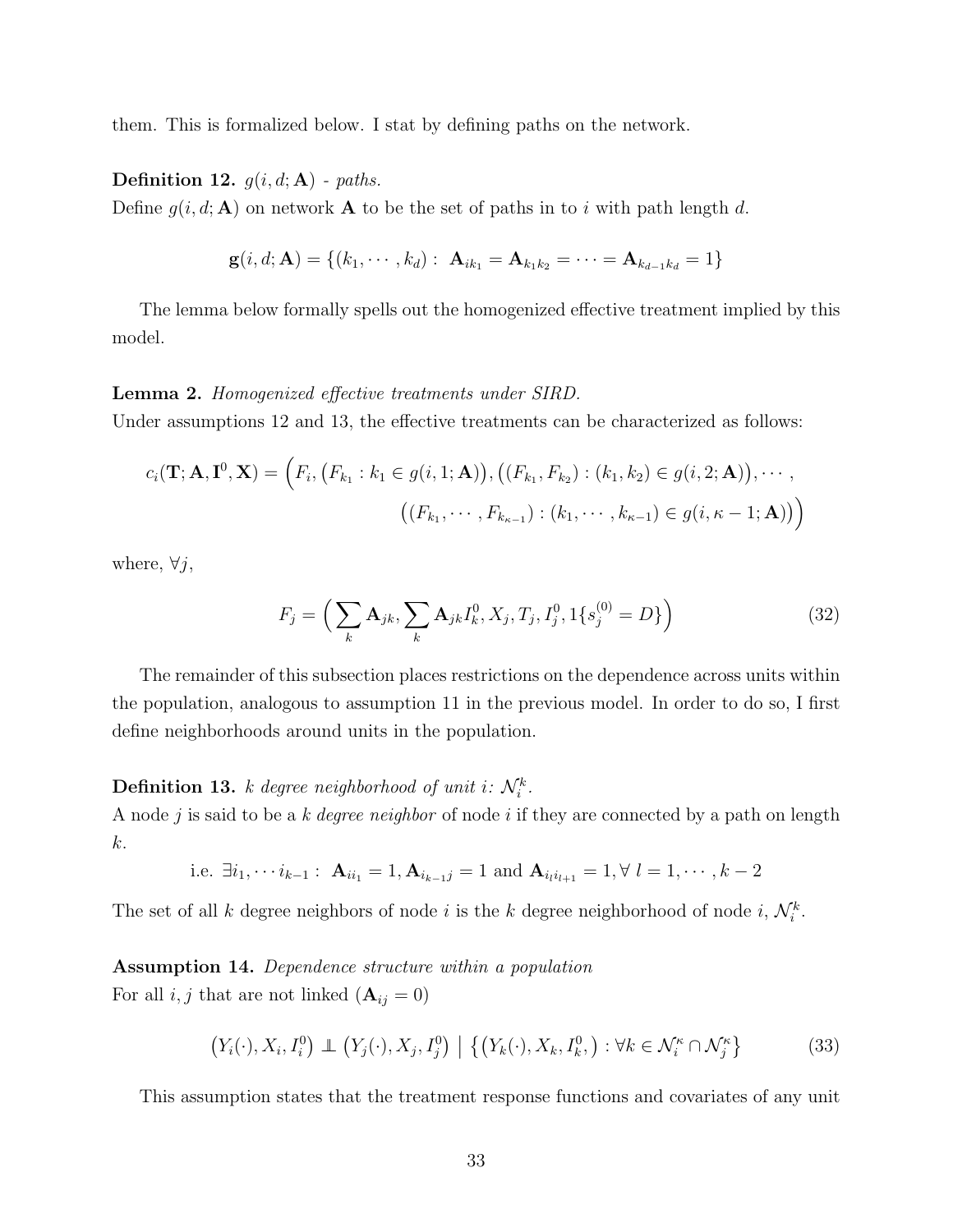them. This is formalized below. I stat by defining paths on the network.

**Definition 12.** *$g(i, d; \mathbf{A})$ - paths.*
Define $g(i, d; \mathbf{A})$ on network $\mathbf{A}$ to be the set of paths in to $i$ with path length $d$.

$$\mathbf{g}(i, d; \mathbf{A}) = \{(k_1, \cdots, k_d) : \ \mathbf{A}_{ik_1} = \mathbf{A}_{k_1 k_2} = \cdots = \mathbf{A}_{k_{d-1} k_d} = 1\}$$

The lemma below formally spells out the homogenized effective treatment implied by this model.

**Lemma 2.** *Homogenized effective treatments under SIRD.*
Under assumptions 12 and 13, the effective treatments can be characterized as follows:

$$c_i(\mathbf{T}; \mathbf{A}, \mathbf{I}^0, \mathbf{X}) = \Big(F_i, \big(F_{k_1} : k_1 \in g(i, 1; \mathbf{A})\big), \big((F_{k_1}, F_{k_2}) : (k_1, k_2) \in g(i, 2; \mathbf{A})\big), \cdots,$$
$$\big((F_{k_1}, \cdots, F_{k_{\kappa-1}}) : (k_1, \cdots, k_{\kappa-1}) \in g(i, \kappa - 1; \mathbf{A})\big)\Big)$$

where, $\forall j$,

$$F_j = \Big( \sum_k \mathbf{A}_{jk}, \sum_k \mathbf{A}_{jk} I_k^0, X_j, T_j, I_j^0, 1\{s_j^{(0)} = D\}\Big) \tag{32}$$

The remainder of this subsection places restrictions on the dependence across units within the population, analogous to assumption 11 in the previous model. In order to do so, I first define neighborhoods around units in the population.

**Definition 13.** *$k$ degree neighborhood of unit $i$: $\mathcal{N}_i^k$.*
A node $j$ is said to be a *$k$ degree neighbor* of node $i$ if they are connected by a path on length $k$.

$$\text{i.e. } \exists i_1, \cdots i_{k-1} : \ \mathbf{A}_{ii_1} = 1, \mathbf{A}_{i_{k-1}j} = 1 \text{ and } \mathbf{A}_{i_l i_{l+1}} = 1, \forall \ l = 1, \cdots, k-2$$

The set of all $k$ degree neighbors of node $i$ is the $k$ degree neighborhood of node $i$, $\mathcal{N}_i^k$.

**Assumption 14.** *Dependence structure within a population*
For all $i, j$ that are not linked ($\mathbf{A}_{ij} = 0$)

$$\big(Y_i(\cdot), X_i, I_i^0\big) \perp\!\!\!\perp \big(Y_j(\cdot), X_j, I_j^0\big) \ \big| \ \big\{\big(Y_k(\cdot), X_k, I_k^0, \big) : \forall k \in \mathcal{N}_i^\kappa \cap \mathcal{N}_j^\kappa\big\} \tag{33}$$

This assumption states that the treatment response functions and covariates of any unit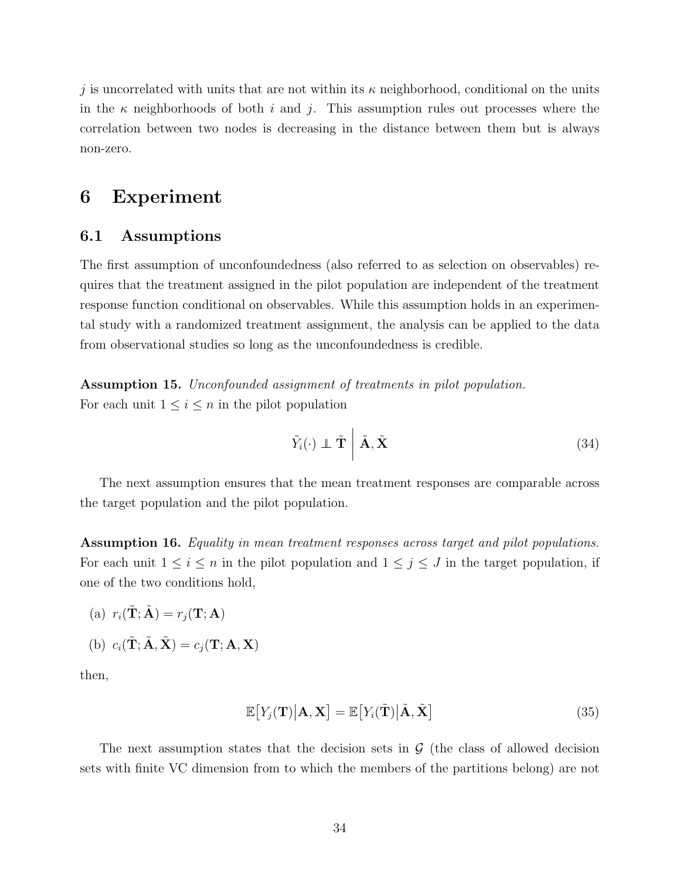$j$ is uncorrelated with units that are not within its $\kappa$ neighborhood, conditional on the units in the $\kappa$ neighborhoods of both $i$ and $j$. This assumption rules out processes where the correlation between two nodes is decreasing in the distance between them but is always non-zero.

# 6 Experiment

## 6.1 Assumptions

The first assumption of unconfoundedness (also referred to as selection on observables) requires that the treatment assigned in the pilot population are independent of the treatment response function conditional on observables. While this assumption holds in an experimental study with a randomized treatment assignment, the analysis can be applied to the data from observational studies so long as the unconfoundedness is credible.

**Assumption 15.** *Unconfounded assignment of treatments in pilot population.*
For each unit $1 \leq i \leq n$ in the pilot population

$$\tilde{Y}_i(\cdot) \perp \tilde{\mathbf{T}} \;\Big|\; \tilde{\mathbf{A}}, \tilde{\mathbf{X}} \tag{34}$$

The next assumption ensures that the mean treatment responses are comparable across the target population and the pilot population.

**Assumption 16.** *Equality in mean treatment responses across target and pilot populations.*
For each unit $1 \leq i \leq n$ in the pilot population and $1 \leq j \leq J$ in the target population, if one of the two conditions hold,

(a) $r_i(\tilde{\mathbf{T}}; \tilde{\mathbf{A}}) = r_j(\mathbf{T}; \mathbf{A})$

(b) $c_i(\tilde{\mathbf{T}}; \tilde{\mathbf{A}}, \tilde{\mathbf{X}}) = c_j(\mathbf{T}; \mathbf{A}, \mathbf{X})$

then,

$$\mathbb{E}\big[Y_j(\mathbf{T}) \big| \mathbf{A}, \mathbf{X}\big] = \mathbb{E}\big[Y_i(\tilde{\mathbf{T}}) \big| \tilde{\mathbf{A}}, \tilde{\mathbf{X}}\big] \tag{35}$$

The next assumption states that the decision sets in $\mathcal{G}$ (the class of allowed decision sets with finite VC dimension from to which the members of the partitions belong) are not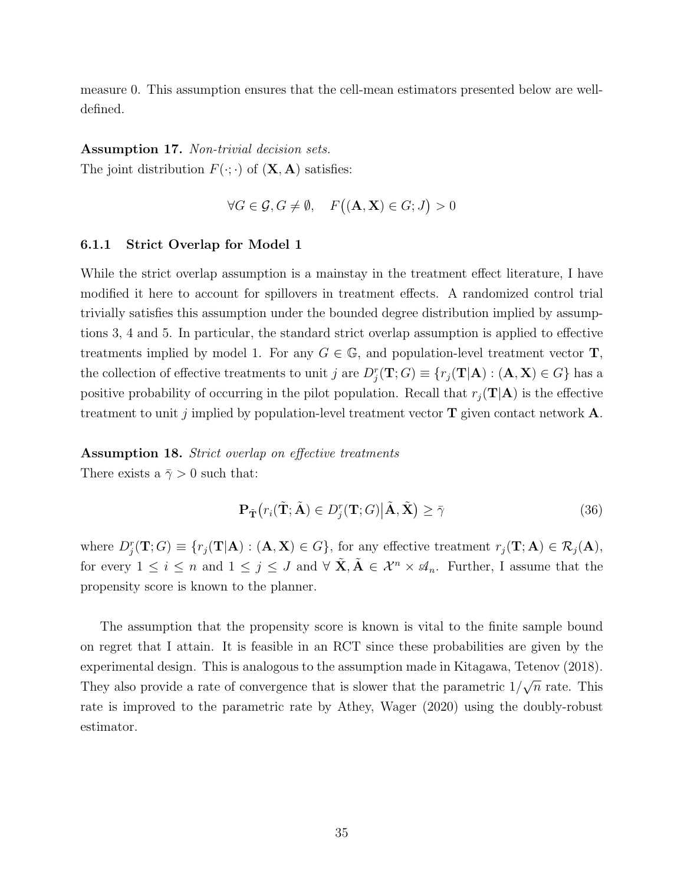measure 0. This assumption ensures that the cell-mean estimators presented below are well-defined.

**Assumption 17.** *Non-trivial decision sets.*
The joint distribution $F(\cdot;\cdot)$ of $(\mathbf{X},\mathbf{A})$ satisfies:

$$\forall G \in \mathcal{G}, G \neq \emptyset, \quad F\big((\mathbf{A},\mathbf{X}) \in G; J\big) > 0$$

### 6.1.1 Strict Overlap for Model 1

While the strict overlap assumption is a mainstay in the treatment effect literature, I have modified it here to account for spillovers in treatment effects. A randomized control trial trivially satisfies this assumption under the bounded degree distribution implied by assumptions 3, 4 and 5. In particular, the standard strict overlap assumption is applied to effective treatments implied by model 1. For any $G \in \mathbb{G}$, and population-level treatment vector $\mathbf{T}$, the collection of effective treatments to unit $j$ are $D_j^r(\mathbf{T};G) \equiv \{r_j(\mathbf{T}|\mathbf{A}) : (\mathbf{A},\mathbf{X}) \in G\}$ has a positive probability of occurring in the pilot population. Recall that $r_j(\mathbf{T}|\mathbf{A})$ is the effective treatment to unit $j$ implied by population-level treatment vector $\mathbf{T}$ given contact network $\mathbf{A}$.

**Assumption 18.** *Strict overlap on effective treatments*
There exists a $\bar{\gamma} > 0$ such that:

$$\mathbf{P}_{\tilde{\mathbf{T}}}\big(r_i(\tilde{\mathbf{T}};\tilde{\mathbf{A}}) \in D_j^r(\mathbf{T};G)\big|\tilde{\mathbf{A}},\tilde{\mathbf{X}}\big) \geq \bar{\gamma} \tag{36}$$

where $D_j^r(\mathbf{T};G) \equiv \{r_j(\mathbf{T}|\mathbf{A}) : (\mathbf{A},\mathbf{X}) \in G\}$, for any effective treatment $r_j(\mathbf{T};\mathbf{A}) \in \mathcal{R}_j(\mathbf{A})$, for every $1 \leq i \leq n$ and $1 \leq j \leq J$ and $\forall\ \tilde{\mathbf{X}},\tilde{\mathbf{A}} \in \mathcal{X}^n \times \mathscr{A}_n$. Further, I assume that the propensity score is known to the planner.

The assumption that the propensity score is known is vital to the finite sample bound on regret that I attain. It is feasible in an RCT since these probabilities are given by the experimental design. This is analogous to the assumption made in Kitagawa, Tetenov (2018). They also provide a rate of convergence that is slower that the parametric $1/\sqrt{n}$ rate. This rate is improved to the parametric rate by Athey, Wager (2020) using the doubly-robust estimator.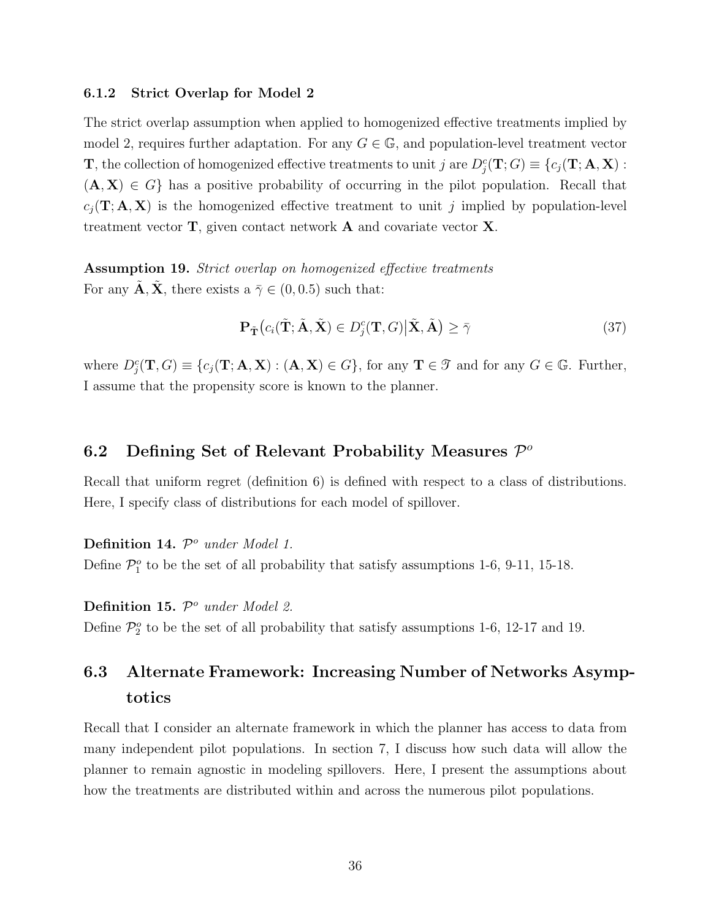### 6.1.2 Strict Overlap for Model 2

The strict overlap assumption when applied to homogenized effective treatments implied by model 2, requires further adaptation. For any $G \in \mathbb{G}$, and population-level treatment vector $\mathbf{T}$, the collection of homogenized effective treatments to unit $j$ are $D_j^c(\mathbf{T}; G) \equiv \{c_j(\mathbf{T}; \mathbf{A}, \mathbf{X}) : (\mathbf{A}, \mathbf{X}) \in G\}$ has a positive probability of occurring in the pilot population. Recall that $c_j(\mathbf{T}; \mathbf{A}, \mathbf{X})$ is the homogenized effective treatment to unit $j$ implied by population-level treatment vector $\mathbf{T}$, given contact network $\mathbf{A}$ and covariate vector $\mathbf{X}$.

**Assumption 19.** *Strict overlap on homogenized effective treatments*
For any $\tilde{\mathbf{A}}, \tilde{\mathbf{X}}$, there exists a $\bar{\gamma} \in (0, 0.5)$ such that:

$$\mathbf{P}_{\tilde{\mathbf{T}}}\big(c_i(\tilde{\mathbf{T}}; \tilde{\mathbf{A}}, \tilde{\mathbf{X}}) \in D_j^c(\mathbf{T}, G) \big| \tilde{\mathbf{X}}, \tilde{\mathbf{A}}\big) \geq \bar{\gamma} \tag{37}$$

where $D_j^c(\mathbf{T}, G) \equiv \{c_j(\mathbf{T}; \mathbf{A}, \mathbf{X}) : (\mathbf{A}, \mathbf{X}) \in G\}$, for any $\mathbf{T} \in \mathscr{T}$ and for any $G \in \mathbb{G}$. Further, I assume that the propensity score is known to the planner.

## 6.2 Defining Set of Relevant Probability Measures $\mathcal{P}^o$

Recall that uniform regret (definition 6) is defined with respect to a class of distributions. Here, I specify class of distributions for each model of spillover.

**Definition 14.** *$\mathcal{P}^o$ under Model 1.*
Define $\mathcal{P}_1^o$ to be the set of all probability that satisfy assumptions 1-6, 9-11, 15-18.

**Definition 15.** *$\mathcal{P}^o$ under Model 2.*
Define $\mathcal{P}_2^o$ to be the set of all probability that satisfy assumptions 1-6, 12-17 and 19.

## 6.3 Alternate Framework: Increasing Number of Networks Asymptotics

Recall that I consider an alternate framework in which the planner has access to data from many independent pilot populations. In section 7, I discuss how such data will allow the planner to remain agnostic in modeling spillovers. Here, I present the assumptions about how the treatments are distributed within and across the numerous pilot populations.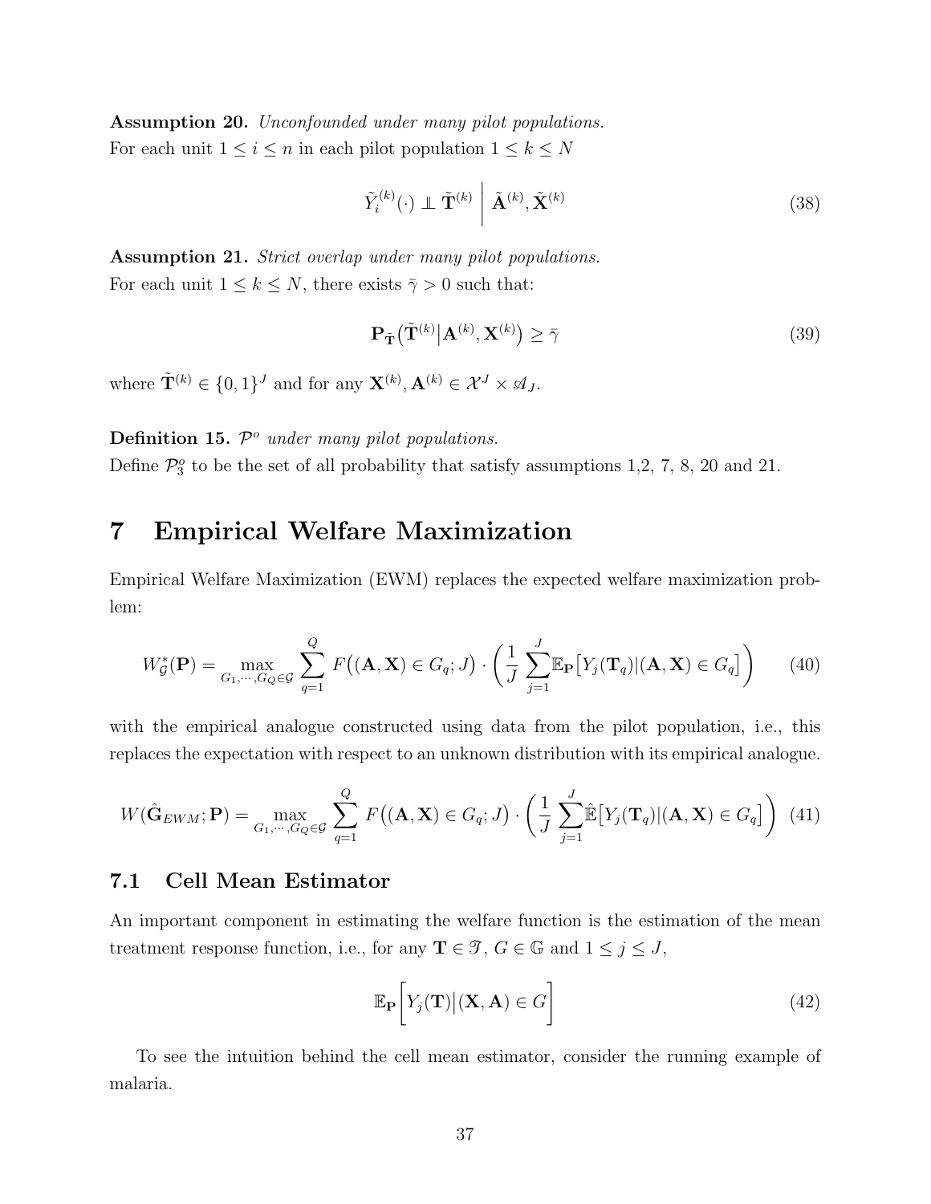**Assumption 20.** *Unconfounded under many pilot populations.*
For each unit $1 \leq i \leq n$ in each pilot population $1 \leq k \leq N$

$$\tilde{Y}_i^{(k)}(\cdot) \perp\!\!\!\perp \tilde{\mathbf{T}}^{(k)} \,\Big|\, \tilde{\mathbf{A}}^{(k)}, \tilde{\mathbf{X}}^{(k)} \tag{38}$$

**Assumption 21.** *Strict overlap under many pilot populations.*
For each unit $1 \leq k \leq N$, there exists $\bar{\gamma} > 0$ such that:

$$\mathbf{P}_{\tilde{\mathbf{T}}}\big(\tilde{\mathbf{T}}^{(k)} \big| \mathbf{A}^{(k)}, \mathbf{X}^{(k)}\big) \geq \bar{\gamma} \tag{39}$$

where $\tilde{\mathbf{T}}^{(k)} \in \{0,1\}^J$ and for any $\mathbf{X}^{(k)}, \mathbf{A}^{(k)} \in \mathcal{X}^J \times \mathscr{A}_J$.

**Definition 15.** *$\mathcal{P}^o$ under many pilot populations.*
Define $\mathcal{P}_3^o$ to be the set of all probability that satisfy assumptions 1,2, 7, 8, 20 and 21.

# 7 Empirical Welfare Maximization

Empirical Welfare Maximization (EWM) replaces the expected welfare maximization problem:

$$W_{\mathcal{G}}^*(\mathbf{P}) = \max_{G_1,\cdots,G_Q \in \mathcal{G}} \sum_{q=1}^{Q} F\big((\mathbf{A},\mathbf{X}) \in G_q; J\big) \cdot \left(\frac{1}{J}\sum_{j=1}^{J} \mathbb{E}_{\mathbf{P}}\big[Y_j(\mathbf{T}_q)|(\mathbf{A},\mathbf{X}) \in G_q\big]\right) \tag{40}$$

with the empirical analogue constructed using data from the pilot population, i.e., this replaces the expectation with respect to an unknown distribution with its empirical analogue.

$$W(\hat{\mathbf{G}}_{EWM}; \mathbf{P}) = \max_{G_1,\cdots,G_Q \in \mathcal{G}} \sum_{q=1}^{Q} F\big((\mathbf{A},\mathbf{X}) \in G_q; J\big) \cdot \left(\frac{1}{J}\sum_{j=1}^{J} \hat{\mathbb{E}}\big[Y_j(\mathbf{T}_q)|(\mathbf{A},\mathbf{X}) \in G_q\big]\right) \tag{41}$$

## 7.1 Cell Mean Estimator

An important component in estimating the welfare function is the estimation of the mean treatment response function, i.e., for any $\mathbf{T} \in \mathscr{T}$, $G \in \mathbb{G}$ and $1 \leq j \leq J$,

$$\mathbb{E}_{\mathbf{P}}\bigg[Y_j(\mathbf{T})\big|(\mathbf{X},\mathbf{A}) \in G\bigg] \tag{42}$$

To see the intuition behind the cell mean estimator, consider the running example of malaria.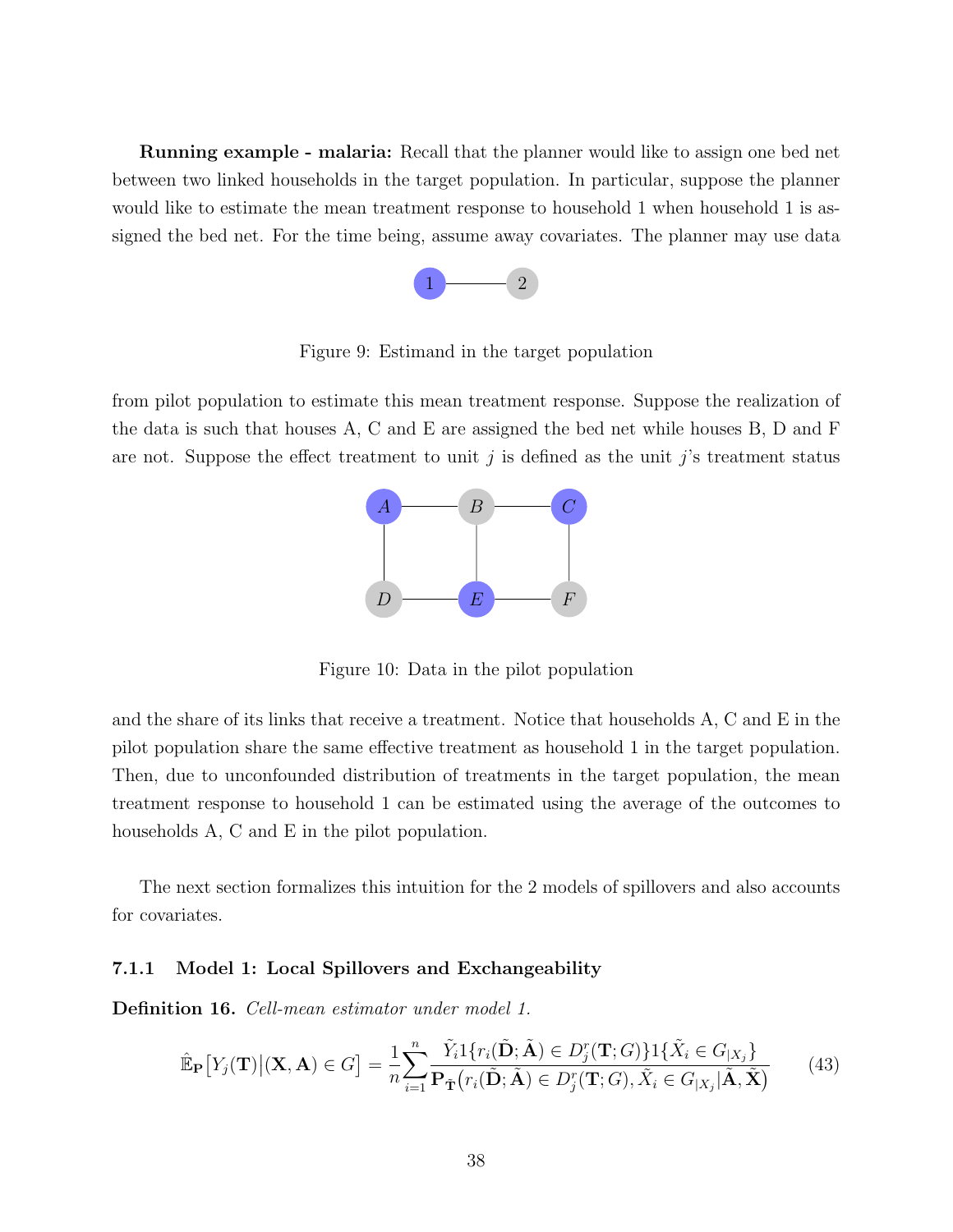**Running example - malaria:** Recall that the planner would like to assign one bed net between two linked households in the target population. In particular, suppose the planner would like to estimate the mean treatment response to household 1 when household 1 is assigned the bed net. For the time being, assume away covariates. The planner may use data

Figure 9: Estimand in the target population

from pilot population to estimate this mean treatment response. Suppose the realization of the data is such that houses A, C and E are assigned the bed net while houses B, D and F are not. Suppose the effect treatment to unit $j$ is defined as the unit $j$'s treatment status

Figure 10: Data in the pilot population

and the share of its links that receive a treatment. Notice that households A, C and E in the pilot population share the same effective treatment as household 1 in the target population. Then, due to unconfounded distribution of treatments in the target population, the mean treatment response to household 1 can be estimated using the average of the outcomes to households A, C and E in the pilot population.

The next section formalizes this intuition for the 2 models of spillovers and also accounts for covariates.

#### 7.1.1 Model 1: Local Spillovers and Exchangeability

**Definition 16.** *Cell-mean estimator under model 1.*

$$\hat{\mathbb{E}}_{\mathbf{P}}\big[Y_j(\mathbf{T})\big|(\mathbf{X},\mathbf{A})\in G\big] = \frac{1}{n}\sum_{i=1}^{n}\frac{\tilde{Y}_i 1\{r_i(\tilde{\mathbf{D}};\tilde{\mathbf{A}})\in D_j^r(\mathbf{T};G)\}1\{\tilde{X}_i\in G_{|X_j}\}}{\mathbf{P}_{\tilde{\mathbf{T}}}\big(r_i(\tilde{\mathbf{D}};\tilde{\mathbf{A}})\in D_j^r(\mathbf{T};G),\tilde{X}_i\in G_{|X_j}|\tilde{\mathbf{A}},\tilde{\mathbf{X}}\big)} \tag{43}$$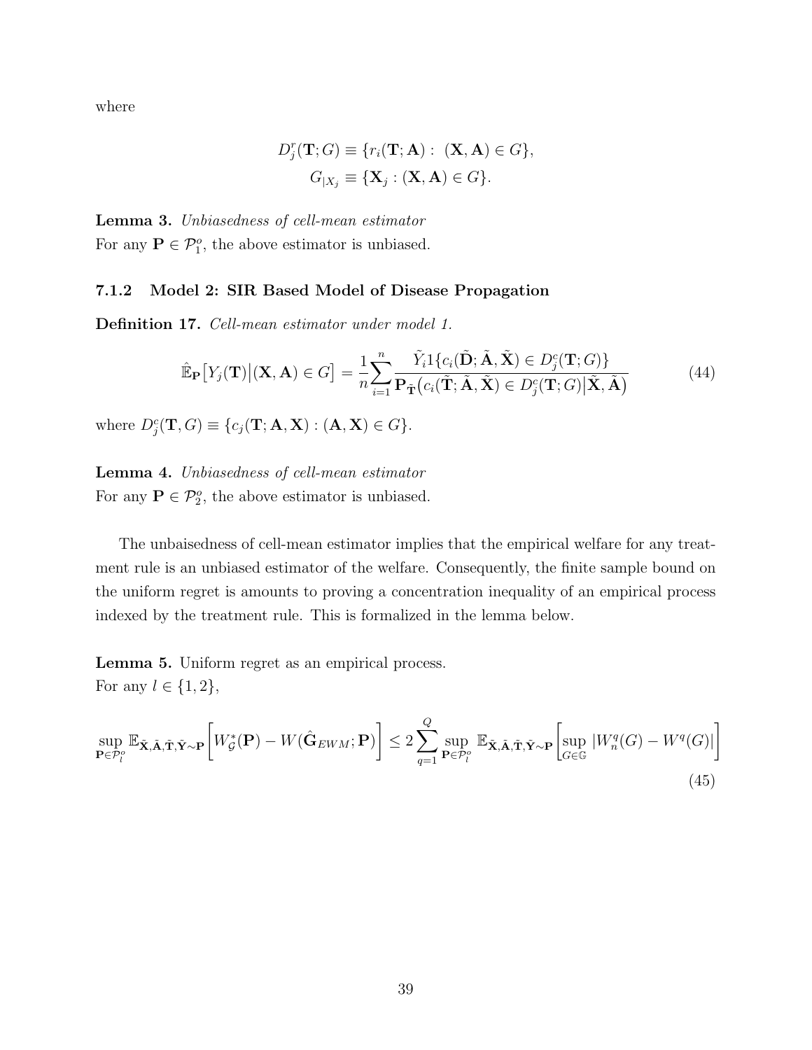where

$$D^r_j(\mathbf{T}; G) \equiv \{r_i(\mathbf{T}; \mathbf{A}) : \ (\mathbf{X}, \mathbf{A}) \in G\},$$
$$G_{|X_j} \equiv \{\mathbf{X}_j : (\mathbf{X}, \mathbf{A}) \in G\}.$$

**Lemma 3.** *Unbiasedness of cell-mean estimator*
For any $\mathbf{P} \in \mathcal{P}^o_1$, the above estimator is unbiased.

### 7.1.2 Model 2: SIR Based Model of Disease Propagation

**Definition 17.** *Cell-mean estimator under model 1.*

$$\hat{\mathbb{E}}_{\mathbf{P}}\big[Y_j(\mathbf{T})\big|(\mathbf{X}, \mathbf{A}) \in G\big] = \frac{1}{n}\sum_{i=1}^{n} \frac{\tilde{Y}_i 1\{c_i(\tilde{\mathbf{D}}; \tilde{\mathbf{A}}, \tilde{\mathbf{X}}) \in D^c_j(\mathbf{T}; G)\}}{\mathbf{P}_{\tilde{\mathbf{T}}}\big(c_i(\tilde{\mathbf{T}}; \tilde{\mathbf{A}}, \tilde{\mathbf{X}}) \in D^c_j(\mathbf{T}; G)\big|\tilde{\mathbf{X}}, \tilde{\mathbf{A}}\big)} \tag{44}$$

where $D^c_j(\mathbf{T}, G) \equiv \{c_j(\mathbf{T}; \mathbf{A}, \mathbf{X}) : (\mathbf{A}, \mathbf{X}) \in G\}$.

**Lemma 4.** *Unbiasedness of cell-mean estimator*
For any $\mathbf{P} \in \mathcal{P}^o_2$, the above estimator is unbiased.

The unbaisedness of cell-mean estimator implies that the empirical welfare for any treatment rule is an unbiased estimator of the welfare. Consequently, the finite sample bound on the uniform regret is amounts to proving a concentration inequality of an empirical process indexed by the treatment rule. This is formalized in the lemma below.

**Lemma 5.** Uniform regret as an empirical process.
For any $l \in \{1, 2\}$,

$$\sup_{\mathbf{P}\in\mathcal{P}^o_l} \mathbb{E}_{\tilde{\mathbf{X}},\tilde{\mathbf{A}},\tilde{\mathbf{T}},\tilde{\mathbf{Y}}\sim\mathbf{P}}\bigg[W^*_{\mathcal{G}}(\mathbf{P}) - W(\hat{\mathbf{G}}_{EWM}; \mathbf{P})\bigg] \leq 2\sum_{q=1}^{Q} \sup_{\mathbf{P}\in\mathcal{P}^o_l} \mathbb{E}_{\tilde{\mathbf{X}},\tilde{\mathbf{A}},\tilde{\mathbf{T}},\tilde{\mathbf{Y}}\sim\mathbf{P}}\bigg[\sup_{G\in\mathbb{G}} |W^q_n(G) - W^q(G)|\bigg] \tag{45}$$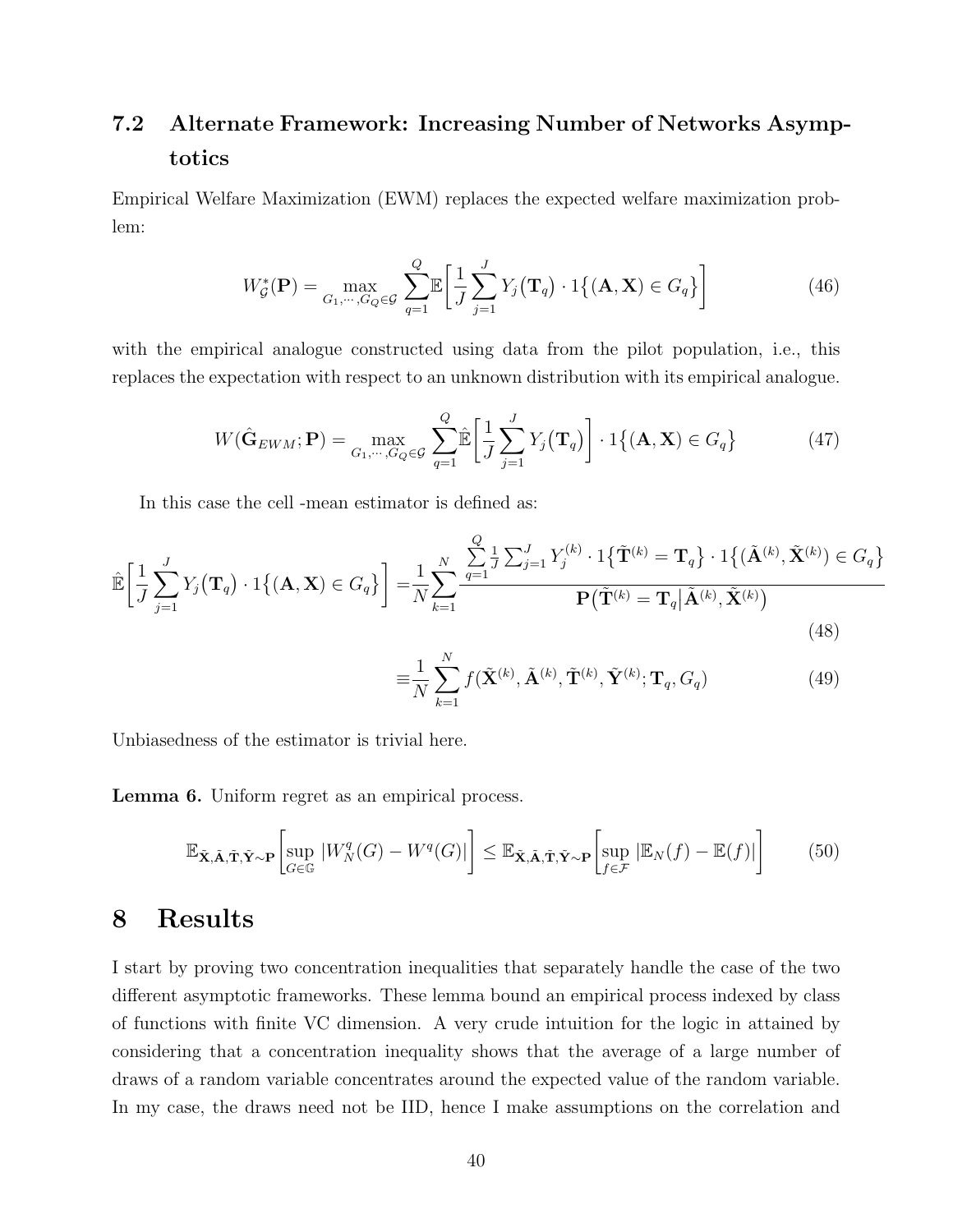### 7.2 Alternate Framework: Increasing Number of Networks Asymptotics

Empirical Welfare Maximization (EWM) replaces the expected welfare maximization problem:

$$W^*_{\mathcal{G}}(\mathbf{P}) = \max_{G_1,\cdots,G_Q \in \mathcal{G}} \sum_{q=1}^{Q} \mathbb{E}\bigg[\frac{1}{J}\sum_{j=1}^{J} Y_j\big(\mathbf{T}_q\big) \cdot 1\big\{(\mathbf{A},\mathbf{X}) \in G_q\big\}\bigg] \tag{46}$$

with the empirical analogue constructed using data from the pilot population, i.e., this replaces the expectation with respect to an unknown distribution with its empirical analogue.

$$W(\hat{\mathbf{G}}_{EWM};\mathbf{P}) = \max_{G_1,\cdots,G_Q \in \mathcal{G}} \sum_{q=1}^{Q} \hat{\mathbb{E}}\bigg[\frac{1}{J}\sum_{j=1}^{J} Y_j\big(\mathbf{T}_q\big)\bigg] \cdot 1\big\{(\mathbf{A},\mathbf{X}) \in G_q\big\} \tag{47}$$

In this case the cell -mean estimator is defined as:

$$\hat{\mathbb{E}}\bigg[\frac{1}{J}\sum_{j=1}^{J} Y_j\big(\mathbf{T}_q\big) \cdot 1\big\{(\mathbf{A},\mathbf{X}) \in G_q\big\}\bigg] = \frac{1}{N}\sum_{k=1}^{N} \frac{\sum_{q=1}^{Q} \frac{1}{J}\sum_{j=1}^{J} Y_j^{(k)} \cdot 1\big\{\tilde{\mathbf{T}}^{(k)} = \mathbf{T}_q\big\} \cdot 1\big\{(\tilde{\mathbf{A}}^{(k)}, \tilde{\mathbf{X}}^{(k)}) \in G_q\big\}}{\mathbf{P}\big(\tilde{\mathbf{T}}^{(k)} = \mathbf{T}_q \big| \tilde{\mathbf{A}}^{(k)}, \tilde{\mathbf{X}}^{(k)}\big)} \tag{48}$$

$$\equiv \frac{1}{N}\sum_{k=1}^{N} f(\tilde{\mathbf{X}}^{(k)}, \tilde{\mathbf{A}}^{(k)}, \tilde{\mathbf{T}}^{(k)}, \tilde{\mathbf{Y}}^{(k)}; \mathbf{T}_q, G_q) \tag{49}$$

Unbiasedness of the estimator is trivial here.

**Lemma 6.** Uniform regret as an empirical process.

$$\mathbb{E}_{\tilde{\mathbf{X}},\tilde{\mathbf{A}},\tilde{\mathbf{T}},\tilde{\mathbf{Y}}\sim\mathbf{P}}\bigg[\sup_{G \in \mathbb{G}} |W_N^q(G) - W^q(G)|\bigg] \leq \mathbb{E}_{\tilde{\mathbf{X}},\tilde{\mathbf{A}},\tilde{\mathbf{T}},\tilde{\mathbf{Y}}\sim\mathbf{P}}\bigg[\sup_{f \in \mathcal{F}} |\mathbb{E}_N(f) - \mathbb{E}(f)|\bigg] \tag{50}$$

# 8 Results

I start by proving two concentration inequalities that separately handle the case of the two different asymptotic frameworks. These lemma bound an empirical process indexed by class of functions with finite VC dimension. A very crude intuition for the logic in attained by considering that a concentration inequality shows that the average of a large number of draws of a random variable concentrates around the expected value of the random variable. In my case, the draws need not be IID, hence I make assumptions on the correlation and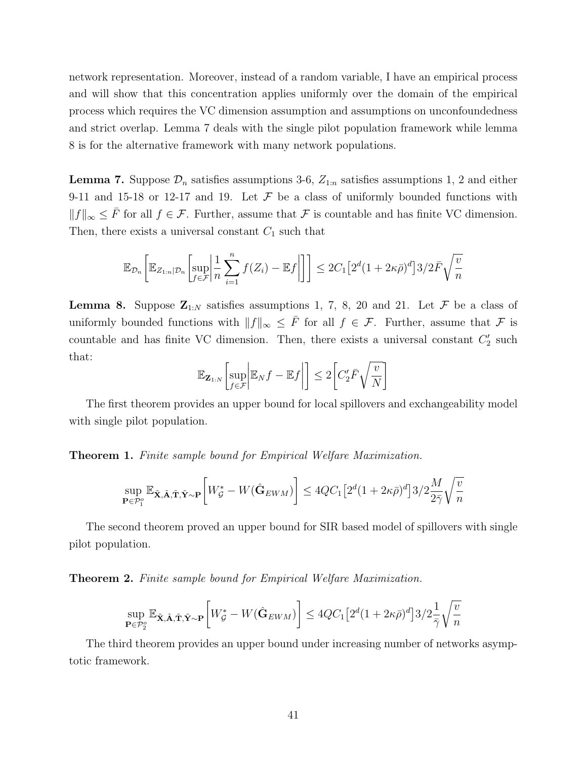network representation. Moreover, instead of a random variable, I have an empirical process and will show that this concentration applies uniformly over the domain of the empirical process which requires the VC dimension assumption and assumptions on unconfoundedness and strict overlap. Lemma 7 deals with the single pilot population framework while lemma 8 is for the alternative framework with many network populations.

**Lemma 7.** Suppose $\mathcal{D}_n$ satisfies assumptions 3-6, $Z_{1:n}$ satisfies assumptions 1, 2 and either 9-11 and 15-18 or 12-17 and 19. Let $\mathcal{F}$ be a class of uniformly bounded functions with $\|f\|_\infty \leq \bar{F}$ for all $f \in \mathcal{F}$. Further, assume that $\mathcal{F}$ is countable and has finite VC dimension. Then, there exists a universal constant $C_1$ such that

$$\mathbb{E}_{\mathcal{D}_n}\left[\mathbb{E}_{Z_{1:n}|\mathcal{D}_n}\left[\sup_{f\in\mathcal{F}}\left|\frac{1}{n}\sum_{i=1}^{n} f(Z_i) - \mathbb{E}f\right|\right]\right] \leq 2C_1\left[2^d(1+2\kappa\bar{\rho})^d\right]3/2\bar{F}\sqrt{\frac{v}{n}}$$

**Lemma 8.** Suppose $\mathbf{Z}_{1:N}$ satisfies assumptions 1, 7, 8, 20 and 21. Let $\mathcal{F}$ be a class of uniformly bounded functions with $\|f\|_\infty \leq \bar{F}$ for all $f \in \mathcal{F}$. Further, assume that $\mathcal{F}$ is countable and has finite VC dimension. Then, there exists a universal constant $C_2'$ such that:

$$\mathbb{E}_{\mathbf{Z}_{1:N}}\left[\sup_{f\in\mathcal{F}}\left|\mathbb{E}_N f - \mathbb{E}f\right|\right] \leq 2\left[C_2'\bar{F}\sqrt{\frac{v}{N}}\right]$$

The first theorem provides an upper bound for local spillovers and exchangeability model with single pilot population.

**Theorem 1.** *Finite sample bound for Empirical Welfare Maximization.*

$$\sup_{\mathbf{P}\in\mathcal{P}_1^o}\mathbb{E}_{\tilde{\mathbf{X}},\tilde{\mathbf{A}},\tilde{\mathbf{T}},\tilde{\mathbf{Y}}\sim\mathbf{P}}\left[W_{\mathcal{G}}^* - W(\hat{\mathbf{G}}_{EWM})\right] \leq 4QC_1\left[2^d(1+2\kappa\bar{\rho})^d\right]3/2\frac{M}{2\bar{\gamma}}\sqrt{\frac{v}{n}}$$

The second theorem proved an upper bound for SIR based model of spillovers with single pilot population.

**Theorem 2.** *Finite sample bound for Empirical Welfare Maximization.*

$$\sup_{\mathbf{P}\in\mathcal{P}_2^o}\mathbb{E}_{\tilde{\mathbf{X}},\tilde{\mathbf{A}},\tilde{\mathbf{T}},\tilde{\mathbf{Y}}\sim\mathbf{P}}\left[W_{\mathcal{G}}^* - W(\hat{\mathbf{G}}_{EWM})\right] \leq 4QC_1\left[2^d(1+2\kappa\bar{\rho})^d\right]3/2\frac{1}{\bar{\gamma}}\sqrt{\frac{v}{n}}$$

The third theorem provides an upper bound under increasing number of networks asymptotic framework.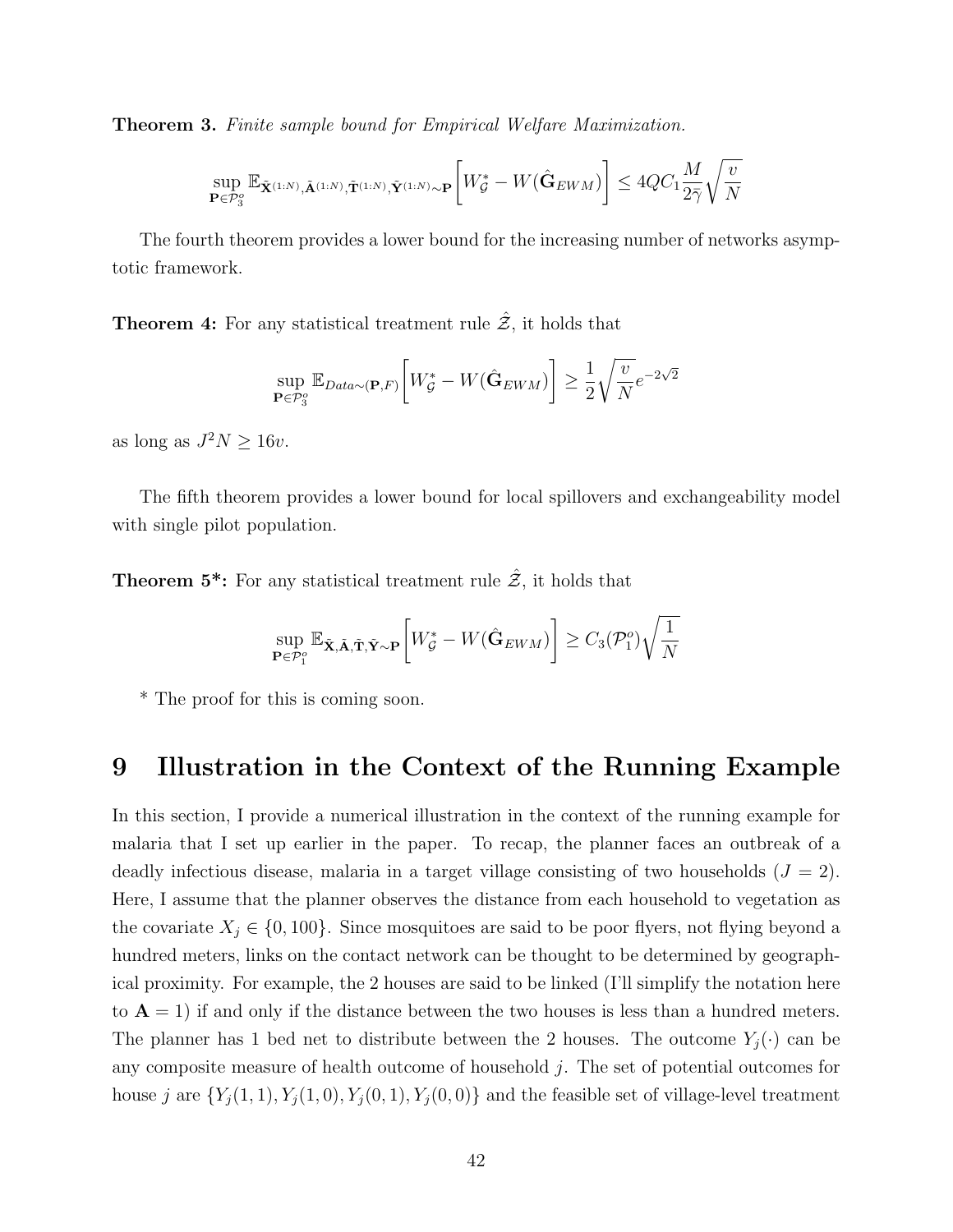**Theorem 3.** *Finite sample bound for Empirical Welfare Maximization.*

$$\sup_{\mathbf{P}\in\mathcal{P}_3^o} \mathbb{E}_{\tilde{\mathbf{X}}^{(1:N)},\tilde{\mathbf{A}}^{(1:N)},\tilde{\mathbf{T}}^{(1:N)},\tilde{\mathbf{Y}}^{(1:N)}\sim\mathbf{P}}\left[W_{\mathcal{G}}^{*} - W(\hat{\mathbf{G}}_{EWM})\right] \leq 4QC_1\frac{M}{2\bar{\gamma}}\sqrt{\frac{v}{N}}$$

The fourth theorem provides a lower bound for the increasing number of networks asymptotic framework.

**Theorem 4:** For any statistical treatment rule $\hat{\mathcal{Z}}$, it holds that

$$\sup_{\mathbf{P}\in\mathcal{P}_3^o} \mathbb{E}_{Data\sim(\mathbf{P},F)}\left[W_{\mathcal{G}}^{*} - W(\hat{\mathbf{G}}_{EWM})\right] \geq \frac{1}{2}\sqrt{\frac{v}{N}}e^{-2\sqrt{2}}$$

as long as $J^2N \geq 16v$.

The fifth theorem provides a lower bound for local spillovers and exchangeability model with single pilot population.

**Theorem 5*:** For any statistical treatment rule $\hat{\mathcal{Z}}$, it holds that

$$\sup_{\mathbf{P}\in\mathcal{P}_1^o} \mathbb{E}_{\tilde{\mathbf{X}},\tilde{\mathbf{A}},\tilde{\mathbf{T}},\tilde{\mathbf{Y}}\sim\mathbf{P}}\left[W_{\mathcal{G}}^{*} - W(\hat{\mathbf{G}}_{EWM})\right] \geq C_3(\mathcal{P}_1^o)\sqrt{\frac{1}{N}}$$

* The proof for this is coming soon.

# 9 Illustration in the Context of the Running Example

In this section, I provide a numerical illustration in the context of the running example for malaria that I set up earlier in the paper. To recap, the planner faces an outbreak of a deadly infectious disease, malaria in a target village consisting of two households ($J = 2$). Here, I assume that the planner observes the distance from each household to vegetation as the covariate $X_j \in \{0, 100\}$. Since mosquitoes are said to be poor flyers, not flying beyond a hundred meters, links on the contact network can be thought to be determined by geographical proximity. For example, the 2 houses are said to be linked (I'll simplify the notation here to $\mathbf{A} = 1$) if and only if the distance between the two houses is less than a hundred meters. The planner has 1 bed net to distribute between the 2 houses. The outcome $Y_j(\cdot)$ can be any composite measure of health outcome of household $j$. The set of potential outcomes for house $j$ are $\{Y_j(1,1), Y_j(1,0), Y_j(0,1), Y_j(0,0)\}$ and the feasible set of village-level treatment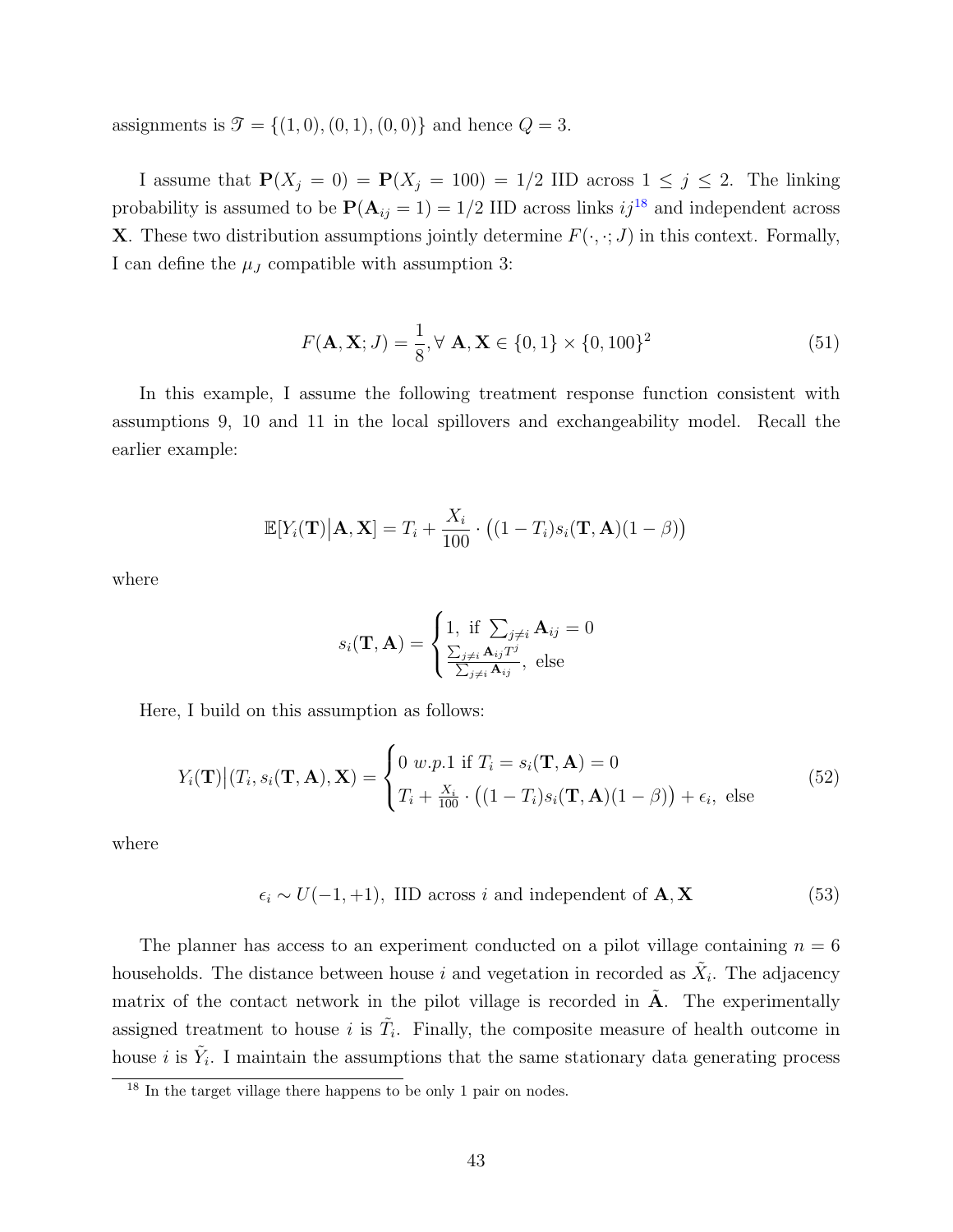assignments is $\mathscr{T} = \{(1,0),(0,1),(0,0)\}$ and hence $Q = 3$.

I assume that $\mathbf{P}(X_j = 0) = \mathbf{P}(X_j = 100) = 1/2$ IID across $1 \leq j \leq 2$. The linking probability is assumed to be $\mathbf{P}(\mathbf{A}_{ij} = 1) = 1/2$ IID across links $ij$[18] and independent across $\mathbf{X}$. These two distribution assumptions jointly determine $F(\cdot,\cdot;J)$ in this context. Formally, I can define the $\mu_J$ compatible with assumption 3:

$$F(\mathbf{A}, \mathbf{X}; J) = \frac{1}{8}, \forall\ \mathbf{A}, \mathbf{X} \in \{0,1\} \times \{0,100\}^2 \tag{51}$$

In this example, I assume the following treatment response function consistent with assumptions 9, 10 and 11 in the local spillovers and exchangeability model. Recall the earlier example:

$$\mathbb{E}[Y_i(\mathbf{T})\big|\mathbf{A},\mathbf{X}] = T_i + \frac{X_i}{100} \cdot \big((1-T_i)s_i(\mathbf{T},\mathbf{A})(1-\beta)\big)$$

where

$$s_i(\mathbf{T},\mathbf{A}) = \begin{cases} 1, \text{ if } \sum_{j\neq i} \mathbf{A}_{ij} = 0 \\ \frac{\sum_{j\neq i} \mathbf{A}_{ij} T^j}{\sum_{j\neq i} \mathbf{A}_{ij}}, \text{ else} \end{cases}$$

Here, I build on this assumption as follows:

$$Y_i(\mathbf{T})\big|(T_i, s_i(\mathbf{T},\mathbf{A}), \mathbf{X}) = \begin{cases} 0 \ w.p.1 \text{ if } T_i = s_i(\mathbf{T},\mathbf{A}) = 0 \\ T_i + \frac{X_i}{100} \cdot \big((1-T_i)s_i(\mathbf{T},\mathbf{A})(1-\beta)\big) + \epsilon_i, \text{ else} \end{cases} \tag{52}$$

where

$$\epsilon_i \sim U(-1,+1), \text{ IID across } i \text{ and independent of } \mathbf{A}, \mathbf{X} \tag{53}$$

The planner has access to an experiment conducted on a pilot village containing $n = 6$ households. The distance between house $i$ and vegetation in recorded as $\tilde{X}_i$. The adjacency matrix of the contact network in the pilot village is recorded in $\tilde{\mathbf{A}}$. The experimentally assigned treatment to house $i$ is $\tilde{T}_i$. Finally, the composite measure of health outcome in house $i$ is $\tilde{Y}_i$. I maintain the assumptions that the same stationary data generating process

[18] In the target village there happens to be only 1 pair on nodes.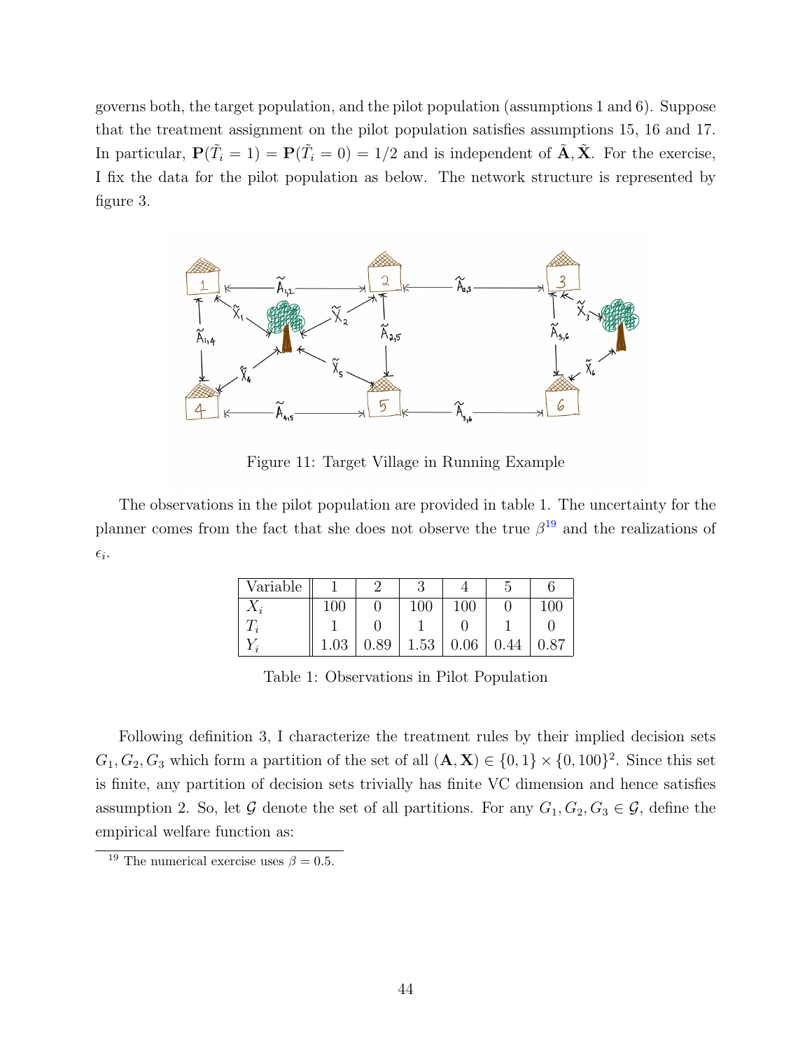governs both, the target population, and the pilot population (assumptions 1 and 6). Suppose that the treatment assignment on the pilot population satisfies assumptions 15, 16 and 17. In particular, $\mathbf{P}(\tilde{T}_i = 1) = \mathbf{P}(\tilde{T}_i = 0) = 1/2$ and is independent of $\tilde{\mathbf{A}}, \tilde{\mathbf{X}}$. For the exercise, I fix the data for the pilot population as below. The network structure is represented by figure 3.

Figure 11: Target Village in Running Example

The observations in the pilot population are provided in table 1. The uncertainty for the planner comes from the fact that she does not observe the true $\beta$[19] and the realizations of $\epsilon_i$.

| Variable | 1 | 2 | 3 | 4 | 5 | 6 |
|---|---|---|---|---|---|---|
| $X_i$ | 100 | 0 | 100 | 100 | 0 | 100 |
| $T_i$ | 1 | 0 | 1 | 0 | 1 | 0 |
| $Y_i$ | 1.03 | 0.89 | 1.53 | 0.06 | 0.44 | 0.87 |

Table 1: Observations in Pilot Population

Following definition 3, I characterize the treatment rules by their implied decision sets $G_1, G_2, G_3$ which form a partition of the set of all $(\mathbf{A}, \mathbf{X}) \in \{0, 1\} \times \{0, 100\}^2$. Since this set is finite, any partition of decision sets trivially has finite VC dimension and hence satisfies assumption 2. So, let $\mathcal{G}$ denote the set of all partitions. For any $G_1, G_2, G_3 \in \mathcal{G}$, define the empirical welfare function as:

[19] The numerical exercise uses $\beta = 0.5$.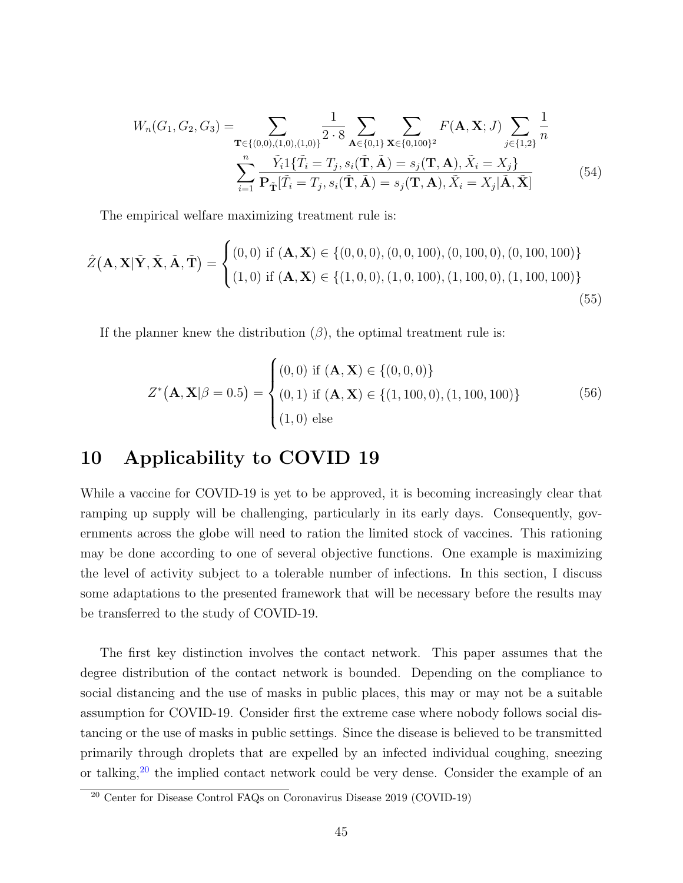$$W_n(G_1, G_2, G_3) = \sum_{\mathbf{T} \in \{(0,0),(1,0),(1,0)\}} \frac{1}{2 \cdot 8} \sum_{\mathbf{A} \in \{0,1\}} \sum_{\mathbf{X} \in \{0,100\}^2} F(\mathbf{A}, \mathbf{X}; J) \sum_{j \in \{1,2\}} \frac{1}{n} \sum_{i=1}^{n} \frac{\tilde{Y}_i 1\{\tilde{T}_i = T_j, s_i(\tilde{\mathbf{T}}, \tilde{\mathbf{A}}) = s_j(\mathbf{T}, \mathbf{A}), \tilde{X}_i = X_j\}}{\mathbf{P}_{\tilde{\mathbf{T}}}[\tilde{T}_i = T_j, s_i(\tilde{\mathbf{T}}, \tilde{\mathbf{A}}) = s_j(\mathbf{T}, \mathbf{A}), \tilde{X}_i = X_j | \tilde{\mathbf{A}}, \tilde{\mathbf{X}}]} \tag{54}$$

The empirical welfare maximizing treatment rule is:

$$\hat{Z}\big(\mathbf{A}, \mathbf{X} | \tilde{\mathbf{Y}}, \tilde{\mathbf{X}}, \tilde{\mathbf{A}}, \tilde{\mathbf{T}}\big) = \begin{cases} (0,0) \text{ if } (\mathbf{A}, \mathbf{X}) \in \{(0,0,0), (0,0,100), (0,100,0), (0,100,100)\} \\ (1,0) \text{ if } (\mathbf{A}, \mathbf{X}) \in \{(1,0,0), (1,0,100), (1,100,0), (1,100,100)\} \end{cases} \tag{55}$$

If the planner knew the distribution $(\beta)$, the optimal treatment rule is:

$$Z^*\big(\mathbf{A}, \mathbf{X} | \beta = 0.5\big) = \begin{cases} (0,0) \text{ if } (\mathbf{A}, \mathbf{X}) \in \{(0,0,0)\} \\ (0,1) \text{ if } (\mathbf{A}, \mathbf{X}) \in \{(1,100,0), (1,100,100)\} \\ (1,0) \text{ else} \end{cases} \tag{56}$$

# 10 Applicability to COVID 19

While a vaccine for COVID-19 is yet to be approved, it is becoming increasingly clear that ramping up supply will be challenging, particularly in its early days. Consequently, governments across the globe will need to ration the limited stock of vaccines. This rationing may be done according to one of several objective functions. One example is maximizing the level of activity subject to a tolerable number of infections. In this section, I discuss some adaptations to the presented framework that will be necessary before the results may be transferred to the study of COVID-19.

The first key distinction involves the contact network. This paper assumes that the degree distribution of the contact network is bounded. Depending on the compliance to social distancing and the use of masks in public places, this may or may not be a suitable assumption for COVID-19. Consider first the extreme case where nobody follows social distancing or the use of masks in public settings. Since the disease is believed to be transmitted primarily through droplets that are expelled by an infected individual coughing, sneezing or talking,[20] the implied contact network could be very dense. Consider the example of an

[20] Center for Disease Control FAQs on Coronavirus Disease 2019 (COVID-19)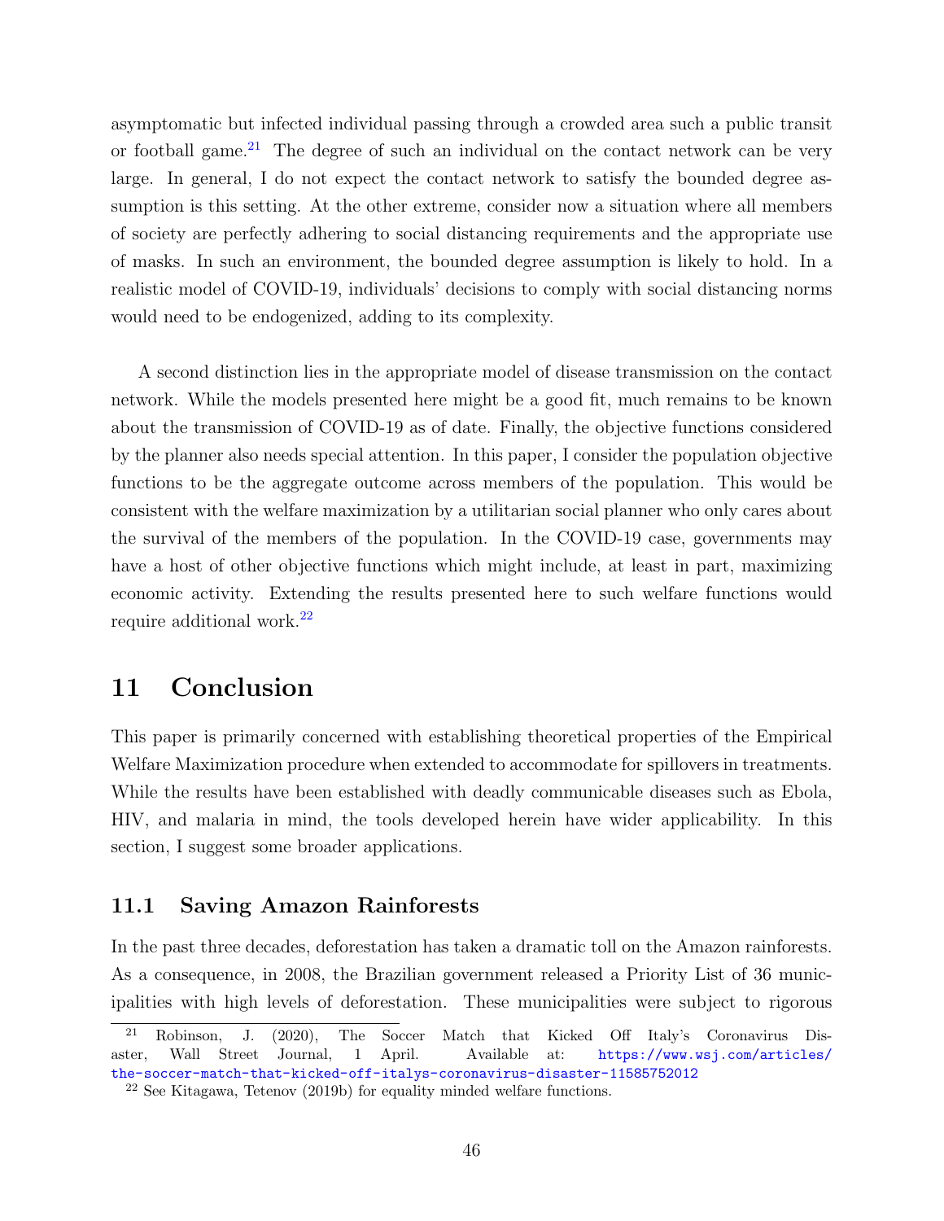asymptomatic but infected individual passing through a crowded area such a public transit or football game.[21] The degree of such an individual on the contact network can be very large. In general, I do not expect the contact network to satisfy the bounded degree assumption is this setting. At the other extreme, consider now a situation where all members of society are perfectly adhering to social distancing requirements and the appropriate use of masks. In such an environment, the bounded degree assumption is likely to hold. In a realistic model of COVID-19, individuals' decisions to comply with social distancing norms would need to be endogenized, adding to its complexity.

A second distinction lies in the appropriate model of disease transmission on the contact network. While the models presented here might be a good fit, much remains to be known about the transmission of COVID-19 as of date. Finally, the objective functions considered by the planner also needs special attention. In this paper, I consider the population objective functions to be the aggregate outcome across members of the population. This would be consistent with the welfare maximization by a utilitarian social planner who only cares about the survival of the members of the population. In the COVID-19 case, governments may have a host of other objective functions which might include, at least in part, maximizing economic activity. Extending the results presented here to such welfare functions would require additional work.[22]

# 11 Conclusion

This paper is primarily concerned with establishing theoretical properties of the Empirical Welfare Maximization procedure when extended to accommodate for spillovers in treatments. While the results have been established with deadly communicable diseases such as Ebola, HIV, and malaria in mind, the tools developed herein have wider applicability. In this section, I suggest some broader applications.

## 11.1 Saving Amazon Rainforests

In the past three decades, deforestation has taken a dramatic toll on the Amazon rainforests. As a consequence, in 2008, the Brazilian government released a Priority List of 36 municipalities with high levels of deforestation. These municipalities were subject to rigorous

[21] Robinson, J. (2020), The Soccer Match that Kicked Off Italy's Coronavirus Disaster, Wall Street Journal, 1 April. Available at: https://www.wsj.com/articles/the-soccer-match-that-kicked-off-italys-coronavirus-disaster-11585752012

[22] See Kitagawa, Tetenov (2019b) for equality minded welfare functions.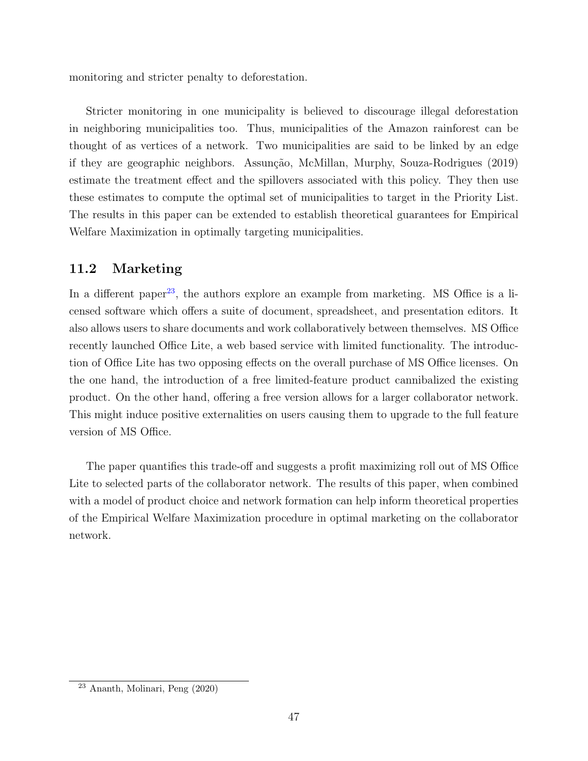monitoring and stricter penalty to deforestation.

Stricter monitoring in one municipality is believed to discourage illegal deforestation in neighboring municipalities too. Thus, municipalities of the Amazon rainforest can be thought of as vertices of a network. Two municipalities are said to be linked by an edge if they are geographic neighbors. Assunção, McMillan, Murphy, Souza-Rodrigues (2019) estimate the treatment effect and the spillovers associated with this policy. They then use these estimates to compute the optimal set of municipalities to target in the Priority List. The results in this paper can be extended to establish theoretical guarantees for Empirical Welfare Maximization in optimally targeting municipalities.

## 11.2 Marketing

In a different paper[23], the authors explore an example from marketing. MS Office is a licensed software which offers a suite of document, spreadsheet, and presentation editors. It also allows users to share documents and work collaboratively between themselves. MS Office recently launched Office Lite, a web based service with limited functionality. The introduction of Office Lite has two opposing effects on the overall purchase of MS Office licenses. On the one hand, the introduction of a free limited-feature product cannibalized the existing product. On the other hand, offering a free version allows for a larger collaborator network. This might induce positive externalities on users causing them to upgrade to the full feature version of MS Office.

The paper quantifies this trade-off and suggests a profit maximizing roll out of MS Office Lite to selected parts of the collaborator network. The results of this paper, when combined with a model of product choice and network formation can help inform theoretical properties of the Empirical Welfare Maximization procedure in optimal marketing on the collaborator network.

[23] Ananth, Molinari, Peng (2020)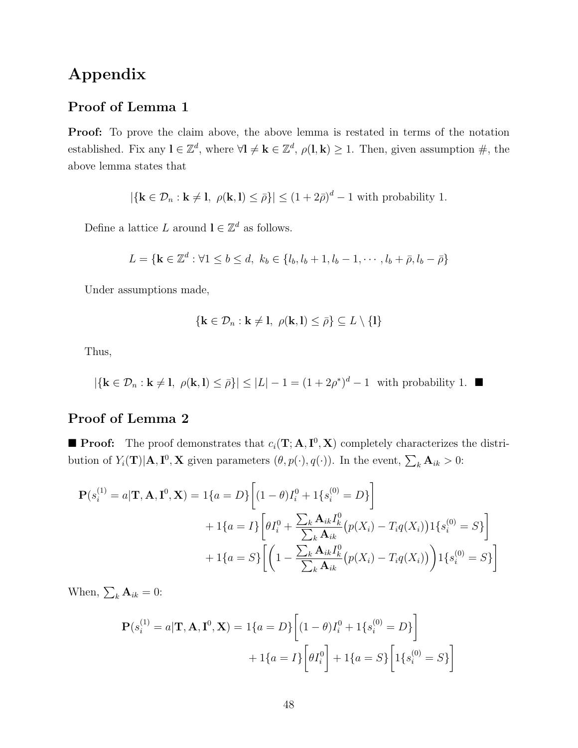# Appendix

## Proof of Lemma 1

**Proof:** To prove the claim above, the above lemma is restated in terms of the notation established. Fix any $\mathbf{l} \in \mathbb{Z}^d$, where $\forall \mathbf{l} \neq \mathbf{k} \in \mathbb{Z}^d$, $\rho(\mathbf{l}, \mathbf{k}) \geq 1$. Then, given assumption #, the above lemma states that

$$|\{\mathbf{k} \in \mathcal{D}_n : \mathbf{k} \neq \mathbf{l},\ \rho(\mathbf{k}, \mathbf{l}) \leq \bar{\rho}\}| \leq (1 + 2\bar{\rho})^d - 1 \text{ with probability 1.}$$

Define a lattice $L$ around $\mathbf{l} \in \mathbb{Z}^d$ as follows.

$$L = \{\mathbf{k} \in \mathbb{Z}^d : \forall 1 \leq b \leq d,\ k_b \in \{l_b, l_b + 1, l_b - 1, \cdots, l_b + \bar{\rho}, l_b - \bar{\rho}\}$$

Under assumptions made,

$$\{\mathbf{k} \in \mathcal{D}_n : \mathbf{k} \neq \mathbf{l},\ \rho(\mathbf{k}, \mathbf{l}) \leq \bar{\rho}\} \subseteq L \setminus \{\mathbf{l}\}$$

Thus,

$$|\{\mathbf{k} \in \mathcal{D}_n : \mathbf{k} \neq \mathbf{l},\ \rho(\mathbf{k}, \mathbf{l}) \leq \bar{\rho}\}| \leq |L| - 1 = (1 + 2\rho^*)^d - 1 \text{ with probability 1. } \blacksquare$$

## Proof of Lemma 2

$\blacksquare$ **Proof:** The proof demonstrates that $c_i(\mathbf{T}; \mathbf{A}, \mathbf{I}^0, \mathbf{X})$ completely characterizes the distribution of $Y_i(\mathbf{T})|\mathbf{A}, \mathbf{I}^0, \mathbf{X}$ given parameters $(\theta, p(\cdot), q(\cdot))$. In the event, $\sum_k \mathbf{A}_{ik} > 0$:

$$\begin{aligned}
\mathbf{P}(s_i^{(1)} = a|\mathbf{T}, \mathbf{A}, \mathbf{I}^0, \mathbf{X}) = 1\{a = D\}&\Big[(1 - \theta)I_i^0 + 1\{s_i^{(0)} = D\}\Big] \\
&+ 1\{a = I\}\Big[\theta I_i^0 + \frac{\sum_k \mathbf{A}_{ik} I_k^0}{\sum_k \mathbf{A}_{ik}}\big(p(X_i) - T_i q(X_i)\big)1\{s_i^{(0)} = S\}\Big] \\
&+ 1\{a = S\}\Big[\Big(1 - \frac{\sum_k \mathbf{A}_{ik} I_k^0}{\sum_k \mathbf{A}_{ik}}\big(p(X_i) - T_i q(X_i)\big)\Big)1\{s_i^{(0)} = S\}\Big]
\end{aligned}$$

When, $\sum_k \mathbf{A}_{ik} = 0$:

$$\begin{aligned}
\mathbf{P}(s_i^{(1)} = a|\mathbf{T}, \mathbf{A}, \mathbf{I}^0, \mathbf{X}) = 1\{a = D\}&\Big[(1 - \theta)I_i^0 + 1\{s_i^{(0)} = D\}\Big] \\
&+ 1\{a = I\}\Big[\theta I_i^0\Big] + 1\{a = S\}\Big[1\{s_i^{(0)} = S\}\Big]
\end{aligned}$$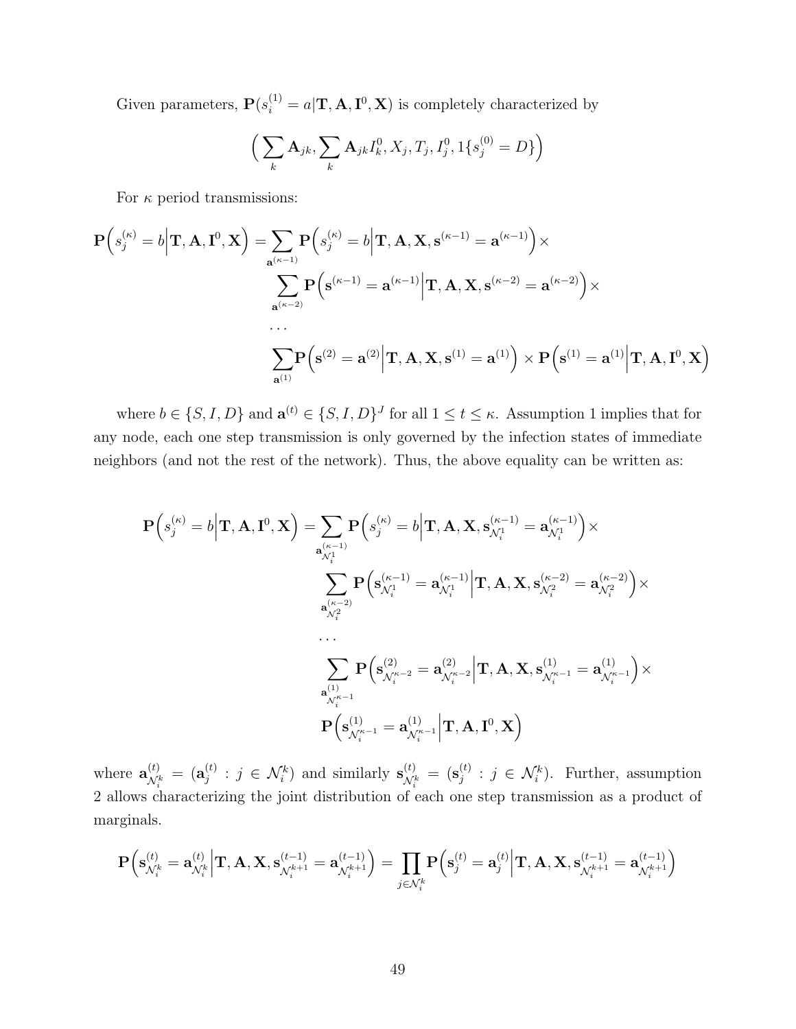Given parameters, $\mathbf{P}(s_i^{(1)} = a | \mathbf{T}, \mathbf{A}, \mathbf{I}^0, \mathbf{X})$ is completely characterized by

$$\Big( \sum_k \mathbf{A}_{jk}, \sum_k \mathbf{A}_{jk} I_k^0, X_j, T_j, I_j^0, 1\{s_j^{(0)} = D\} \Big)$$

For $\kappa$ period transmissions:

$$\begin{aligned}
\mathbf{P}\Big(s_j^{(\kappa)} = b \Big| \mathbf{T}, \mathbf{A}, \mathbf{I}^0, \mathbf{X}\Big) = & \sum_{\mathbf{a}^{(\kappa-1)}} \mathbf{P}\Big(s_j^{(\kappa)} = b \Big| \mathbf{T}, \mathbf{A}, \mathbf{X}, \mathbf{s}^{(\kappa-1)} = \mathbf{a}^{(\kappa-1)}\Big) \times \\
& \sum_{\mathbf{a}^{(\kappa-2)}} \mathbf{P}\Big(\mathbf{s}^{(\kappa-1)} = \mathbf{a}^{(\kappa-1)} \Big| \mathbf{T}, \mathbf{A}, \mathbf{X}, \mathbf{s}^{(\kappa-2)} = \mathbf{a}^{(\kappa-2)}\Big) \times \\
& \cdots \\
& \sum_{\mathbf{a}^{(1)}} \mathbf{P}\Big(\mathbf{s}^{(2)} = \mathbf{a}^{(2)} \Big| \mathbf{T}, \mathbf{A}, \mathbf{X}, \mathbf{s}^{(1)} = \mathbf{a}^{(1)}\Big) \times \mathbf{P}\Big(\mathbf{s}^{(1)} = \mathbf{a}^{(1)} \Big| \mathbf{T}, \mathbf{A}, \mathbf{I}^0, \mathbf{X}\Big)
\end{aligned}$$

where $b \in \{S, I, D\}$ and $\mathbf{a}^{(t)} \in \{S, I, D\}^J$ for all $1 \leq t \leq \kappa$. Assumption 1 implies that for any node, each one step transmission is only governed by the infection states of immediate neighbors (and not the rest of the network). Thus, the above equality can be written as:

$$\begin{aligned}
\mathbf{P}\Big(s_j^{(\kappa)} = b \Big| \mathbf{T}, \mathbf{A}, \mathbf{I}^0, \mathbf{X}\Big) = & \sum_{\mathbf{a}^{(\kappa-1)}_{\mathcal{N}_i^1}} \mathbf{P}\Big(s_j^{(\kappa)} = b \Big| \mathbf{T}, \mathbf{A}, \mathbf{X}, \mathbf{s}^{(\kappa-1)}_{\mathcal{N}_i^1} = \mathbf{a}^{(\kappa-1)}_{\mathcal{N}_i^1}\Big) \times \\
& \sum_{\mathbf{a}^{(\kappa-2)}_{\mathcal{N}_i^2}} \mathbf{P}\Big(\mathbf{s}^{(\kappa-1)}_{\mathcal{N}_i^1} = \mathbf{a}^{(\kappa-1)}_{\mathcal{N}_i^1} \Big| \mathbf{T}, \mathbf{A}, \mathbf{X}, \mathbf{s}^{(\kappa-2)}_{\mathcal{N}_i^2} = \mathbf{a}^{(\kappa-2)}_{\mathcal{N}_i^2}\Big) \times \\
& \cdots \\
& \sum_{\mathbf{a}^{(1)}_{\mathcal{N}_i^{\kappa-1}}} \mathbf{P}\Big(\mathbf{s}^{(2)}_{\mathcal{N}_i^{\kappa-2}} = \mathbf{a}^{(2)}_{\mathcal{N}_i^{\kappa-2}} \Big| \mathbf{T}, \mathbf{A}, \mathbf{X}, \mathbf{s}^{(1)}_{\mathcal{N}_i^{\kappa-1}} = \mathbf{a}^{(1)}_{\mathcal{N}_i^{\kappa-1}}\Big) \times \\
& \mathbf{P}\Big(\mathbf{s}^{(1)}_{\mathcal{N}_i^{\kappa-1}} = \mathbf{a}^{(1)}_{\mathcal{N}_i^{\kappa-1}} \Big| \mathbf{T}, \mathbf{A}, \mathbf{I}^0, \mathbf{X}\Big)
\end{aligned}$$

where $\mathbf{a}^{(t)}_{\mathcal{N}_i^k} = (\mathbf{a}^{(t)}_j : j \in \mathcal{N}_i^k)$ and similarly $\mathbf{s}^{(t)}_{\mathcal{N}_i^k} = (\mathbf{s}^{(t)}_j : j \in \mathcal{N}_i^k)$. Further, assumption 2 allows characterizing the joint distribution of each one step transmission as a product of marginals.

$$\mathbf{P}\Big(\mathbf{s}^{(t)}_{\mathcal{N}_i^k} = \mathbf{a}^{(t)}_{\mathcal{N}_i^k} \Big| \mathbf{T}, \mathbf{A}, \mathbf{X}, \mathbf{s}^{(t-1)}_{\mathcal{N}_i^{k+1}} = \mathbf{a}^{(t-1)}_{\mathcal{N}_i^{k+1}}\Big) = \prod_{j \in \mathcal{N}_i^k} \mathbf{P}\Big(\mathbf{s}^{(t)}_j = \mathbf{a}^{(t)}_j \Big| \mathbf{T}, \mathbf{A}, \mathbf{X}, \mathbf{s}^{(t-1)}_{\mathcal{N}_i^{k+1}} = \mathbf{a}^{(t-1)}_{\mathcal{N}_i^{k+1}}\Big)$$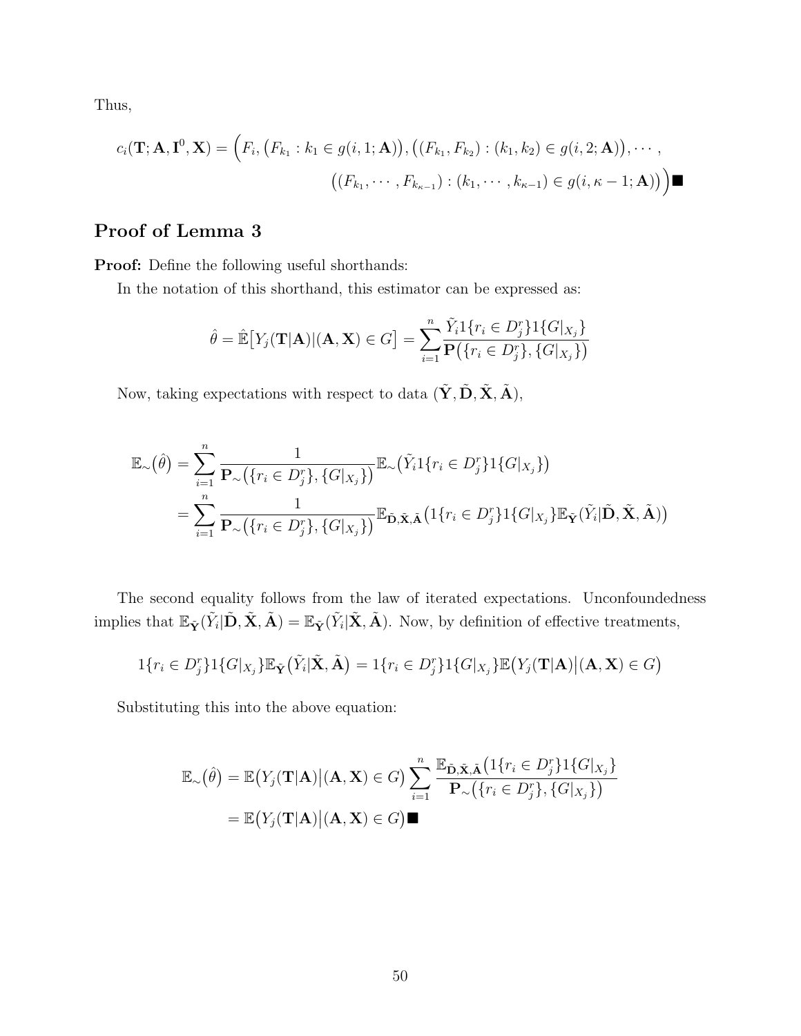Thus,

$$c_i(\mathbf{T}; \mathbf{A}, \mathbf{I}^0, \mathbf{X}) = \Big(F_i, \big(F_{k_1} : k_1 \in g(i, 1; \mathbf{A})\big), \big((F_{k_1}, F_{k_2}) : (k_1, k_2) \in g(i, 2; \mathbf{A})\big), \cdots,$$

$$\big((F_{k_1}, \cdots, F_{k_{\kappa-1}}) : (k_1, \cdots, k_{\kappa-1}) \in g(i, \kappa - 1; \mathbf{A})\big)\Big) \blacksquare$$

## Proof of Lemma 3

**Proof:** Define the following useful shorthands:

In the notation of this shorthand, this estimator can be expressed as:

$$\hat{\theta} = \hat{\mathbb{E}}\big[Y_j(\mathbf{T}|\mathbf{A})|(\mathbf{A}, \mathbf{X}) \in G\big] = \sum_{i=1}^{n} \frac{\tilde{Y}_i 1\{r_i \in D_j^r\} 1\{G|_{X_j}\}}{\mathbf{P}\big(\{r_i \in D_j^r\}, \{G|_{X_j}\}\big)}$$

Now, taking expectations with respect to data $(\tilde{\mathbf{Y}}, \tilde{\mathbf{D}}, \tilde{\mathbf{X}}, \tilde{\mathbf{A}})$,

$$\begin{aligned}
\mathbb{E}_{\sim}\big(\hat{\theta}\big) &= \sum_{i=1}^{n} \frac{1}{\mathbf{P}_{\sim}\big(\{r_i \in D_j^r\}, \{G|_{X_j}\}\big)} \mathbb{E}_{\sim}\big(\tilde{Y}_i 1\{r_i \in D_j^r\} 1\{G|_{X_j}\}\big) \\
&= \sum_{i=1}^{n} \frac{1}{\mathbf{P}_{\sim}\big(\{r_i \in D_j^r\}, \{G|_{X_j}\}\big)} \mathbb{E}_{\tilde{\mathbf{D}}, \tilde{\mathbf{X}}, \tilde{\mathbf{A}}}\big(1\{r_i \in D_j^r\} 1\{G|_{X_j}\} \mathbb{E}_{\tilde{\mathbf{Y}}}(\tilde{Y}_i | \tilde{\mathbf{D}}, \tilde{\mathbf{X}}, \tilde{\mathbf{A}})\big)
\end{aligned}$$

The second equality follows from the law of iterated expectations. Unconfoundedness implies that $\mathbb{E}_{\tilde{\mathbf{Y}}}(\tilde{Y}_i|\tilde{\mathbf{D}}, \tilde{\mathbf{X}}, \tilde{\mathbf{A}}) = \mathbb{E}_{\tilde{\mathbf{Y}}}(\tilde{Y}_i|\tilde{\mathbf{X}}, \tilde{\mathbf{A}})$. Now, by definition of effective treatments,

$$1\{r_i \in D_j^r\} 1\{G|_{X_j}\} \mathbb{E}_{\tilde{\mathbf{Y}}}\big(\tilde{Y}_i | \tilde{\mathbf{X}}, \tilde{\mathbf{A}}\big) = 1\{r_i \in D_j^r\} 1\{G|_{X_j}\} \mathbb{E}\big(Y_j(\mathbf{T}|\mathbf{A})\big|(\mathbf{A}, \mathbf{X}) \in G\big)$$

Substituting this into the above equation:

$$\begin{aligned}
\mathbb{E}_{\sim}\big(\hat{\theta}\big) &= \mathbb{E}\big(Y_j(\mathbf{T}|\mathbf{A})\big|(\mathbf{A}, \mathbf{X}) \in G\big) \sum_{i=1}^{n} \frac{\mathbb{E}_{\tilde{\mathbf{D}}, \tilde{\mathbf{X}}, \tilde{\mathbf{A}}}\big(1\{r_i \in D_j^r\} 1\{G|_{X_j}\}}{\mathbf{P}_{\sim}\big(\{r_i \in D_j^r\}, \{G|_{X_j}\}\big)} \\
&= \mathbb{E}\big(Y_j(\mathbf{T}|\mathbf{A})\big|(\mathbf{A}, \mathbf{X}) \in G\big) \blacksquare
\end{aligned}$$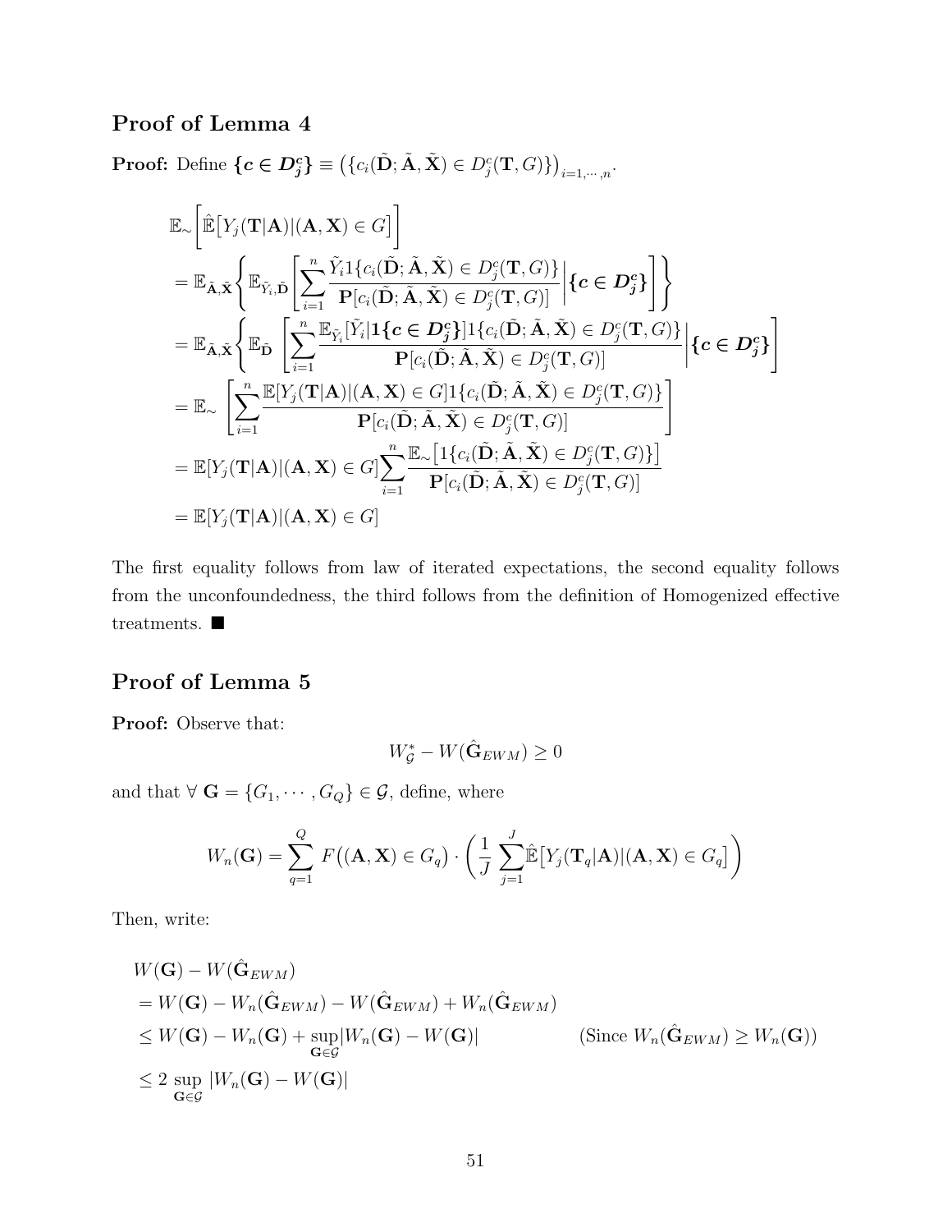## Proof of Lemma 4

**Proof:** Define $\boldsymbol{\{c \in D_j^c\}} \equiv \left(\{c_i(\tilde{\mathbf{D}}; \tilde{\mathbf{A}}, \tilde{\mathbf{X}}) \in D_j^c(\mathbf{T}, G)\}\right)_{i=1,\cdots,n}$.

$$
\begin{aligned}
&\mathbb{E}_{\sim}\left[\hat{\mathbb{E}}\big[Y_j(\mathbf{T}|\mathbf{A})|(\mathbf{A},\mathbf{X}) \in G\big]\right] \\
&= \mathbb{E}_{\tilde{\mathbf{A}},\tilde{\mathbf{X}}}\left\{\mathbb{E}_{\tilde{Y}_i,\tilde{\mathbf{D}}}\left[\sum_{i=1}^{n}\frac{\tilde{Y}_i 1\{c_i(\tilde{\mathbf{D}};\tilde{\mathbf{A}},\tilde{\mathbf{X}}) \in D_j^c(\mathbf{T},G)\}}{\mathbf{P}[c_i(\tilde{\mathbf{D}};\tilde{\mathbf{A}},\tilde{\mathbf{X}}) \in D_j^c(\mathbf{T},G)]}\middle|\boldsymbol{\{c \in D_j^c\}}\right]\right\} \\
&= \mathbb{E}_{\tilde{\mathbf{A}},\tilde{\mathbf{X}}}\left\{\mathbb{E}_{\tilde{\mathbf{D}}}\left[\sum_{i=1}^{n}\frac{\mathbb{E}_{\tilde{Y}_i}[\tilde{Y}_i|\mathbf{1}\boldsymbol{\{c \in D_j^c\}}]1\{c_i(\tilde{\mathbf{D}};\tilde{\mathbf{A}},\tilde{\mathbf{X}}) \in D_j^c(\mathbf{T},G)\}}{\mathbf{P}[c_i(\tilde{\mathbf{D}};\tilde{\mathbf{A}},\tilde{\mathbf{X}}) \in D_j^c(\mathbf{T},G)]}\middle|\boldsymbol{\{c \in D_j^c\}}\right]\right. \\
&= \mathbb{E}_{\sim}\left[\sum_{i=1}^{n}\frac{\mathbb{E}[Y_j(\mathbf{T}|\mathbf{A})|(\mathbf{A},\mathbf{X}) \in G]1\{c_i(\tilde{\mathbf{D}};\tilde{\mathbf{A}},\tilde{\mathbf{X}}) \in D_j^c(\mathbf{T},G)\}}{\mathbf{P}[c_i(\tilde{\mathbf{D}};\tilde{\mathbf{A}},\tilde{\mathbf{X}}) \in D_j^c(\mathbf{T},G)]}\right] \\
&= \mathbb{E}[Y_j(\mathbf{T}|\mathbf{A})|(\mathbf{A},\mathbf{X}) \in G]\sum_{i=1}^{n}\frac{\mathbb{E}_{\sim}\big[1\{c_i(\tilde{\mathbf{D}};\tilde{\mathbf{A}},\tilde{\mathbf{X}}) \in D_j^c(\mathbf{T},G)\}\big]}{\mathbf{P}[c_i(\tilde{\mathbf{D}};\tilde{\mathbf{A}},\tilde{\mathbf{X}}) \in D_j^c(\mathbf{T},G)]} \\
&= \mathbb{E}[Y_j(\mathbf{T}|\mathbf{A})|(\mathbf{A},\mathbf{X}) \in G]
\end{aligned}
$$

The first equality follows from law of iterated expectations, the second equality follows from the unconfoundedness, the third follows from the definition of Homogenized effective treatments. ■

## Proof of Lemma 5

**Proof:** Observe that:

$$W_{\mathcal{G}}^* - W(\hat{\mathbf{G}}_{EWM}) \geq 0$$

and that $\forall\ \mathbf{G} = \{G_1, \cdots, G_Q\} \in \mathcal{G}$, define, where

$$W_n(\mathbf{G}) = \sum_{q=1}^{Q} F\big((\mathbf{A},\mathbf{X}) \in G_q\big) \cdot \left(\frac{1}{J}\sum_{j=1}^{J}\hat{\mathbb{E}}\big[Y_j(\mathbf{T}_q|\mathbf{A})|(\mathbf{A},\mathbf{X}) \in G_q\big]\right)$$

Then, write:

$$
\begin{aligned}
&W(\mathbf{G}) - W(\hat{\mathbf{G}}_{EWM}) \\
&= W(\mathbf{G}) - W_n(\hat{\mathbf{G}}_{EWM}) - W(\hat{\mathbf{G}}_{EWM}) + W_n(\hat{\mathbf{G}}_{EWM}) \\
&\leq W(\mathbf{G}) - W_n(\mathbf{G}) + \sup_{\mathbf{G}\in\mathcal{G}}|W_n(\mathbf{G}) - W(\mathbf{G})| \qquad \text{(Since } W_n(\hat{\mathbf{G}}_{EWM}) \geq W_n(\mathbf{G})\text{)} \\
&\leq 2\sup_{\mathbf{G}\in\mathcal{G}}|W_n(\mathbf{G}) - W(\mathbf{G})|
\end{aligned}
$$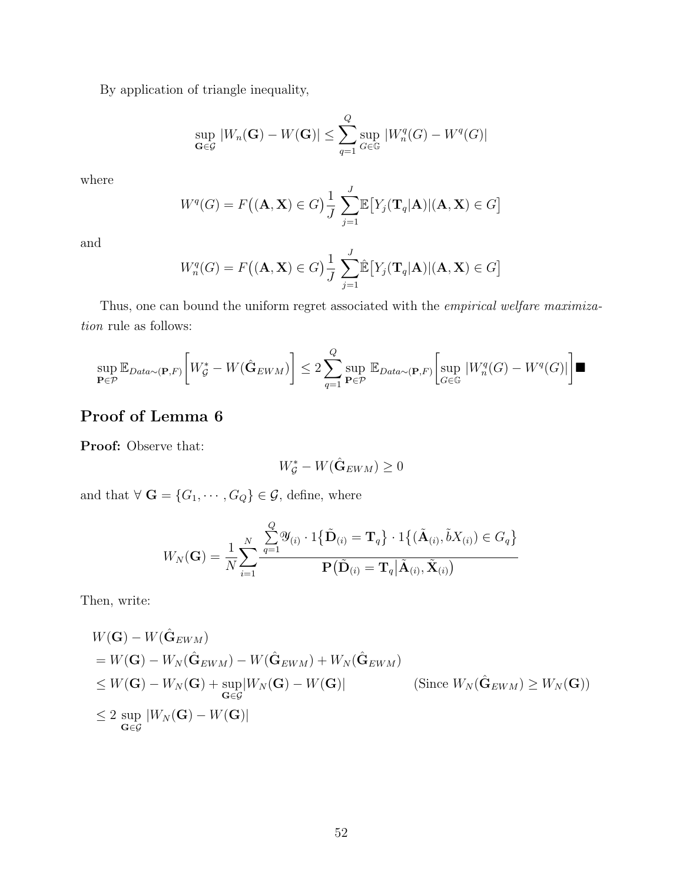By application of triangle inequality,

$$\sup_{\mathbf{G}\in\mathcal{G}} |W_n(\mathbf{G}) - W(\mathbf{G})| \leq \sum_{q=1}^{Q} \sup_{G\in\mathbb{G}} |W_n^q(G) - W^q(G)|$$

where

$$W^q(G) = F\big((\mathbf{A},\mathbf{X}) \in G\big)\frac{1}{J}\sum_{j=1}^{J}\mathbb{E}\big[Y_j(\mathbf{T}_q|\mathbf{A})|(\mathbf{A},\mathbf{X}) \in G\big]$$

and

$$W_n^q(G) = F\big((\mathbf{A},\mathbf{X}) \in G\big)\frac{1}{J}\sum_{j=1}^{J}\hat{\mathbb{E}}\big[Y_j(\mathbf{T}_q|\mathbf{A})|(\mathbf{A},\mathbf{X}) \in G\big]$$

Thus, one can bound the uniform regret associated with the *empirical welfare maximization* rule as follows:

$$\sup_{\mathbf{P}\in\mathcal{P}} \mathbb{E}_{Data\sim(\mathbf{P},F)}\bigg[W_{\mathcal{G}}^* - W(\hat{\mathbf{G}}_{EWM})\bigg] \leq 2\sum_{q=1}^{Q}\sup_{\mathbf{P}\in\mathcal{P}}\mathbb{E}_{Data\sim(\mathbf{P},F)}\bigg[\sup_{G\in\mathbb{G}}|W_n^q(G) - W^q(G)|\bigg] \blacksquare$$

## Proof of Lemma 6

**Proof:** Observe that:

$$W_{\mathcal{G}}^* - W(\hat{\mathbf{G}}_{EWM}) \geq 0$$

and that $\forall\ \mathbf{G} = \{G_1, \cdots, G_Q\} \in \mathcal{G}$, define, where

$$W_N(\mathbf{G}) = \frac{1}{N}\sum_{i=1}^{N}\frac{\sum_{q=1}^{Q}\mathscr{Y}_{(i)} \cdot 1\big\{\tilde{\mathbf{D}}_{(i)} = \mathbf{T}_q\big\} \cdot 1\big\{(\tilde{\mathbf{A}}_{(i)}, \tilde{b}X_{(i)}) \in G_q\big\}}{\mathbf{P}\big(\tilde{\mathbf{D}}_{(i)} = \mathbf{T}_q\big|\tilde{\mathbf{A}}_{(i)}, \tilde{\mathbf{X}}_{(i)}\big)}$$

Then, write:

$$\begin{aligned}
&W(\mathbf{G}) - W(\hat{\mathbf{G}}_{EWM}) \\
&= W(\mathbf{G}) - W_N(\hat{\mathbf{G}}_{EWM}) - W(\hat{\mathbf{G}}_{EWM}) + W_N(\hat{\mathbf{G}}_{EWM}) \\
&\leq W(\mathbf{G}) - W_N(\mathbf{G}) + \sup_{\mathbf{G}\in\mathcal{G}}|W_N(\mathbf{G}) - W(\mathbf{G})| \qquad\qquad (\text{Since } W_N(\hat{\mathbf{G}}_{EWM}) \geq W_N(\mathbf{G})) \\
&\leq 2\sup_{\mathbf{G}\in\mathcal{G}}|W_N(\mathbf{G}) - W(\mathbf{G})|
\end{aligned}$$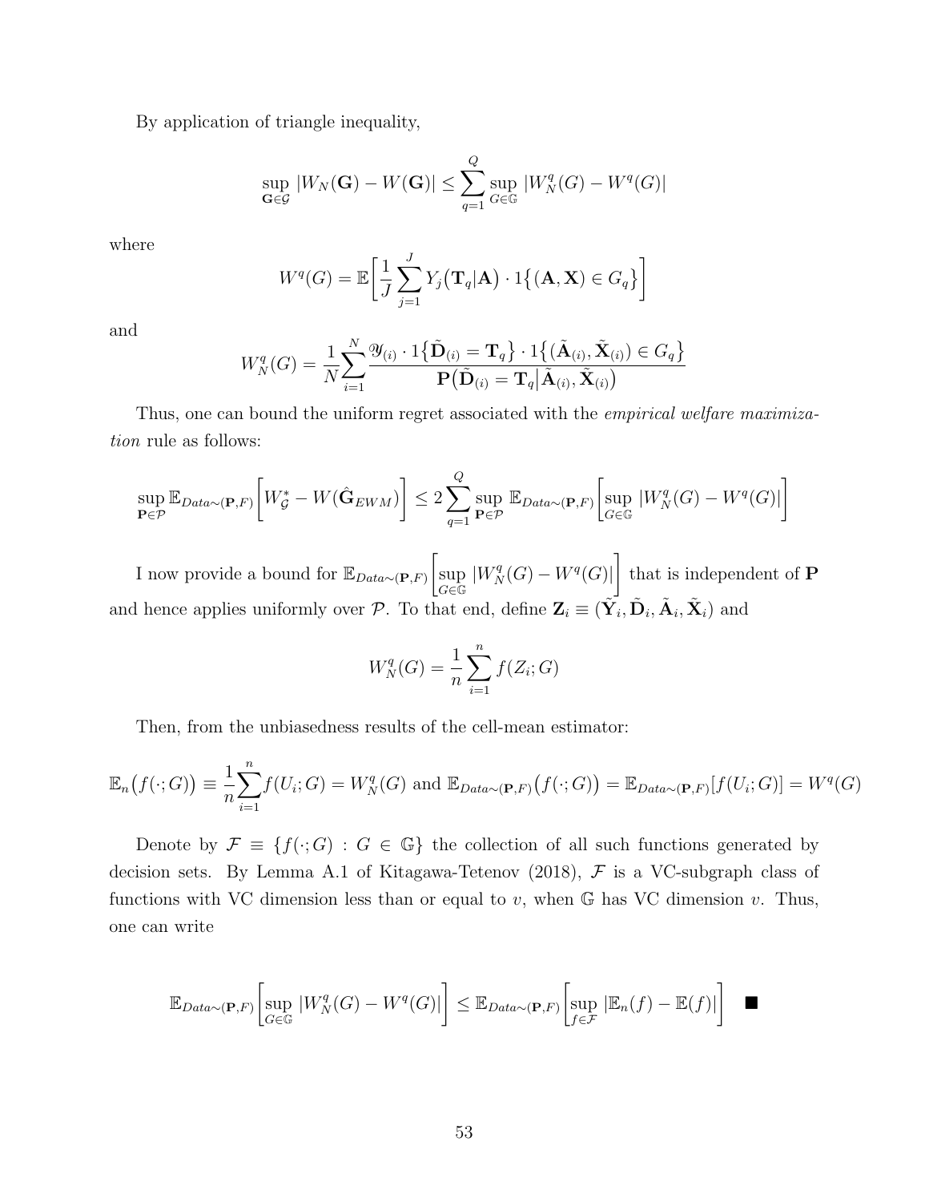By application of triangle inequality,

$$\sup_{\mathbf{G}\in\mathcal{G}} |W_N(\mathbf{G}) - W(\mathbf{G})| \leq \sum_{q=1}^{Q} \sup_{G\in\mathbb{G}} |W_N^q(G) - W^q(G)|$$

where

$$W^q(G) = \mathbb{E}\bigg[\frac{1}{J}\sum_{j=1}^{J} Y_j\big(\mathbf{T}_q|\mathbf{A}\big) \cdot 1\big\{(\mathbf{A},\mathbf{X}) \in G_q\big\}\bigg]$$

and

$$W_N^q(G) = \frac{1}{N}\sum_{i=1}^{N}\frac{\mathscr{Y}_{(i)} \cdot 1\big\{\tilde{\mathbf{D}}_{(i)} = \mathbf{T}_q\big\} \cdot 1\big\{(\tilde{\mathbf{A}}_{(i)}, \tilde{\mathbf{X}}_{(i)}) \in G_q\big\}}{\mathbf{P}\big(\tilde{\mathbf{D}}_{(i)} = \mathbf{T}_q\big|\tilde{\mathbf{A}}_{(i)}, \tilde{\mathbf{X}}_{(i)}\big)}$$

Thus, one can bound the uniform regret associated with the *empirical welfare maximization* rule as follows:

$$\sup_{\mathbf{P}\in\mathcal{P}} \mathbb{E}_{Data\sim(\mathbf{P},F)}\bigg[W_{\mathcal{G}}^* - W(\hat{\mathbf{G}}_{EWM})\bigg] \leq 2\sum_{q=1}^{Q} \sup_{\mathbf{P}\in\mathcal{P}} \mathbb{E}_{Data\sim(\mathbf{P},F)}\bigg[\sup_{G\in\mathbb{G}} |W_N^q(G) - W^q(G)|\bigg]$$

I now provide a bound for $\mathbb{E}_{Data\sim(\mathbf{P},F)}\bigg[\sup_{G\in\mathbb{G}} |W_N^q(G) - W^q(G)|\bigg]$ that is independent of $\mathbf{P}$ and hence applies uniformly over $\mathcal{P}$. To that end, define $\mathbf{Z}_i \equiv (\tilde{\mathbf{Y}}_i, \tilde{\mathbf{D}}_i, \tilde{\mathbf{A}}_i, \tilde{\mathbf{X}}_i)$ and

$$W_N^q(G) = \frac{1}{n}\sum_{i=1}^{n} f(Z_i; G)$$

Then, from the unbiasedness results of the cell-mean estimator:

$$\mathbb{E}_n\big(f(\cdot;G)\big) \equiv \frac{1}{n}\sum_{i=1}^{n} f(U_i;G) = W_N^q(G) \text{ and } \mathbb{E}_{Data\sim(\mathbf{P},F)}\big(f(\cdot;G)\big) = \mathbb{E}_{Data\sim(\mathbf{P},F)}[f(U_i;G)] = W^q(G)$$

Denote by $\mathcal{F} \equiv \{f(\cdot;G) : G \in \mathbb{G}\}$ the collection of all such functions generated by decision sets. By Lemma A.1 of Kitagawa-Tetenov (2018), $\mathcal{F}$ is a VC-subgraph class of functions with VC dimension less than or equal to $v$, when $\mathbb{G}$ has VC dimension $v$. Thus, one can write

$$\mathbb{E}_{Data\sim(\mathbf{P},F)}\bigg[\sup_{G\in\mathbb{G}} |W_N^q(G) - W^q(G)|\bigg] \leq \mathbb{E}_{Data\sim(\mathbf{P},F)}\bigg[\sup_{f\in\mathcal{F}} |\mathbb{E}_n(f) - \mathbb{E}(f)|\bigg] \quad \blacksquare$$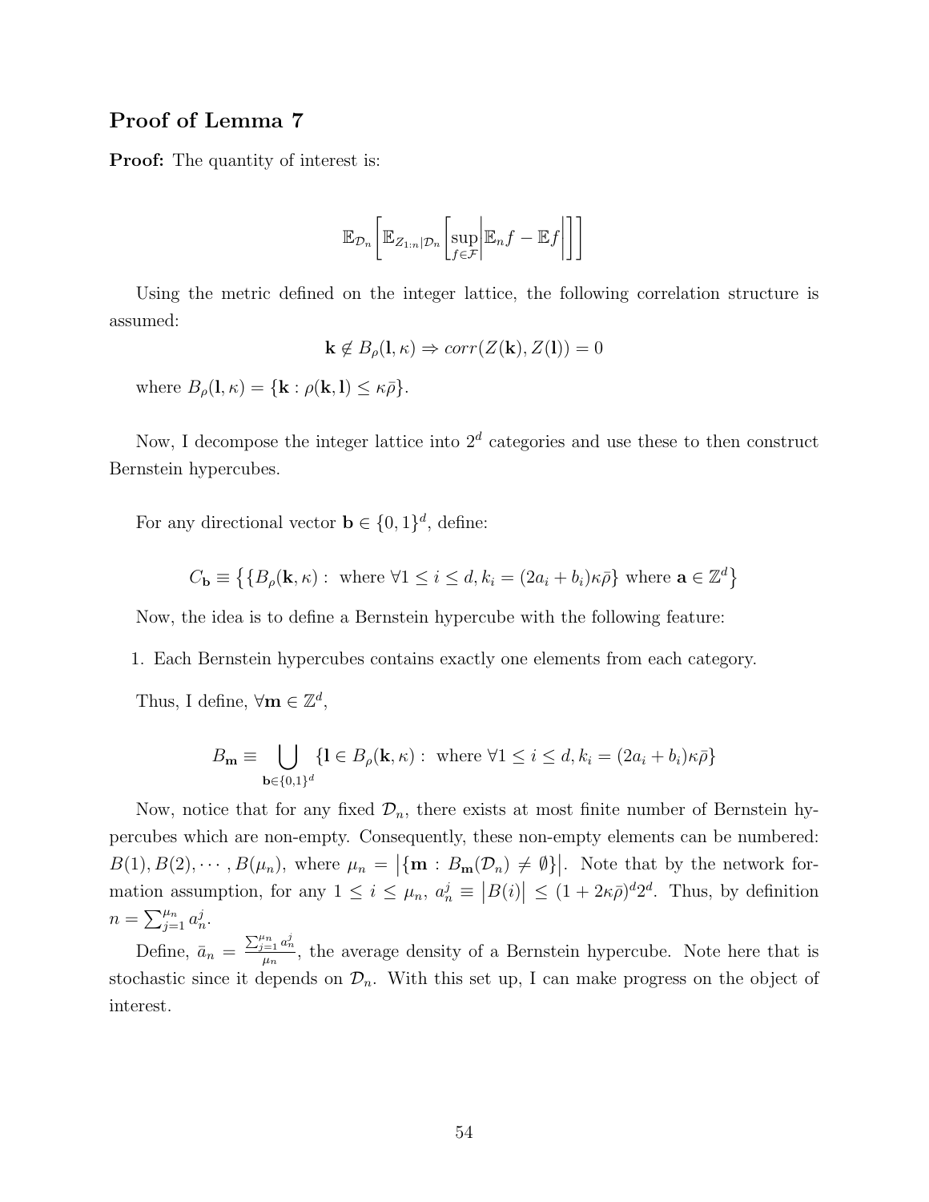## Proof of Lemma 7

**Proof:** The quantity of interest is:

$$\mathbb{E}_{\mathcal{D}_n}\left[\mathbb{E}_{Z_{1:n}|\mathcal{D}_n}\left[\sup_{f\in\mathcal{F}}\left|\mathbb{E}_n f - \mathbb{E}f\right|\right]\right]$$

Using the metric defined on the integer lattice, the following correlation structure is assumed:

$$\mathbf{k} \notin B_\rho(\mathbf{l}, \kappa) \Rightarrow corr(Z(\mathbf{k}), Z(\mathbf{l})) = 0$$

where $B_\rho(\mathbf{l}, \kappa) = \{\mathbf{k} : \rho(\mathbf{k}, \mathbf{l}) \leq \kappa\bar{\rho}\}$.

Now, I decompose the integer lattice into $2^d$ categories and use these to then construct Bernstein hypercubes.

For any directional vector $\mathbf{b} \in \{0,1\}^d$, define:

$$C_{\mathbf{b}} \equiv \left\{\{B_\rho(\mathbf{k}, \kappa) : \text{ where } \forall 1 \leq i \leq d, k_i = (2a_i + b_i)\kappa\bar{\rho}\} \text{ where } \mathbf{a} \in \mathbb{Z}^d\right\}$$

Now, the idea is to define a Bernstein hypercube with the following feature:

1. Each Bernstein hypercubes contains exactly one elements from each category.

Thus, I define, $\forall \mathbf{m} \in \mathbb{Z}^d$,

$$B_{\mathbf{m}} \equiv \bigcup_{\mathbf{b}\in\{0,1\}^d} \{\mathbf{l} \in B_\rho(\mathbf{k}, \kappa) : \text{ where } \forall 1 \leq i \leq d, k_i = (2a_i + b_i)\kappa\bar{\rho}\}$$

Now, notice that for any fixed $\mathcal{D}_n$, there exists at most finite number of Bernstein hypercubes which are non-empty. Consequently, these non-empty elements can be numbered: $B(1), B(2), \cdots, B(\mu_n)$, where $\mu_n = \left|\{\mathbf{m} : B_{\mathbf{m}}(\mathcal{D}_n) \neq \emptyset\}\right|$. Note that by the network formation assumption, for any $1 \leq i \leq \mu_n$, $a_n^j \equiv \left|B(i)\right| \leq (1 + 2\kappa\bar{\rho})^d 2^d$. Thus, by definition $n = \sum_{j=1}^{\mu_n} a_n^j$.

Define, $\bar{a}_n = \frac{\sum_{j=1}^{\mu_n} a_n^j}{\mu_n}$, the average density of a Bernstein hypercube. Note here that is stochastic since it depends on $\mathcal{D}_n$. With this set up, I can make progress on the object of interest.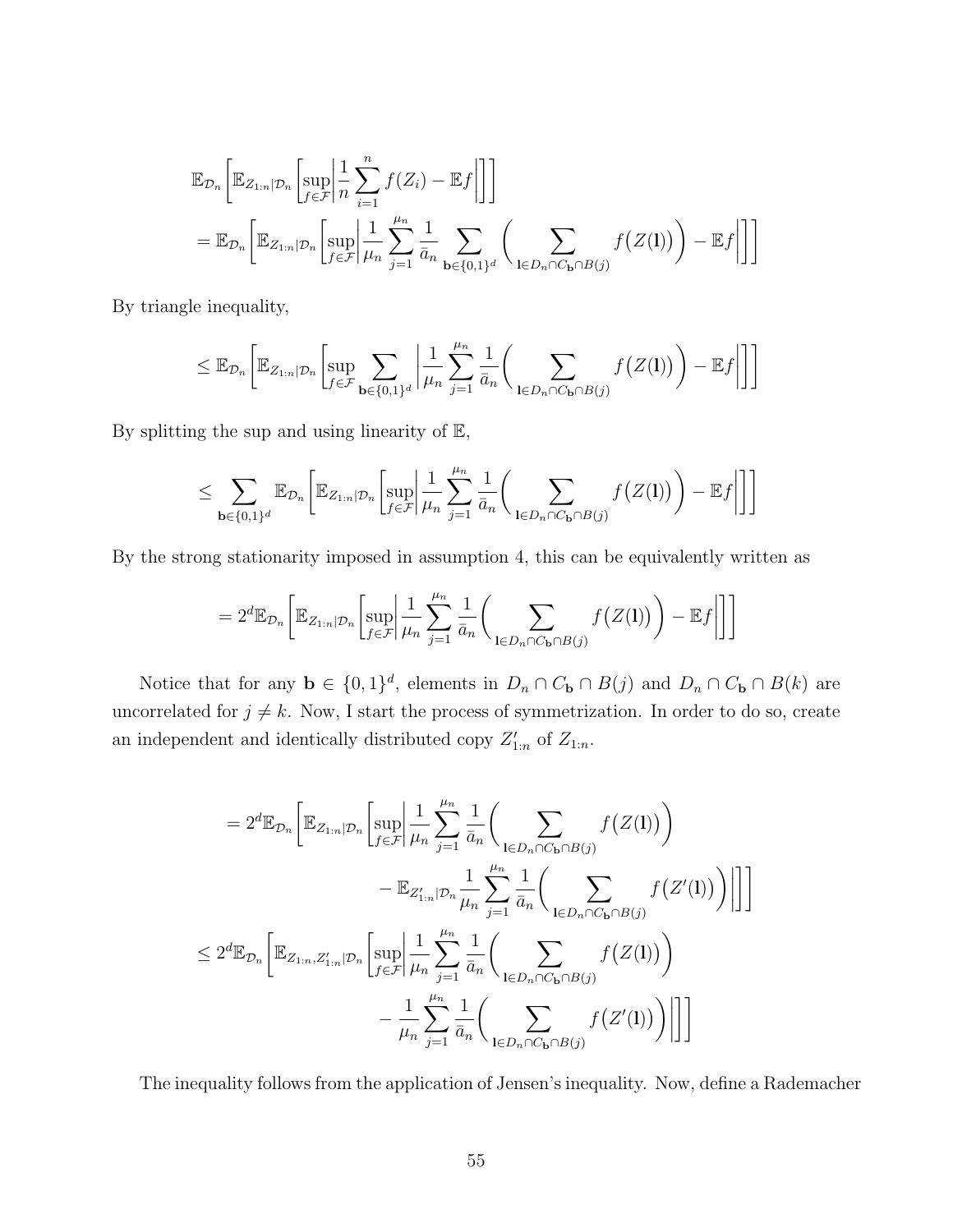$$
\begin{aligned}
&\mathbb{E}_{\mathcal{D}_n}\left[\mathbb{E}_{Z_{1:n}|\mathcal{D}_n}\left[\sup_{f\in\mathcal{F}}\left|\frac{1}{n}\sum_{i=1}^{n} f(Z_i) - \mathbb{E}f\right|\right]\right] \\
&= \mathbb{E}_{\mathcal{D}_n}\left[\mathbb{E}_{Z_{1:n}|\mathcal{D}_n}\left[\sup_{f\in\mathcal{F}}\left|\frac{1}{\mu_n}\sum_{j=1}^{\mu_n}\frac{1}{\bar{a}_n}\sum_{\mathbf{b}\in\{0,1\}^d}\left(\sum_{\mathbf{l}\in D_n\cap C_{\mathbf{b}}\cap B(j)} f\big(Z(\mathbf{l})\big)\right) - \mathbb{E}f\right|\right]\right]
\end{aligned}
$$

By triangle inequality,

$$
\leq \mathbb{E}_{\mathcal{D}_n}\left[\mathbb{E}_{Z_{1:n}|\mathcal{D}_n}\left[\sup_{f\in\mathcal{F}}\sum_{\mathbf{b}\in\{0,1\}^d}\left|\frac{1}{\mu_n}\sum_{j=1}^{\mu_n}\frac{1}{\bar{a}_n}\left(\sum_{\mathbf{l}\in D_n\cap C_{\mathbf{b}}\cap B(j)} f\big(Z(\mathbf{l})\big)\right) - \mathbb{E}f\right|\right]\right]
$$

By splitting the sup and using linearity of $\mathbb{E}$,

$$
\leq \sum_{\mathbf{b}\in\{0,1\}^d}\mathbb{E}_{\mathcal{D}_n}\left[\mathbb{E}_{Z_{1:n}|\mathcal{D}_n}\left[\sup_{f\in\mathcal{F}}\left|\frac{1}{\mu_n}\sum_{j=1}^{\mu_n}\frac{1}{\bar{a}_n}\left(\sum_{\mathbf{l}\in D_n\cap C_{\mathbf{b}}\cap B(j)} f\big(Z(\mathbf{l})\big)\right) - \mathbb{E}f\right|\right]\right]
$$

By the strong stationarity imposed in assumption 4, this can be equivalently written as

$$
= 2^d\mathbb{E}_{\mathcal{D}_n}\left[\mathbb{E}_{Z_{1:n}|\mathcal{D}_n}\left[\sup_{f\in\mathcal{F}}\left|\frac{1}{\mu_n}\sum_{j=1}^{\mu_n}\frac{1}{\bar{a}_n}\left(\sum_{\mathbf{l}\in D_n\cap C_{\mathbf{b}}\cap B(j)} f\big(Z(\mathbf{l})\big)\right) - \mathbb{E}f\right|\right]\right]
$$

Notice that for any $\mathbf{b}\in\{0,1\}^d$, elements in $D_n\cap C_{\mathbf{b}}\cap B(j)$ and $D_n\cap C_{\mathbf{b}}\cap B(k)$ are uncorrelated for $j\neq k$. Now, I start the process of symmetrization. In order to do so, create an independent and identically distributed copy $Z'_{1:n}$ of $Z_{1:n}$.

$$
\begin{aligned}
&= 2^d\mathbb{E}_{\mathcal{D}_n}\Bigg[\mathbb{E}_{Z_{1:n}|\mathcal{D}_n}\Bigg[\sup_{f\in\mathcal{F}}\Bigg|\frac{1}{\mu_n}\sum_{j=1}^{\mu_n}\frac{1}{\bar{a}_n}\left(\sum_{\mathbf{l}\in D_n\cap C_{\mathbf{b}}\cap B(j)} f\big(Z(\mathbf{l})\big)\right) \\
&\qquad\qquad - \mathbb{E}_{Z'_{1:n}|\mathcal{D}_n}\frac{1}{\mu_n}\sum_{j=1}^{\mu_n}\frac{1}{\bar{a}_n}\left(\sum_{\mathbf{l}\in D_n\cap C_{\mathbf{b}}\cap B(j)} f\big(Z'(\mathbf{l})\big)\right)\Bigg|\Bigg]\Bigg] \\
&\leq 2^d\mathbb{E}_{\mathcal{D}_n}\Bigg[\mathbb{E}_{Z_{1:n},Z'_{1:n}|\mathcal{D}_n}\Bigg[\sup_{f\in\mathcal{F}}\Bigg|\frac{1}{\mu_n}\sum_{j=1}^{\mu_n}\frac{1}{\bar{a}_n}\left(\sum_{\mathbf{l}\in D_n\cap C_{\mathbf{b}}\cap B(j)} f\big(Z(\mathbf{l})\big)\right) \\
&\qquad\qquad - \frac{1}{\mu_n}\sum_{j=1}^{\mu_n}\frac{1}{\bar{a}_n}\left(\sum_{\mathbf{l}\in D_n\cap C_{\mathbf{b}}\cap B(j)} f\big(Z'(\mathbf{l})\big)\right)\Bigg|\Bigg]\Bigg]
\end{aligned}
$$

The inequality follows from the application of Jensen's inequality. Now, define a Rademacher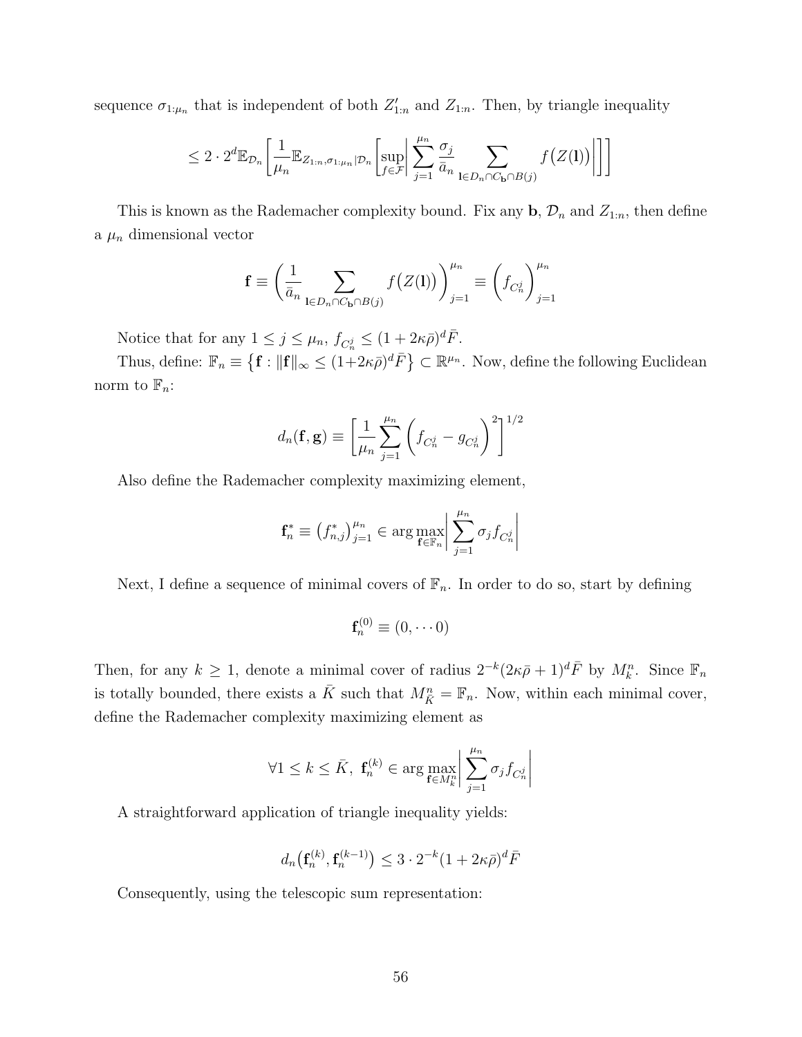sequence $\sigma_{1:\mu_n}$ that is independent of both $Z'_{1:n}$ and $Z_{1:n}$. Then, by triangle inequality

$$\leq 2 \cdot 2^d \mathbb{E}_{\mathcal{D}_n}\left[\frac{1}{\mu_n}\mathbb{E}_{Z_{1:n},\sigma_{1:\mu_n}|\mathcal{D}_n}\left[\sup_{f\in\mathcal{F}}\left|\sum_{j=1}^{\mu_n}\frac{\sigma_j}{\bar{a}_n}\sum_{\mathbf{l}\in D_n\cap C_{\mathbf{b}}\cap B(j)} f\big(Z(\mathbf{l})\big)\right|\right]\right]$$

This is known as the Rademacher complexity bound. Fix any $\mathbf{b}$, $\mathcal{D}_n$ and $Z_{1:n}$, then define a $\mu_n$ dimensional vector

$$\mathbf{f} \equiv \left(\frac{1}{\bar{a}_n}\sum_{\mathbf{l}\in D_n\cap C_{\mathbf{b}}\cap B(j)} f\big(Z(\mathbf{l})\big)\right)_{j=1}^{\mu_n} \equiv \left(f_{C_n^j}\right)_{j=1}^{\mu_n}$$

Notice that for any $1 \leq j \leq \mu_n$, $f_{C_n^j} \leq (1+2\kappa\bar{\rho})^d \bar{F}$.

Thus, define: $\mathbb{F}_n \equiv \left\{\mathbf{f} : \|\mathbf{f}\|_\infty \leq (1+2\kappa\bar{\rho})^d\bar{F}\right\} \subset \mathbb{R}^{\mu_n}$. Now, define the following Euclidean norm to $\mathbb{F}_n$:

$$d_n(\mathbf{f},\mathbf{g}) \equiv \left[\frac{1}{\mu_n}\sum_{j=1}^{\mu_n}\left(f_{C_n^j} - g_{C_n^j}\right)^2\right]^{1/2}$$

Also define the Rademacher complexity maximizing element,

$$\mathbf{f}_n^* \equiv \left(f_{n,j}^*\right)_{j=1}^{\mu_n} \in \arg\max_{\mathbf{f}\in\mathbb{F}_n}\left|\sum_{j=1}^{\mu_n}\sigma_j f_{C_n^j}\right|$$

Next, I define a sequence of minimal covers of $\mathbb{F}_n$. In order to do so, start by defining

$$\mathbf{f}_n^{(0)} \equiv (0,\cdots 0)$$

Then, for any $k \geq 1$, denote a minimal cover of radius $2^{-k}(2\kappa\bar{\rho}+1)^d\bar{F}$ by $M_k^n$. Since $\mathbb{F}_n$ is totally bounded, there exists a $\bar{K}$ such that $M_{\bar{K}}^n = \mathbb{F}_n$. Now, within each minimal cover, define the Rademacher complexity maximizing element as

$$\forall 1 \leq k \leq \bar{K},\ \mathbf{f}_n^{(k)} \in \arg\max_{\mathbf{f}\in M_k^n}\left|\sum_{j=1}^{\mu_n}\sigma_j f_{C_n^j}\right|$$

A straightforward application of triangle inequality yields:

$$d_n\big(\mathbf{f}_n^{(k)},\mathbf{f}_n^{(k-1)}\big) \leq 3\cdot 2^{-k}(1+2\kappa\bar{\rho})^d\bar{F}$$

Consequently, using the telescopic sum representation: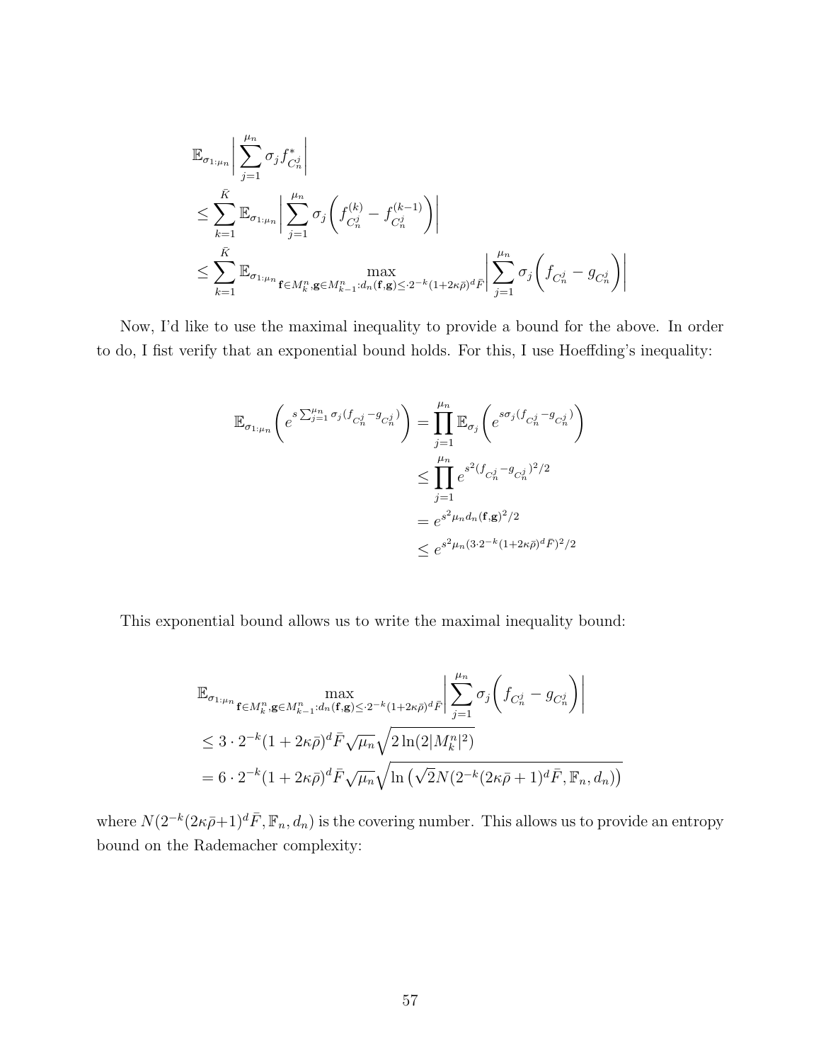$$
\begin{aligned}
&\mathbb{E}_{\sigma_{1:\mu_n}}\Bigg|\sum_{j=1}^{\mu_n}\sigma_j f^*_{C_n^j}\Bigg| \\
&\leq \sum_{k=1}^{\bar{K}}\mathbb{E}_{\sigma_{1:\mu_n}}\Bigg|\sum_{j=1}^{\mu_n}\sigma_j\Bigg(f^{(k)}_{C_n^j}-f^{(k-1)}_{C_n^j}\Bigg)\Bigg| \\
&\leq \sum_{k=1}^{\bar{K}}\mathbb{E}_{\sigma_{1:\mu_n}}\max_{\mathbf{f}\in M_k^n,\mathbf{g}\in M_{k-1}^n:d_n(\mathbf{f},\mathbf{g})\leq\cdot 2^{-k}(1+2\kappa\bar{\rho})^d\bar{F}}\Bigg|\sum_{j=1}^{\mu_n}\sigma_j\Bigg(f_{C_n^j}-g_{C_n^j}\Bigg)\Bigg|
\end{aligned}
$$

Now, I'd like to use the maximal inequality to provide a bound for the above. In order to do, I fist verify that an exponential bound holds. For this, I use Hoeffding's inequality:

$$
\begin{aligned}
\mathbb{E}_{\sigma_{1:\mu_n}}\Bigg(e^{s\sum_{j=1}^{\mu_n}\sigma_j(f_{C_n^j}-g_{C_n^j})}\Bigg) &= \prod_{j=1}^{\mu_n}\mathbb{E}_{\sigma_j}\Bigg(e^{s\sigma_j(f_{C_n^j}-g_{C_n^j})}\Bigg) \\
&\leq \prod_{j=1}^{\mu_n}e^{s^2(f_{C_n^j}-g_{C_n^j})^2/2} \\
&= e^{s^2\mu_n d_n(\mathbf{f},\mathbf{g})^2/2} \\
&\leq e^{s^2\mu_n(3\cdot 2^{-k}(1+2\kappa\bar{\rho})^d\bar{F})^2/2}
\end{aligned}
$$

This exponential bound allows us to write the maximal inequality bound:

$$
\begin{aligned}
&\mathbb{E}_{\sigma_{1:\mu_n}}\max_{\mathbf{f}\in M_k^n,\mathbf{g}\in M_{k-1}^n:d_n(\mathbf{f},\mathbf{g})\leq\cdot 2^{-k}(1+2\kappa\bar{\rho})^d\bar{F}}\Bigg|\sum_{j=1}^{\mu_n}\sigma_j\Bigg(f_{C_n^j}-g_{C_n^j}\Bigg)\Bigg| \\
&\leq 3\cdot 2^{-k}(1+2\kappa\bar{\rho})^d\bar{F}\sqrt{\mu_n}\sqrt{2\ln(2|M_k^n|^2)} \\
&= 6\cdot 2^{-k}(1+2\kappa\bar{\rho})^d\bar{F}\sqrt{\mu_n}\sqrt{\ln\left(\sqrt{2}N(2^{-k}(2\kappa\bar{\rho}+1)^d\bar{F},\mathbb{F}_n,d_n)\right)}
\end{aligned}
$$

where $N(2^{-k}(2\kappa\bar{\rho}+1)^d\bar{F},\mathbb{F}_n,d_n)$ is the covering number. This allows us to provide an entropy bound on the Rademacher complexity: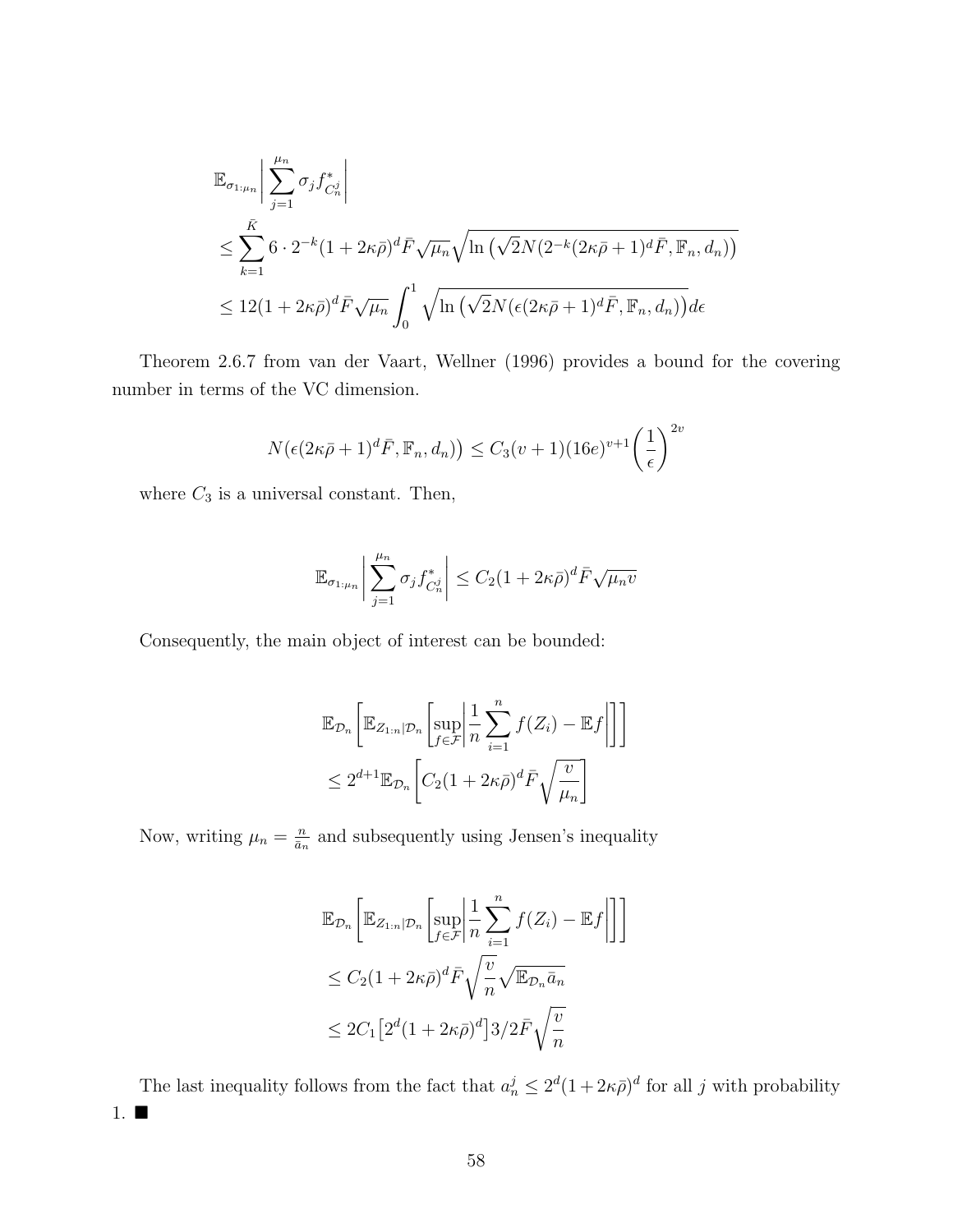$$
\begin{aligned}
&\mathbb{E}_{\sigma_{1:\mu_n}}\left|\sum_{j=1}^{\mu_n}\sigma_j f^*_{C_n^j}\right| \\
&\leq \sum_{k=1}^{\bar{K}} 6\cdot 2^{-k}(1+2\kappa\bar{\rho})^d \bar{F}\sqrt{\mu_n}\sqrt{\ln\left(\sqrt{2}N(2^{-k}(2\kappa\bar{\rho}+1)^d\bar{F},\mathbb{F}_n,d_n)\right)} \\
&\leq 12(1+2\kappa\bar{\rho})^d\bar{F}\sqrt{\mu_n}\int_0^1\sqrt{\ln\left(\sqrt{2}N(\epsilon(2\kappa\bar{\rho}+1)^d\bar{F},\mathbb{F}_n,d_n)\right)}d\epsilon
\end{aligned}
$$

Theorem 2.6.7 from van der Vaart, Wellner (1996) provides a bound for the covering number in terms of the VC dimension.

$$
N(\epsilon(2\kappa\bar{\rho}+1)^d\bar{F},\mathbb{F}_n,d_n)\big) \leq C_3(v+1)(16e)^{v+1}\left(\frac{1}{\epsilon}\right)^{2v}
$$

where $C_3$ is a universal constant. Then,

$$
\mathbb{E}_{\sigma_{1:\mu_n}}\left|\sum_{j=1}^{\mu_n}\sigma_j f^*_{C_n^j}\right| \leq C_2(1+2\kappa\bar{\rho})^d\bar{F}\sqrt{\mu_n v}
$$

Consequently, the main object of interest can be bounded:

$$
\begin{aligned}
&\mathbb{E}_{\mathcal{D}_n}\left[\mathbb{E}_{Z_{1:n}|\mathcal{D}_n}\left[\sup_{f\in\mathcal{F}}\left|\frac{1}{n}\sum_{i=1}^n f(Z_i)-\mathbb{E}f\right|\right]\right] \\
&\leq 2^{d+1}\mathbb{E}_{\mathcal{D}_n}\left[C_2(1+2\kappa\bar{\rho})^d\bar{F}\sqrt{\frac{v}{\mu_n}}\right]
\end{aligned}
$$

Now, writing $\mu_n = \frac{n}{\bar{a}_n}$ and subsequently using Jensen's inequality

$$
\begin{aligned}
&\mathbb{E}_{\mathcal{D}_n}\left[\mathbb{E}_{Z_{1:n}|\mathcal{D}_n}\left[\sup_{f\in\mathcal{F}}\left|\frac{1}{n}\sum_{i=1}^n f(Z_i)-\mathbb{E}f\right|\right]\right] \\
&\leq C_2(1+2\kappa\bar{\rho})^d\bar{F}\sqrt{\frac{v}{n}}\sqrt{\mathbb{E}_{\mathcal{D}_n}\bar{a}_n} \\
&\leq 2C_1\left[2^d(1+2\kappa\bar{\rho})^d\right]3/2\bar{F}\sqrt{\frac{v}{n}}
\end{aligned}
$$

The last inequality follows from the fact that $a_n^j \leq 2^d(1+2\kappa\bar{\rho})^d$ for all $j$ with probability 1. ■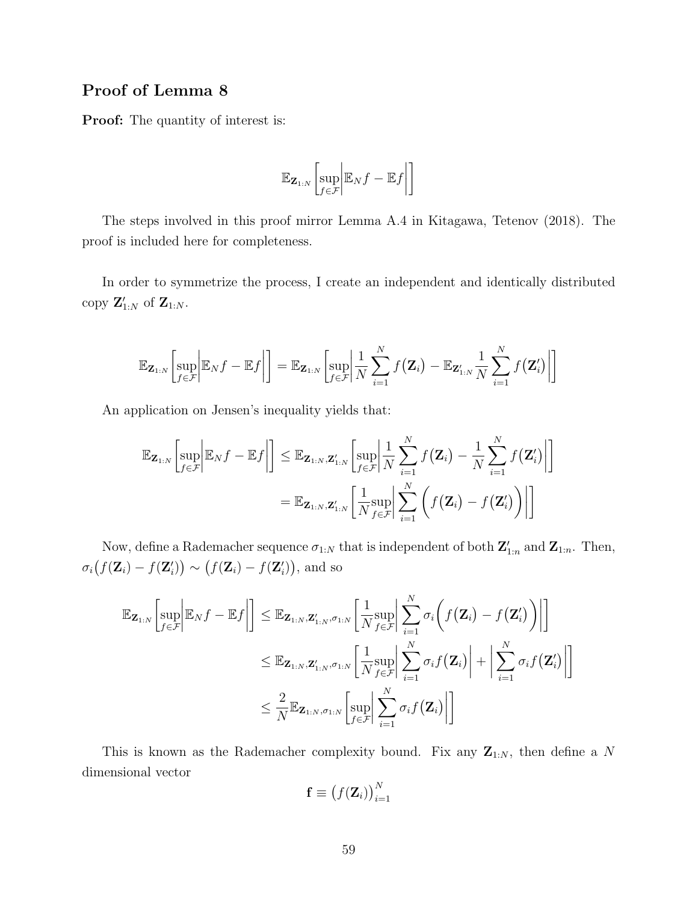## Proof of Lemma 8

**Proof:** The quantity of interest is:

$$\mathbb{E}_{\mathbf{Z}_{1:N}}\left[\sup_{f\in\mathcal{F}}\left|\mathbb{E}_N f - \mathbb{E}f\right|\right]$$

The steps involved in this proof mirror Lemma A.4 in Kitagawa, Tetenov (2018). The proof is included here for completeness.

In order to symmetrize the process, I create an independent and identically distributed copy $\mathbf{Z}'_{1:N}$ of $\mathbf{Z}_{1:N}$.

$$\mathbb{E}_{\mathbf{Z}_{1:N}}\left[\sup_{f\in\mathcal{F}}\left|\mathbb{E}_N f - \mathbb{E}f\right|\right] = \mathbb{E}_{\mathbf{Z}_{1:N}}\left[\sup_{f\in\mathcal{F}}\left|\frac{1}{N}\sum_{i=1}^{N} f\big(\mathbf{Z}_i\big) - \mathbb{E}_{\mathbf{Z}'_{1:N}}\frac{1}{N}\sum_{i=1}^{N} f\big(\mathbf{Z}'_i\big)\right|\right]$$

An application on Jensen's inequality yields that:

$$\begin{aligned}
\mathbb{E}_{\mathbf{Z}_{1:N}}\left[\sup_{f\in\mathcal{F}}\left|\mathbb{E}_N f - \mathbb{E}f\right|\right] &\leq \mathbb{E}_{\mathbf{Z}_{1:N},\mathbf{Z}'_{1:N}}\left[\sup_{f\in\mathcal{F}}\left|\frac{1}{N}\sum_{i=1}^{N} f\big(\mathbf{Z}_i\big) - \frac{1}{N}\sum_{i=1}^{N} f\big(\mathbf{Z}'_i\big)\right|\right] \\
&= \mathbb{E}_{\mathbf{Z}_{1:N},\mathbf{Z}'_{1:N}}\left[\frac{1}{N}\sup_{f\in\mathcal{F}}\left|\sum_{i=1}^{N}\Big(f\big(\mathbf{Z}_i\big) - f\big(\mathbf{Z}'_i\big)\Big)\right|\right]
\end{aligned}$$

Now, define a Rademacher sequence $\sigma_{1:N}$ that is independent of both $\mathbf{Z}'_{1:n}$ and $\mathbf{Z}_{1:n}$. Then, $\sigma_i\big(f(\mathbf{Z}_i) - f(\mathbf{Z}'_i)\big) \sim \big(f(\mathbf{Z}_i) - f(\mathbf{Z}'_i)\big)$, and so

$$\begin{aligned}
\mathbb{E}_{\mathbf{Z}_{1:N}}\left[\sup_{f\in\mathcal{F}}\left|\mathbb{E}_N f - \mathbb{E}f\right|\right] &\leq \mathbb{E}_{\mathbf{Z}_{1:N},\mathbf{Z}'_{1:N},\sigma_{1:N}}\left[\frac{1}{N}\sup_{f\in\mathcal{F}}\left|\sum_{i=1}^{N}\sigma_i\Big(f\big(\mathbf{Z}_i\big) - f\big(\mathbf{Z}'_i\big)\Big)\right|\right] \\
&\leq \mathbb{E}_{\mathbf{Z}_{1:N},\mathbf{Z}'_{1:N},\sigma_{1:N}}\left[\frac{1}{N}\sup_{f\in\mathcal{F}}\left|\sum_{i=1}^{N}\sigma_i f\big(\mathbf{Z}_i\big)\right| + \left|\sum_{i=1}^{N}\sigma_i f\big(\mathbf{Z}'_i\big)\right|\right] \\
&\leq \frac{2}{N}\mathbb{E}_{\mathbf{Z}_{1:N},\sigma_{1:N}}\left[\sup_{f\in\mathcal{F}}\left|\sum_{i=1}^{N}\sigma_i f\big(\mathbf{Z}_i\big)\right|\right]
\end{aligned}$$

This is known as the Rademacher complexity bound. Fix any $\mathbf{Z}_{1:N}$, then define a $N$ dimensional vector

$$\mathbf{f} \equiv \big(f(\mathbf{Z}_i)\big)_{i=1}^{N}$$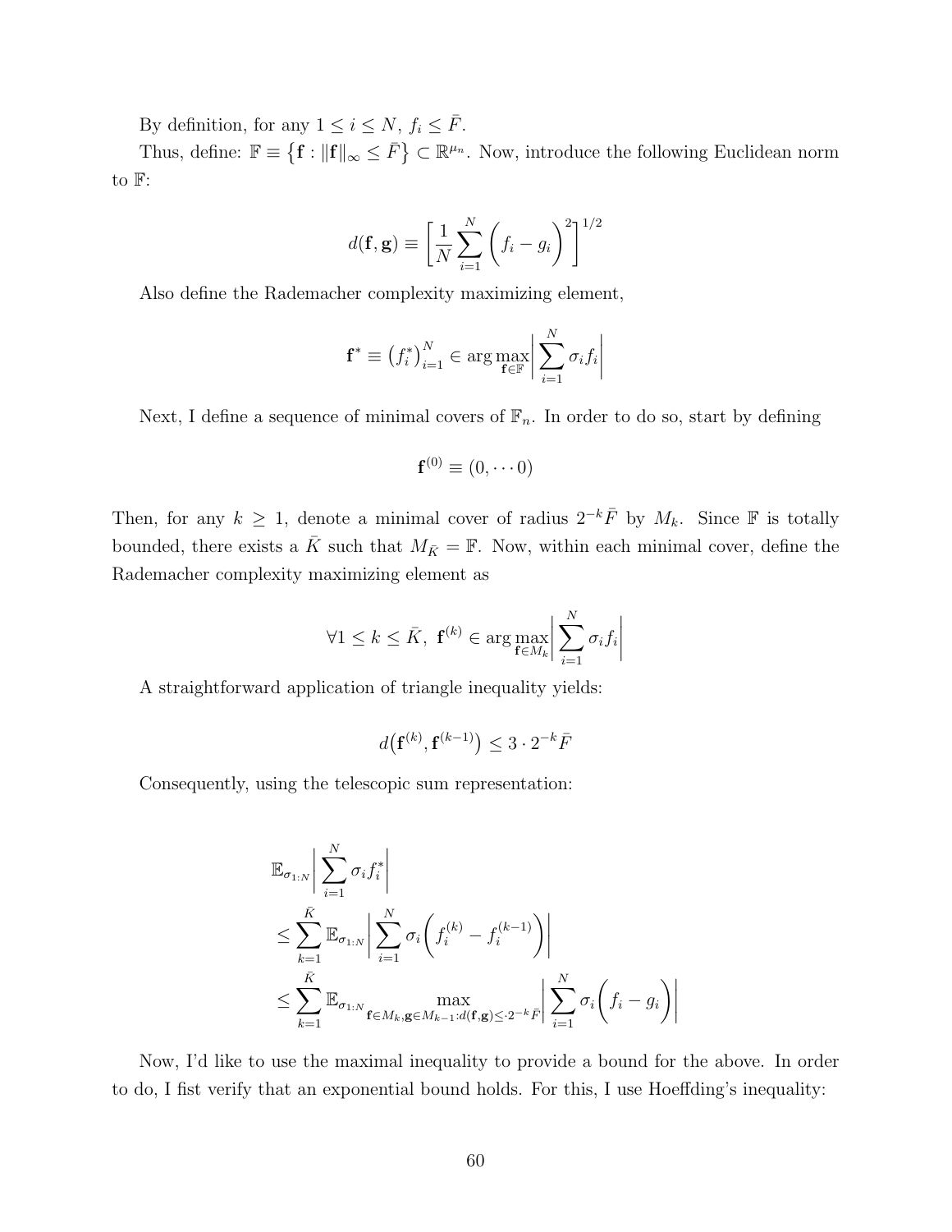By definition, for any $1 \leq i \leq N$, $f_i \leq \bar{F}$.

Thus, define: $\mathbb{F} \equiv \left\{ \mathbf{f} : \|\mathbf{f}\|_\infty \leq \bar{F} \right\} \subset \mathbb{R}^{\mu_n}$. Now, introduce the following Euclidean norm to $\mathbb{F}$:

$$d(\mathbf{f}, \mathbf{g}) \equiv \left[ \frac{1}{N} \sum_{i=1}^{N} \left( f_i - g_i \right)^2 \right]^{1/2}$$

Also define the Rademacher complexity maximizing element,

$$\mathbf{f}^* \equiv \left( f_i^* \right)_{i=1}^N \in \arg\max_{\mathbf{f} \in \mathbb{F}} \left| \sum_{i=1}^{N} \sigma_i f_i \right|$$

Next, I define a sequence of minimal covers of $\mathbb{F}_n$. In order to do so, start by defining

$$\mathbf{f}^{(0)} \equiv (0, \cdots 0)$$

Then, for any $k \geq 1$, denote a minimal cover of radius $2^{-k}\bar{F}$ by $M_k$. Since $\mathbb{F}$ is totally bounded, there exists a $\bar{K}$ such that $M_{\bar{K}} = \mathbb{F}$. Now, within each minimal cover, define the Rademacher complexity maximizing element as

$$\forall 1 \leq k \leq \bar{K}, \ \mathbf{f}^{(k)} \in \arg\max_{\mathbf{f} \in M_k} \left| \sum_{i=1}^{N} \sigma_i f_i \right|$$

A straightforward application of triangle inequality yields:

$$d\big(\mathbf{f}^{(k)}, \mathbf{f}^{(k-1)}\big) \leq 3 \cdot 2^{-k} \bar{F}$$

Consequently, using the telescopic sum representation:

$$\begin{aligned}
&\mathbb{E}_{\sigma_{1:N}} \left| \sum_{i=1}^{N} \sigma_i f_i^* \right| \\
&\leq \sum_{k=1}^{\bar{K}} \mathbb{E}_{\sigma_{1:N}} \left| \sum_{i=1}^{N} \sigma_i \left( f_i^{(k)} - f_i^{(k-1)} \right) \right| \\
&\leq \sum_{k=1}^{\bar{K}} \mathbb{E}_{\sigma_{1:N}} \max_{\mathbf{f} \in M_k, \mathbf{g} \in M_{k-1} : d(\mathbf{f}, \mathbf{g}) \leq \cdot 2^{-k} \bar{F}} \left| \sum_{i=1}^{N} \sigma_i \left( f_i - g_i \right) \right|
\end{aligned}$$

Now, I'd like to use the maximal inequality to provide a bound for the above. In order to do, I fist verify that an exponential bound holds. For this, I use Hoeffding's inequality: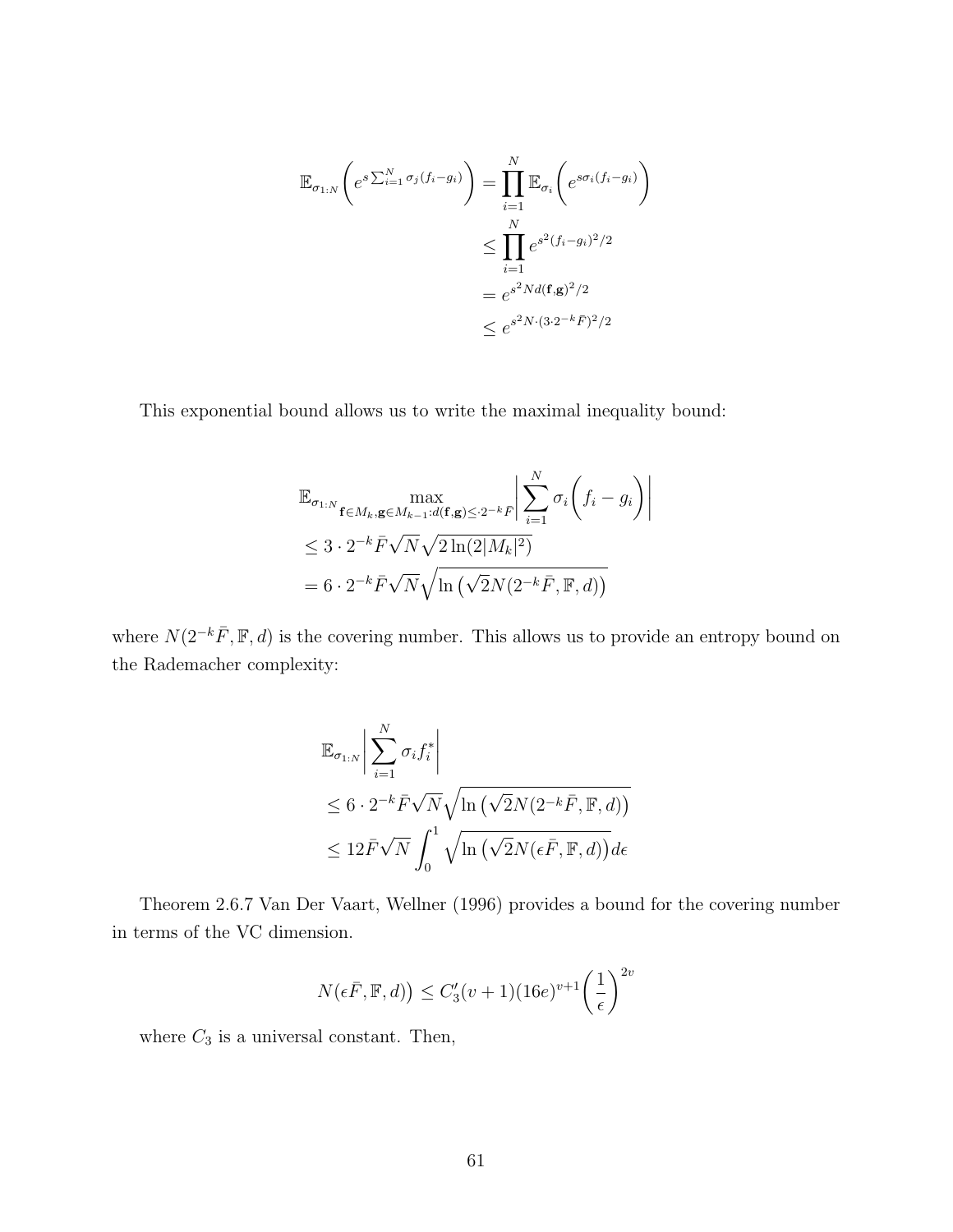$$
\begin{aligned}
\mathbb{E}_{\sigma_{1:N}}\bigg(e^{s\sum_{i=1}^{N}\sigma_j(f_i-g_i)}\bigg) &= \prod_{i=1}^{N}\mathbb{E}_{\sigma_i}\bigg(e^{s\sigma_i(f_i-g_i)}\bigg) \\
&\leq \prod_{i=1}^{N} e^{s^2(f_i-g_i)^2/2} \\
&= e^{s^2 N d(\mathbf{f},\mathbf{g})^2/2} \\
&\leq e^{s^2 N\cdot(3\cdot 2^{-k}\bar{F})^2/2}
\end{aligned}
$$

This exponential bound allows us to write the maximal inequality bound:

$$
\begin{aligned}
&\mathbb{E}_{\sigma_{1:N}} \max_{\mathbf{f}\in M_k,\mathbf{g}\in M_{k-1}:d(\mathbf{f},\mathbf{g})\leq\cdot 2^{-k}\bar{F}} \bigg|\sum_{i=1}^{N}\sigma_i\bigg(f_i - g_i\bigg)\bigg| \\
&\leq 3\cdot 2^{-k}\bar{F}\sqrt{N}\sqrt{2\ln(2|M_k|^2)} \\
&= 6\cdot 2^{-k}\bar{F}\sqrt{N}\sqrt{\ln\left(\sqrt{2}N(2^{-k}\bar{F},\mathbb{F},d)\right)}
\end{aligned}
$$

where $N(2^{-k}\bar{F},\mathbb{F},d)$ is the covering number. This allows us to provide an entropy bound on the Rademacher complexity:

$$
\begin{aligned}
&\mathbb{E}_{\sigma_{1:N}}\bigg|\sum_{i=1}^{N}\sigma_i f_i^*\bigg| \\
&\leq 6\cdot 2^{-k}\bar{F}\sqrt{N}\sqrt{\ln\left(\sqrt{2}N(2^{-k}\bar{F},\mathbb{F},d)\right)} \\
&\leq 12\bar{F}\sqrt{N}\int_0^1 \sqrt{\ln\left(\sqrt{2}N(\epsilon\bar{F},\mathbb{F},d)\right)}d\epsilon
\end{aligned}
$$

Theorem 2.6.7 Van Der Vaart, Wellner (1996) provides a bound for the covering number in terms of the VC dimension.

$$
N(\epsilon\bar{F},\mathbb{F},d)\big) \leq C_3'(v+1)(16e)^{v+1}\bigg(\frac{1}{\epsilon}\bigg)^{2v}
$$

where $C_3$ is a universal constant. Then,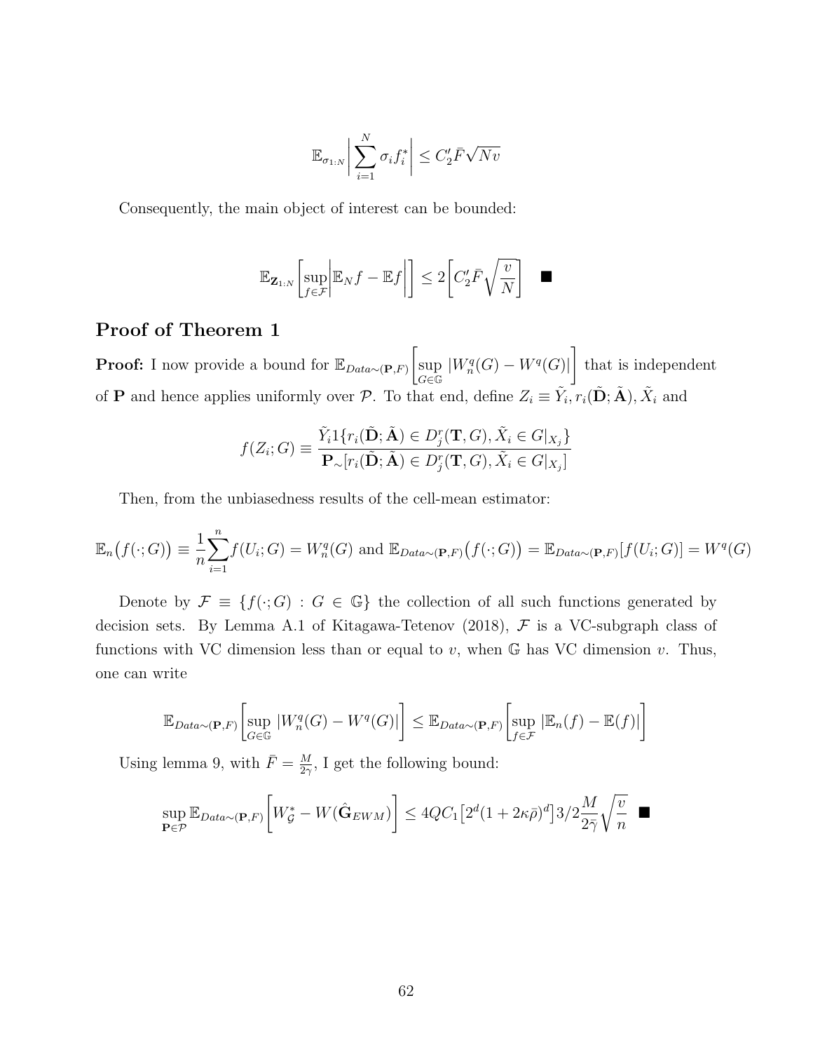$$\mathbb{E}_{\sigma_{1:N}}\left|\sum_{i=1}^{N}\sigma_i f_i^*\right| \leq C_2'\bar{F}\sqrt{Nv}$$

Consequently, the main object of interest can be bounded:

$$\mathbb{E}_{\mathbf{Z}_{1:N}}\left[\sup_{f\in\mathcal{F}}\left|\mathbb{E}_N f - \mathbb{E}f\right|\right] \leq 2\left[C_2'\bar{F}\sqrt{\frac{v}{N}}\right] \quad \blacksquare$$

## Proof of Theorem 1

**Proof:** I now provide a bound for $\mathbb{E}_{Data\sim(\mathbf{P},F)}\left[\sup_{G\in\mathbb{G}}|W_n^q(G) - W^q(G)|\right]$ that is independent of $\mathbf{P}$ and hence applies uniformly over $\mathcal{P}$. To that end, define $Z_i \equiv \tilde{Y}_i, r_i(\tilde{\mathbf{D}};\tilde{\mathbf{A}}), \tilde{X}_i$ and

$$f(Z_i;G) \equiv \frac{\tilde{Y}_i 1\{r_i(\tilde{\mathbf{D}};\tilde{\mathbf{A}}) \in D_j^r(\mathbf{T},G), \tilde{X}_i \in G|_{X_j}\}}{\mathbf{P}_\sim[r_i(\tilde{\mathbf{D}};\tilde{\mathbf{A}}) \in D_j^r(\mathbf{T},G), \tilde{X}_i \in G|_{X_j}]}$$

Then, from the unbiasedness results of the cell-mean estimator:

$$\mathbb{E}_n\big(f(\cdot;G)\big) \equiv \frac{1}{n}\sum_{i=1}^{n} f(U_i;G) = W_n^q(G) \text{ and } \mathbb{E}_{Data\sim(\mathbf{P},F)}\big(f(\cdot;G)\big) = \mathbb{E}_{Data\sim(\mathbf{P},F)}[f(U_i;G)] = W^q(G)$$

Denote by $\mathcal{F} \equiv \{f(\cdot;G) : G \in \mathbb{G}\}$ the collection of all such functions generated by decision sets. By Lemma A.1 of Kitagawa-Tetenov (2018), $\mathcal{F}$ is a VC-subgraph class of functions with VC dimension less than or equal to $v$, when $\mathbb{G}$ has VC dimension $v$. Thus, one can write

$$\mathbb{E}_{Data\sim(\mathbf{P},F)}\left[\sup_{G\in\mathbb{G}}|W_n^q(G) - W^q(G)|\right] \leq \mathbb{E}_{Data\sim(\mathbf{P},F)}\left[\sup_{f\in\mathcal{F}}|\mathbb{E}_n(f) - \mathbb{E}(f)|\right]$$

Using lemma 9, with $\bar{F} = \frac{M}{2\bar{\gamma}}$, I get the following bound:

$$\sup_{\mathbf{P}\in\mathcal{P}}\mathbb{E}_{Data\sim(\mathbf{P},F)}\left[W_{\mathcal{G}}^* - W(\hat{\mathbf{G}}_{EWM})\right] \leq 4QC_1\big[2^d(1+2\kappa\bar{\rho})^d\big]3/2\frac{M}{2\bar{\gamma}}\sqrt{\frac{v}{n}} \quad \blacksquare$$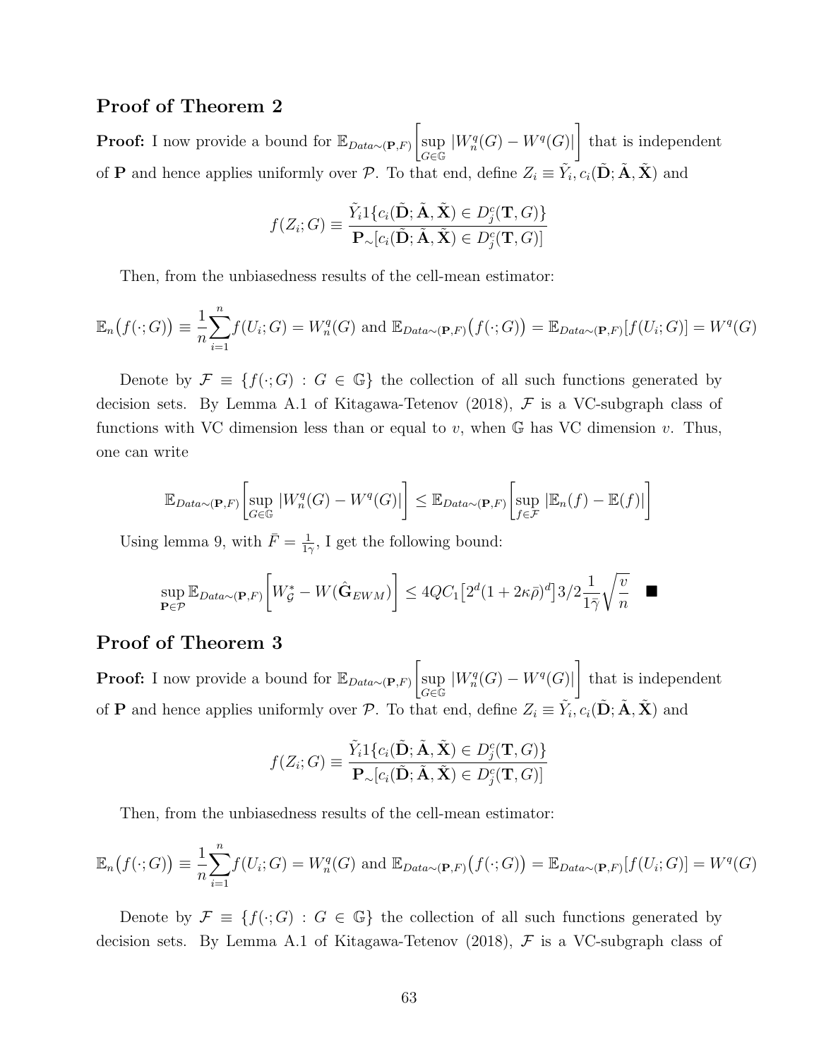## Proof of Theorem 2

**Proof:** I now provide a bound for $\mathbb{E}_{Data\sim(\mathbf{P},F)}\left[\sup_{G\in\mathbb{G}}|W_n^q(G)-W^q(G)|\right]$ that is independent of $\mathbf{P}$ and hence applies uniformly over $\mathcal{P}$. To that end, define $Z_i \equiv \tilde{Y}_i, c_i(\tilde{\mathbf{D}};\tilde{\mathbf{A}},\tilde{\mathbf{X}})$ and

$$f(Z_i;G) \equiv \frac{\tilde{Y}_i 1\{c_i(\tilde{\mathbf{D}};\tilde{\mathbf{A}},\tilde{\mathbf{X}}) \in D_j^c(\mathbf{T},G)\}}{\mathbf{P}_{\sim}[c_i(\tilde{\mathbf{D}};\tilde{\mathbf{A}},\tilde{\mathbf{X}}) \in D_j^c(\mathbf{T},G)]}$$

Then, from the unbiasedness results of the cell-mean estimator:

$$\mathbb{E}_n\big(f(\cdot;G)\big) \equiv \frac{1}{n}\sum_{i=1}^{n} f(U_i;G) = W_n^q(G) \text{ and } \mathbb{E}_{Data\sim(\mathbf{P},F)}\big(f(\cdot;G)\big) = \mathbb{E}_{Data\sim(\mathbf{P},F)}[f(U_i;G)] = W^q(G)$$

Denote by $\mathcal{F} \equiv \{f(\cdot;G) : G \in \mathbb{G}\}$ the collection of all such functions generated by decision sets. By Lemma A.1 of Kitagawa-Tetenov (2018), $\mathcal{F}$ is a VC-subgraph class of functions with VC dimension less than or equal to $v$, when $\mathbb{G}$ has VC dimension $v$. Thus, one can write

$$\mathbb{E}_{Data\sim(\mathbf{P},F)}\left[\sup_{G\in\mathbb{G}}|W_n^q(G)-W^q(G)|\right] \leq \mathbb{E}_{Data\sim(\mathbf{P},F)}\left[\sup_{f\in\mathcal{F}}|\mathbb{E}_n(f)-\mathbb{E}(f)|\right]$$

Using lemma 9, with $\bar{F} = \frac{1}{1\gamma}$, I get the following bound:

$$\sup_{\mathbf{P}\in\mathcal{P}} \mathbb{E}_{Data\sim(\mathbf{P},F)}\left[W_{\mathcal{G}}^* - W(\hat{\mathbf{G}}_{EWM})\right] \leq 4QC_1\big[2^d(1+2\kappa\bar{\rho})^d\big]3/2\frac{1}{1\bar{\gamma}}\sqrt{\frac{v}{n}} \quad \blacksquare$$

## Proof of Theorem 3

**Proof:** I now provide a bound for $\mathbb{E}_{Data\sim(\mathbf{P},F)}\left[\sup_{G\in\mathbb{G}}|W_n^q(G)-W^q(G)|\right]$ that is independent of $\mathbf{P}$ and hence applies uniformly over $\mathcal{P}$. To that end, define $Z_i \equiv \tilde{Y}_i, c_i(\tilde{\mathbf{D}};\tilde{\mathbf{A}},\tilde{\mathbf{X}})$ and

$$f(Z_i;G) \equiv \frac{\tilde{Y}_i 1\{c_i(\tilde{\mathbf{D}};\tilde{\mathbf{A}},\tilde{\mathbf{X}}) \in D_j^c(\mathbf{T},G)\}}{\mathbf{P}_{\sim}[c_i(\tilde{\mathbf{D}};\tilde{\mathbf{A}},\tilde{\mathbf{X}}) \in D_j^c(\mathbf{T},G)]}$$

Then, from the unbiasedness results of the cell-mean estimator:

$$\mathbb{E}_n\big(f(\cdot;G)\big) \equiv \frac{1}{n}\sum_{i=1}^{n} f(U_i;G) = W_n^q(G) \text{ and } \mathbb{E}_{Data\sim(\mathbf{P},F)}\big(f(\cdot;G)\big) = \mathbb{E}_{Data\sim(\mathbf{P},F)}[f(U_i;G)] = W^q(G)$$

Denote by $\mathcal{F} \equiv \{f(\cdot;G) : G \in \mathbb{G}\}$ the collection of all such functions generated by decision sets. By Lemma A.1 of Kitagawa-Tetenov (2018), $\mathcal{F}$ is a VC-subgraph class of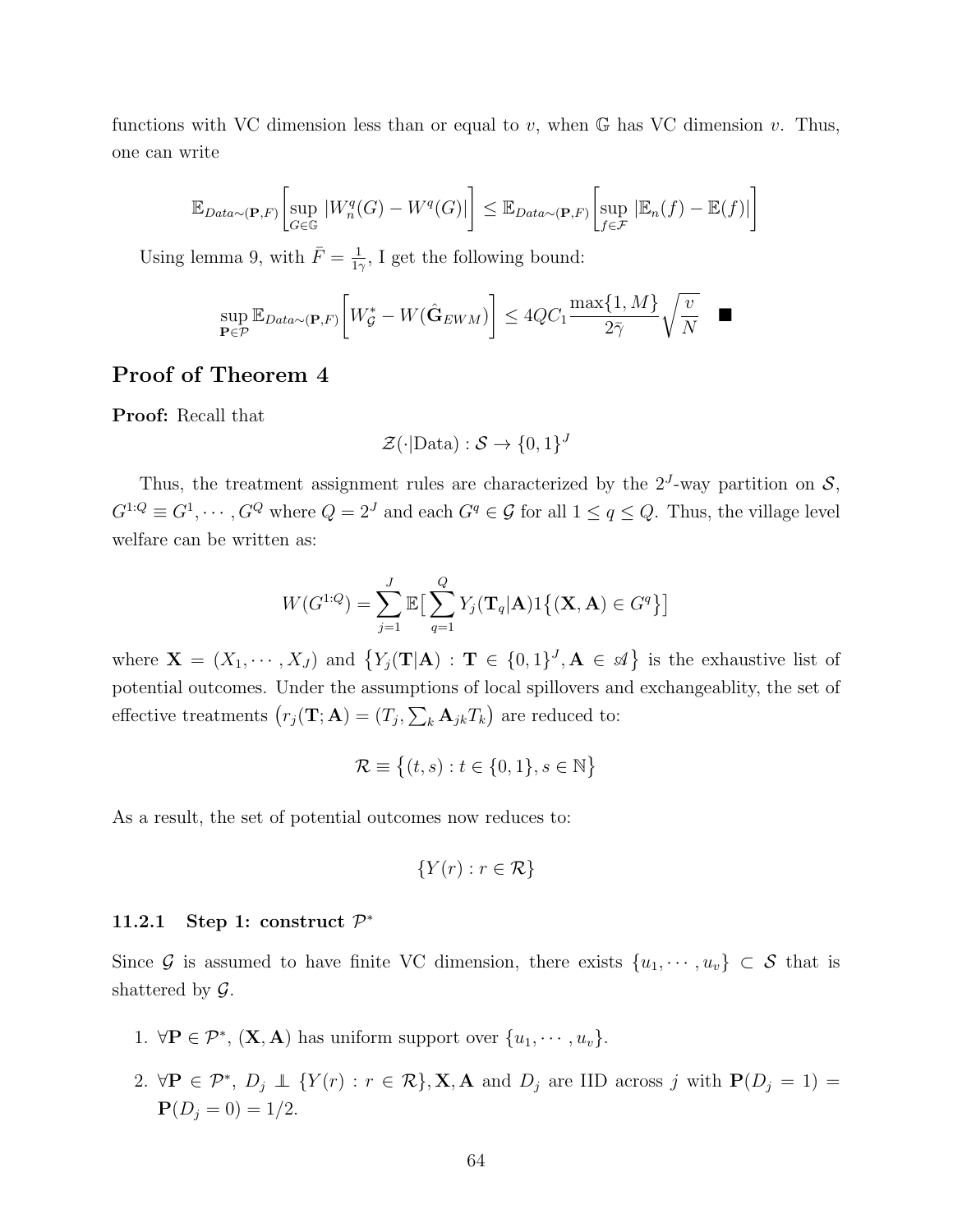functions with VC dimension less than or equal to $v$, when $\mathbb{G}$ has VC dimension $v$. Thus, one can write

$$\mathbb{E}_{Data\sim(\mathbf{P},F)}\left[\sup_{G\in\mathbb{G}}|W_n^q(G)-W^q(G)|\right] \leq \mathbb{E}_{Data\sim(\mathbf{P},F)}\left[\sup_{f\in\mathcal{F}}|\mathbb{E}_n(f)-\mathbb{E}(f)|\right]$$

Using lemma 9, with $\bar{F} = \frac{1}{1\gamma}$, I get the following bound:

$$\sup_{\mathbf{P}\in\mathcal{P}}\mathbb{E}_{Data\sim(\mathbf{P},F)}\left[W_{\mathcal{G}}^* - W(\hat{\mathbf{G}}_{EWM})\right] \leq 4QC_1\frac{\max\{1,M\}}{2\bar{\gamma}}\sqrt{\frac{v}{N}} \quad \blacksquare$$

## Proof of Theorem 4

**Proof:** Recall that

$$\mathcal{Z}(\cdot|\text{Data}) : \mathcal{S} \to \{0,1\}^J$$

Thus, the treatment assignment rules are characterized by the $2^J$-way partition on $\mathcal{S}$, $G^{1:Q} \equiv G^1, \cdots, G^Q$ where $Q = 2^J$ and each $G^q \in \mathcal{G}$ for all $1 \leq q \leq Q$. Thus, the village level welfare can be written as:

$$W(G^{1:Q}) = \sum_{j=1}^{J}\mathbb{E}\big[\sum_{q=1}^{Q}Y_j(\mathbf{T}_q|\mathbf{A})1\big\{(\mathbf{X},\mathbf{A})\in G^q\big\}\big]$$

where $\mathbf{X} = (X_1, \cdots, X_J)$ and $\big\{Y_j(\mathbf{T}|\mathbf{A}) : \mathbf{T} \in \{0,1\}^J, \mathbf{A} \in \mathscr{A}\big\}$ is the exhaustive list of potential outcomes. Under the assumptions of local spillovers and exchangeablity, the set of effective treatments $\big(r_j(\mathbf{T};\mathbf{A}) = (T_j, \sum_k \mathbf{A}_{jk}T_k\big)$ are reduced to:

$$\mathcal{R} \equiv \big\{(t,s) : t \in \{0,1\}, s \in \mathbb{N}\big\}$$

As a result, the set of potential outcomes now reduces to:

$$\{Y(r) : r \in \mathcal{R}\}$$

### 11.2.1 Step 1: construct $\mathcal{P}^*$

Since $\mathcal{G}$ is assumed to have finite VC dimension, there exists $\{u_1, \cdots, u_v\} \subset \mathcal{S}$ that is shattered by $\mathcal{G}$.

1. $\forall\mathbf{P} \in \mathcal{P}^*$, $(\mathbf{X},\mathbf{A})$ has uniform support over $\{u_1, \cdots, u_v\}$.
2. $\forall\mathbf{P} \in \mathcal{P}^*$, $D_j \perp\!\!\!\perp \{Y(r) : r \in \mathcal{R}\}, \mathbf{X}, \mathbf{A}$ and $D_j$ are IID across $j$ with $\mathbf{P}(D_j = 1) = \mathbf{P}(D_j = 0) = 1/2$.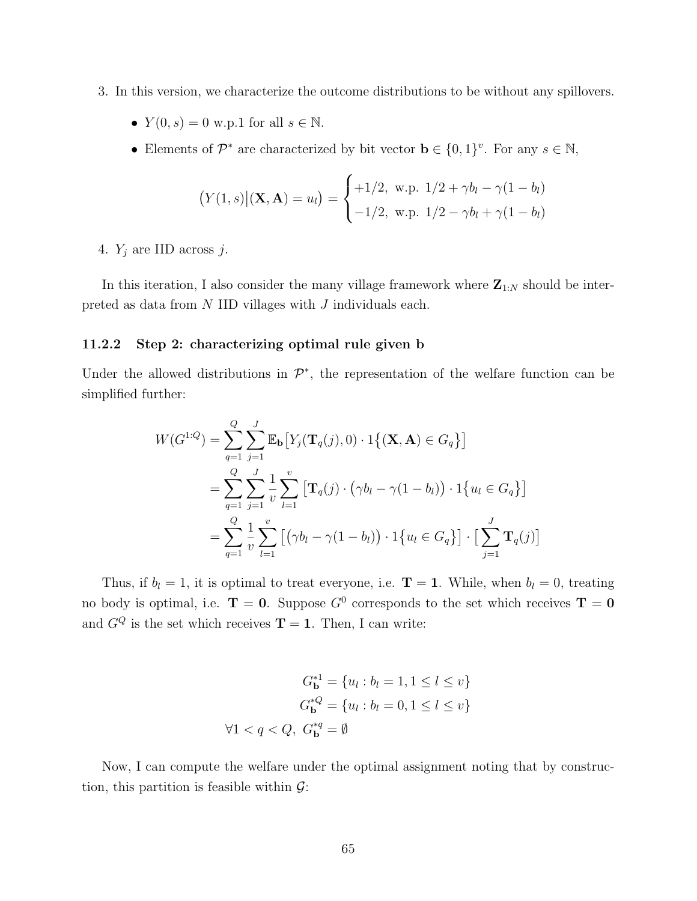3. In this version, we characterize the outcome distributions to be without any spillovers.

   - $Y(0, s) = 0$ w.p.1 for all $s \in \mathbb{N}$.
   - Elements of $\mathcal{P}^*$ are characterized by bit vector $\mathbf{b} \in \{0, 1\}^v$. For any $s \in \mathbb{N}$,

$$\big(Y(1, s)\big|(\mathbf{X}, \mathbf{A}) = u_l\big) = \begin{cases} +1/2, \text{ w.p. } 1/2 + \gamma b_l - \gamma(1 - b_l) \\ -1/2, \text{ w.p. } 1/2 - \gamma b_l + \gamma(1 - b_l) \end{cases}$$

4. $Y_j$ are IID across $j$.

In this iteration, I also consider the many village framework where $\mathbf{Z}_{1:N}$ should be interpreted as data from $N$ IID villages with $J$ individuals each.

### 11.2.2 Step 2: characterizing optimal rule given b

Under the allowed distributions in $\mathcal{P}^*$, the representation of the welfare function can be simplified further:

$$\begin{aligned} W(G^{1:Q}) &= \sum_{q=1}^{Q} \sum_{j=1}^{J} \mathbb{E}_{\mathbf{b}}\big[Y_j(\mathbf{T}_q(j), 0) \cdot 1\big\{(\mathbf{X}, \mathbf{A}) \in G_q\big\}\big] \\ &= \sum_{q=1}^{Q} \sum_{j=1}^{J} \frac{1}{v} \sum_{l=1}^{v} \big[\mathbf{T}_q(j) \cdot \big(\gamma b_l - \gamma(1 - b_l)\big) \cdot 1\big\{u_l \in G_q\big\}\big] \\ &= \sum_{q=1}^{Q} \frac{1}{v} \sum_{l=1}^{v} \big[\big(\gamma b_l - \gamma(1 - b_l)\big) \cdot 1\big\{u_l \in G_q\big\}\big] \cdot \big[\sum_{j=1}^{J} \mathbf{T}_q(j)\big] \end{aligned}$$

Thus, if $b_l = 1$, it is optimal to treat everyone, i.e. $\mathbf{T} = \mathbf{1}$. While, when $b_l = 0$, treating no body is optimal, i.e. $\mathbf{T} = \mathbf{0}$. Suppose $G^0$ corresponds to the set which receives $\mathbf{T} = \mathbf{0}$ and $G^Q$ is the set which receives $\mathbf{T} = \mathbf{1}$. Then, I can write:

$$\begin{aligned} G^{*1}_{\mathbf{b}} &= \{u_l : b_l = 1, 1 \le l \le v\} \\ G^{*Q}_{\mathbf{b}} &= \{u_l : b_l = 0, 1 \le l \le v\} \\ \forall 1 < q < Q,\ G^{*q}_{\mathbf{b}} &= \emptyset \end{aligned}$$

Now, I can compute the welfare under the optimal assignment noting that by construction, this partition is feasible within $\mathcal{G}$: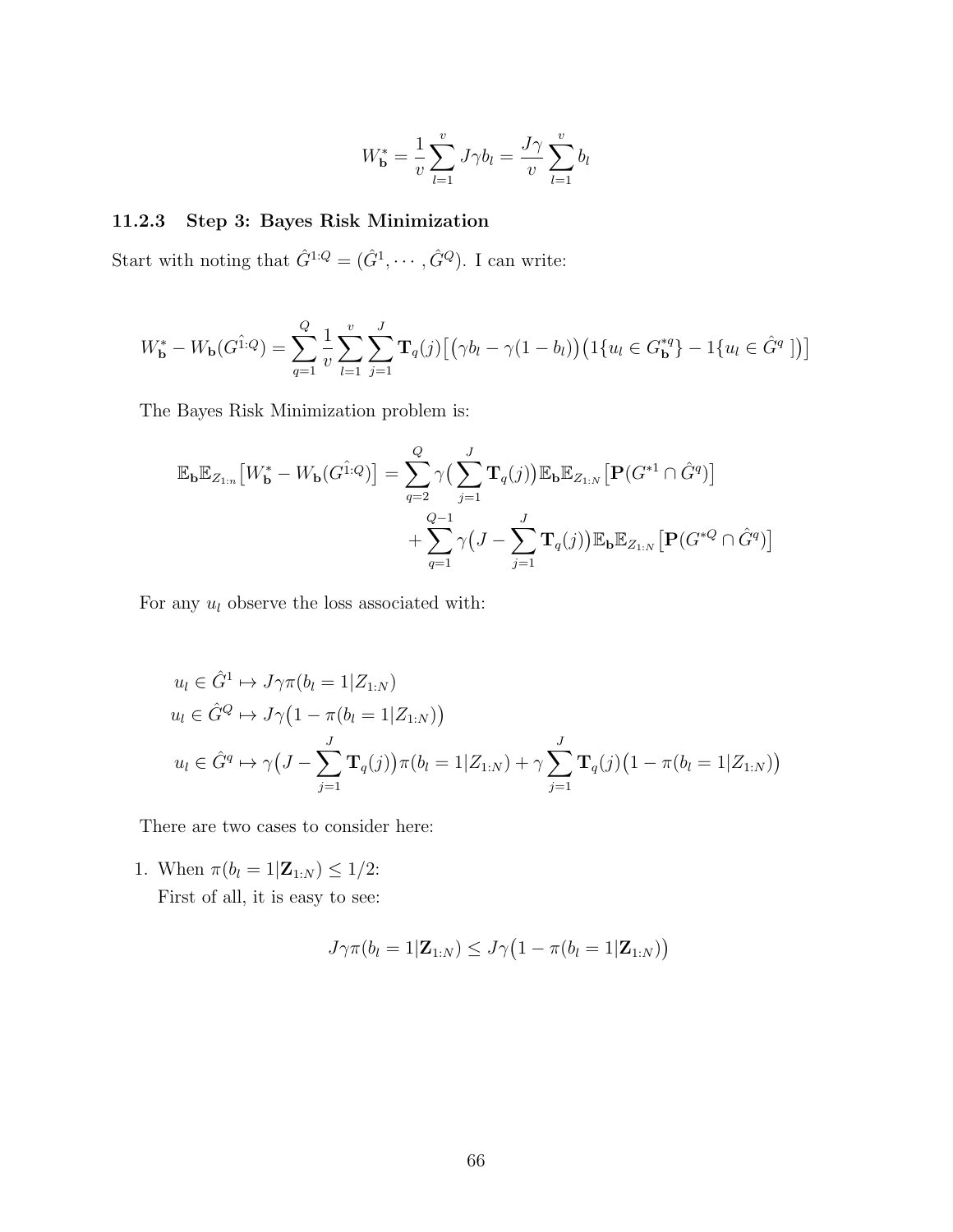$$W^*_{\mathbf{b}} = \frac{1}{v}\sum_{l=1}^{v} J\gamma b_l = \frac{J\gamma}{v}\sum_{l=1}^{v} b_l$$

### 11.2.3 Step 3: Bayes Risk Minimization

Start with noting that $\hat{G}^{1:Q} = (\hat{G}^1, \cdots, \hat{G}^Q)$. I can write:

$$W^*_{\mathbf{b}} - W_{\mathbf{b}}(G^{\hat{1}:Q}) = \sum_{q=1}^{Q}\frac{1}{v}\sum_{l=1}^{v}\sum_{j=1}^{J}\mathbf{T}_q(j)\big[\big(\gamma b_l - \gamma(1-b_l)\big)\big(1\{u_l \in G^{*q}_{\mathbf{b}}\} - 1\{u_l \in \hat{G}^q\ \}\big)\big]$$

The Bayes Risk Minimization problem is:

$$\begin{aligned}
\mathbb{E}_{\mathbf{b}}\mathbb{E}_{Z_{1:n}}\big[W^*_{\mathbf{b}} - W_{\mathbf{b}}(G^{\hat{1}:Q})\big] &= \sum_{q=2}^{Q}\gamma\big(\sum_{j=1}^{J}\mathbf{T}_q(j)\big)\mathbb{E}_{\mathbf{b}}\mathbb{E}_{Z_{1:N}}\big[\mathbf{P}(G^{*1}\cap\hat{G}^q)\big] \\
&\quad + \sum_{q=1}^{Q-1}\gamma\big(J - \sum_{j=1}^{J}\mathbf{T}_q(j)\big)\mathbb{E}_{\mathbf{b}}\mathbb{E}_{Z_{1:N}}\big[\mathbf{P}(G^{*Q}\cap\hat{G}^q)\big]
\end{aligned}$$

For any $u_l$ observe the loss associated with:

$$\begin{aligned}
&u_l \in \hat{G}^1 \mapsto J\gamma\pi(b_l = 1|Z_{1:N}) \\
&u_l \in \hat{G}^Q \mapsto J\gamma\big(1 - \pi(b_l = 1|Z_{1:N})\big) \\
&u_l \in \hat{G}^q \mapsto \gamma\big(J - \sum_{j=1}^{J}\mathbf{T}_q(j)\big)\pi(b_l = 1|Z_{1:N}) + \gamma\sum_{j=1}^{J}\mathbf{T}_q(j)\big(1 - \pi(b_l = 1|Z_{1:N})\big)
\end{aligned}$$

There are two cases to consider here:

1. When $\pi(b_l = 1|\mathbf{Z}_{1:N}) \leq 1/2$:
   First of all, it is easy to see:

$$J\gamma\pi(b_l = 1|\mathbf{Z}_{1:N}) \leq J\gamma\big(1 - \pi(b_l = 1|\mathbf{Z}_{1:N})\big)$$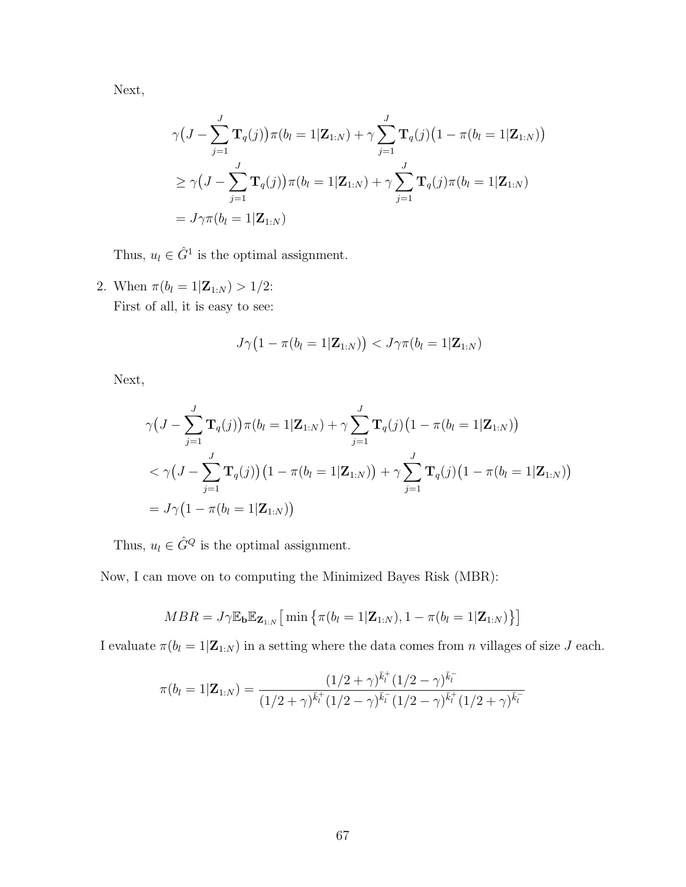Next,

$$
\begin{aligned}
&\gamma\big(J-\sum_{j=1}^{J}\mathbf{T}_q(j)\big)\pi(b_l=1|\mathbf{Z}_{1:N})+\gamma\sum_{j=1}^{J}\mathbf{T}_q(j)\big(1-\pi(b_l=1|\mathbf{Z}_{1:N})\big)\\
&\geq \gamma\big(J-\sum_{j=1}^{J}\mathbf{T}_q(j)\big)\pi(b_l=1|\mathbf{Z}_{1:N})+\gamma\sum_{j=1}^{J}\mathbf{T}_q(j)\pi(b_l=1|\mathbf{Z}_{1:N})\\
&= J\gamma\pi(b_l=1|\mathbf{Z}_{1:N})
\end{aligned}
$$

Thus, $u_l \in \hat{G}^1$ is the optimal assignment.

2. When $\pi(b_l = 1|\mathbf{Z}_{1:N}) > 1/2$:
   First of all, it is easy to see:

$$
J\gamma\big(1-\pi(b_l=1|\mathbf{Z}_{1:N})\big) < J\gamma\pi(b_l=1|\mathbf{Z}_{1:N})
$$

Next,

$$
\begin{aligned}
&\gamma\big(J-\sum_{j=1}^{J}\mathbf{T}_q(j)\big)\pi(b_l=1|\mathbf{Z}_{1:N})+\gamma\sum_{j=1}^{J}\mathbf{T}_q(j)\big(1-\pi(b_l=1|\mathbf{Z}_{1:N})\big)\\
&< \gamma\big(J-\sum_{j=1}^{J}\mathbf{T}_q(j)\big)\big(1-\pi(b_l=1|\mathbf{Z}_{1:N})\big)+\gamma\sum_{j=1}^{J}\mathbf{T}_q(j)\big(1-\pi(b_l=1|\mathbf{Z}_{1:N})\big)\\
&= J\gamma\big(1-\pi(b_l=1|\mathbf{Z}_{1:N})\big)
\end{aligned}
$$

Thus, $u_l \in \hat{G}^Q$ is the optimal assignment.

Now, I can move on to computing the Minimized Bayes Risk (MBR):

$$
MBR = J\gamma\mathbb{E}_{\mathbf{b}}\mathbb{E}_{\mathbf{Z}_{1:N}}\big[\min\big\{\pi(b_l=1|\mathbf{Z}_{1:N}),1-\pi(b_l=1|\mathbf{Z}_{1:N})\big\}\big]
$$

I evaluate $\pi(b_l = 1|\mathbf{Z}_{1:N})$ in a setting where the data comes from $n$ villages of size $J$ each.

$$
\pi(b_l=1|\mathbf{Z}_{1:N}) = \frac{(1/2+\gamma)^{\bar{k}_l^+}(1/2-\gamma)^{\bar{k}_l^-}}{(1/2+\gamma)^{\bar{k}_l^+}(1/2-\gamma)^{\bar{k}_l^-}\,(1/2-\gamma)^{\bar{k}_l^+}(1/2+\gamma)^{\bar{k}_l^-}}
$$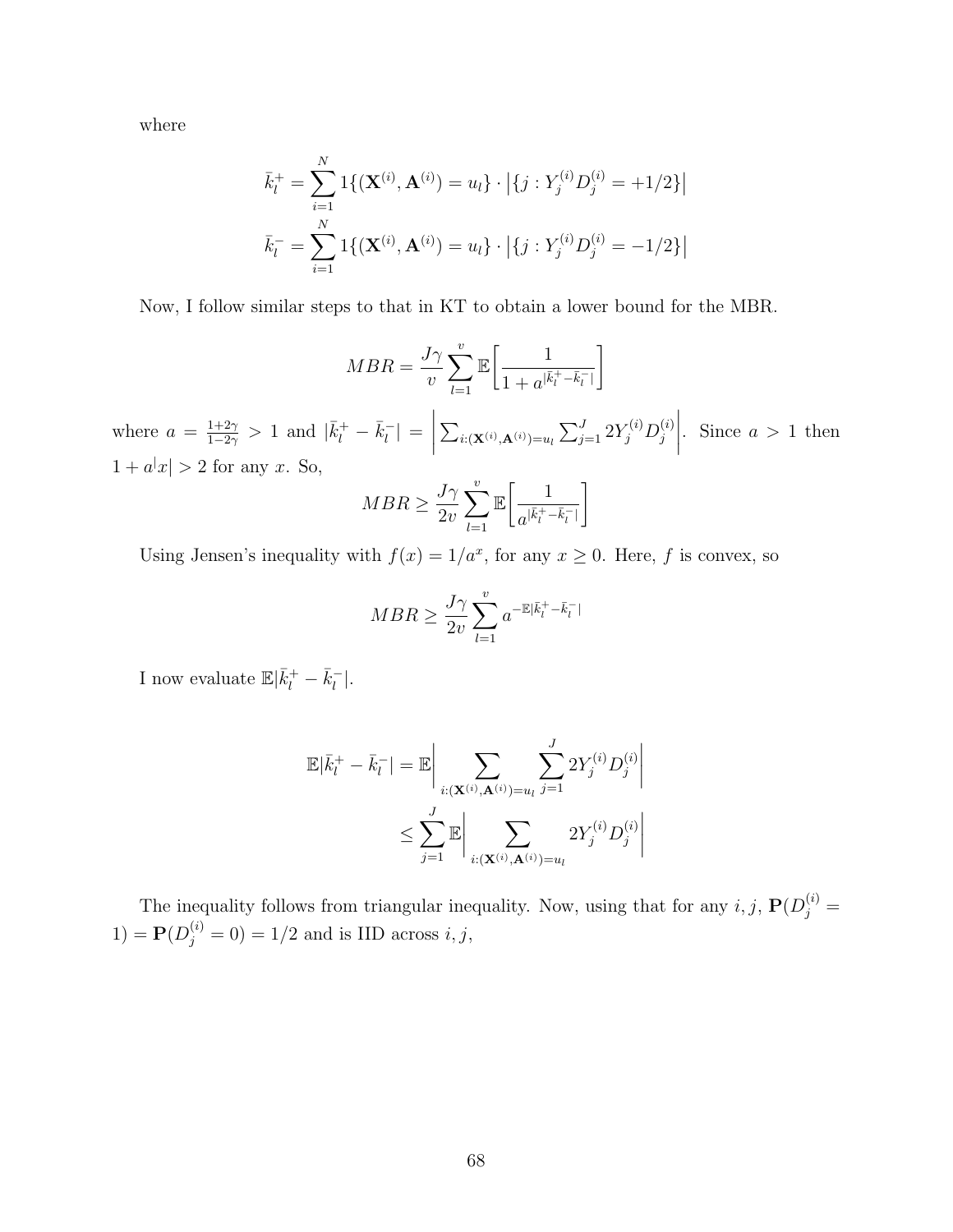where

$$\bar{k}_l^+ = \sum_{i=1}^{N} 1\{(\mathbf{X}^{(i)}, \mathbf{A}^{(i)}) = u_l\} \cdot \left|\{j : Y_j^{(i)} D_j^{(i)} = +1/2\}\right|$$

$$\bar{k}_l^- = \sum_{i=1}^{N} 1\{(\mathbf{X}^{(i)}, \mathbf{A}^{(i)}) = u_l\} \cdot \left|\{j : Y_j^{(i)} D_j^{(i)} = -1/2\}\right|$$

Now, I follow similar steps to that in KT to obtain a lower bound for the MBR.

$$MBR = \frac{J\gamma}{v} \sum_{l=1}^{v} \mathbb{E}\left[\frac{1}{1 + a^{|\bar{k}_l^+ - \bar{k}_l^-|}}\right]$$

where $a = \frac{1+2\gamma}{1-2\gamma} > 1$ and $|\bar{k}_l^+ - \bar{k}_l^-| = \left|\sum_{i:(\mathbf{X}^{(i)}, \mathbf{A}^{(i)}) = u_l} \sum_{j=1}^{J} 2Y_j^{(i)} D_j^{(i)}\right|$. Since $a > 1$ then $1 + a^{|}x| > 2$ for any $x$. So,

$$MBR \geq \frac{J\gamma}{2v} \sum_{l=1}^{v} \mathbb{E}\left[\frac{1}{a^{|\bar{k}_l^+ - \bar{k}_l^-|}}\right]$$

Using Jensen's inequality with $f(x) = 1/a^x$, for any $x \geq 0$. Here, $f$ is convex, so

$$MBR \geq \frac{J\gamma}{2v} \sum_{l=1}^{v} a^{-\mathbb{E}|\bar{k}_l^+ - \bar{k}_l^-|}$$

I now evaluate $\mathbb{E}|\bar{k}_l^+ - \bar{k}_l^-|$.

$$\begin{aligned}
\mathbb{E}|\bar{k}_l^+ - \bar{k}_l^-| &= \mathbb{E}\left|\sum_{i:(\mathbf{X}^{(i)}, \mathbf{A}^{(i)}) = u_l} \sum_{j=1}^{J} 2Y_j^{(i)} D_j^{(i)}\right| \\
&\leq \sum_{j=1}^{J} \mathbb{E}\left|\sum_{i:(\mathbf{X}^{(i)}, \mathbf{A}^{(i)}) = u_l} 2Y_j^{(i)} D_j^{(i)}\right|
\end{aligned}$$

The inequality follows from triangular inequality. Now, using that for any $i, j$, $\mathbf{P}(D_j^{(i)} = 1) = \mathbf{P}(D_j^{(i)} = 0) = 1/2$ and is IID across $i, j$,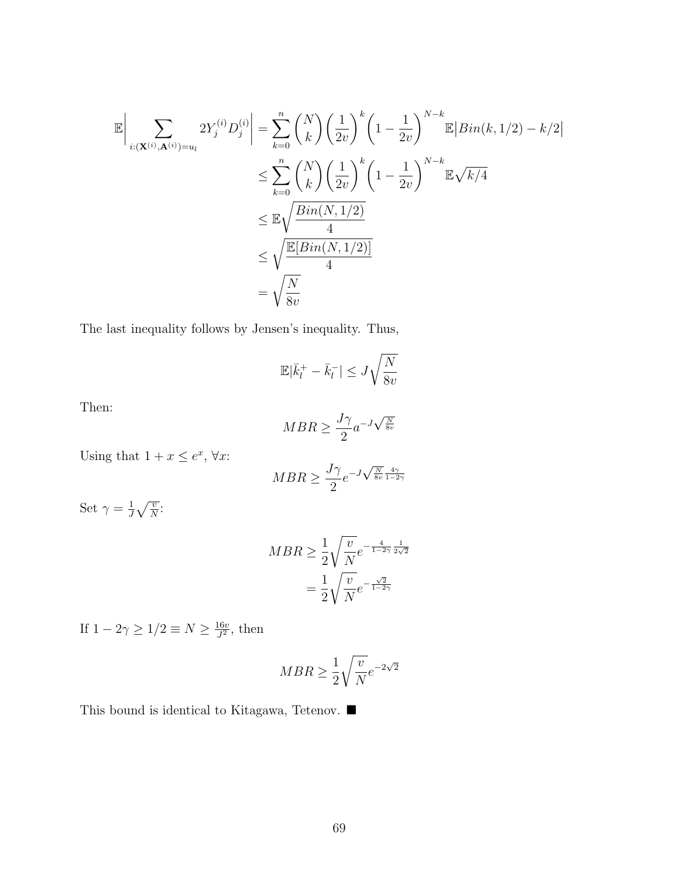$$
\begin{aligned}
\mathbb{E}\Big| \sum_{i:(\mathbf{X}^{(i)},\mathbf{A}^{(i)})=u_l} 2Y_j^{(i)} D_j^{(i)} \Big| &= \sum_{k=0}^{n} \binom{N}{k} \left(\frac{1}{2v}\right)^k \left(1-\frac{1}{2v}\right)^{N-k} \mathbb{E}\big|Bin(k,1/2) - k/2\big| \\
&\le \sum_{k=0}^{n} \binom{N}{k} \left(\frac{1}{2v}\right)^k \left(1-\frac{1}{2v}\right)^{N-k} \mathbb{E}\sqrt{k/4} \\
&\le \mathbb{E}\sqrt{\frac{Bin(N,1/2)}{4}} \\
&\le \sqrt{\frac{\mathbb{E}[Bin(N,1/2)]}{4}} \\
&= \sqrt{\frac{N}{8v}}
\end{aligned}
$$

The last inequality follows by Jensen's inequality. Thus,

$$
\mathbb{E}|\bar{k}_l^+ - \bar{k}_l^-| \le J\sqrt{\frac{N}{8v}}
$$

Then:

$$
MBR \ge \frac{J\gamma}{2} a^{-J\sqrt{\frac{N}{8v}}}
$$

Using that $1 + x \le e^x$, $\forall x$:

$$
MBR \ge \frac{J\gamma}{2} e^{-J\sqrt{\frac{N}{8v}}\frac{4\gamma}{1-2\gamma}}
$$

Set $\gamma = \frac{1}{J}\sqrt{\frac{v}{N}}$:

$$
\begin{aligned}
MBR &\ge \frac{1}{2}\sqrt{\frac{v}{N}} e^{-\frac{4}{1-2\gamma}\frac{1}{2\sqrt{2}}} \\
&= \frac{1}{2}\sqrt{\frac{v}{N}} e^{-\frac{\sqrt{2}}{1-2\gamma}}
\end{aligned}
$$

If $1 - 2\gamma \ge 1/2 \equiv N \ge \frac{16v}{J^2}$, then

$$
MBR \ge \frac{1}{2}\sqrt{\frac{v}{N}} e^{-2\sqrt{2}}
$$

This bound is identical to Kitagawa, Tetenov. ■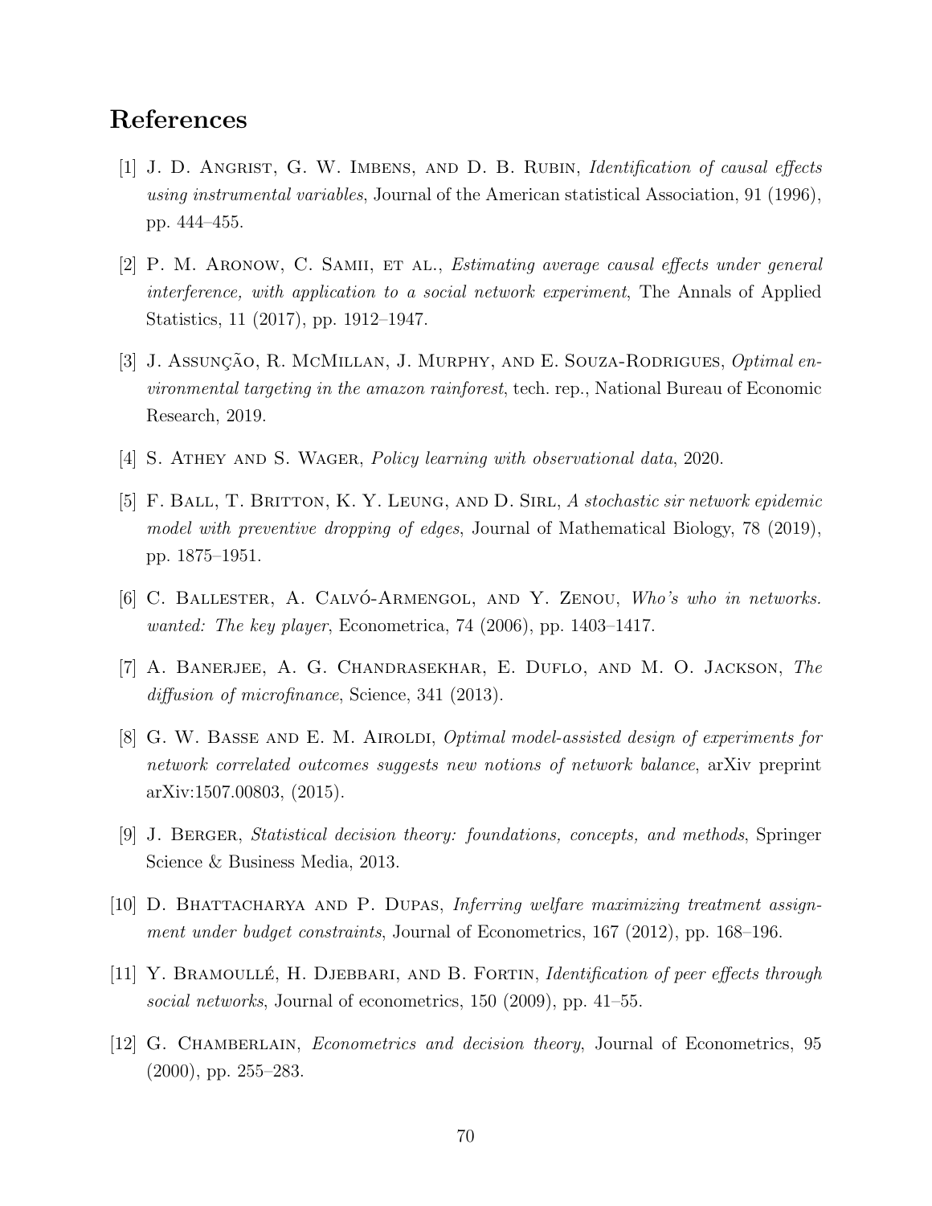## References

[1] J. D. Angrist, G. W. Imbens, and D. B. Rubin, *Identification of causal effects using instrumental variables*, Journal of the American statistical Association, 91 (1996), pp. 444–455.

[2] P. M. Aronow, C. Samii, et al., *Estimating average causal effects under general interference, with application to a social network experiment*, The Annals of Applied Statistics, 11 (2017), pp. 1912–1947.

[3] J. Assunção, R. McMillan, J. Murphy, and E. Souza-Rodrigues, *Optimal environmental targeting in the amazon rainforest*, tech. rep., National Bureau of Economic Research, 2019.

[4] S. Athey and S. Wager, *Policy learning with observational data*, 2020.

[5] F. Ball, T. Britton, K. Y. Leung, and D. Sirl, *A stochastic sir network epidemic model with preventive dropping of edges*, Journal of Mathematical Biology, 78 (2019), pp. 1875–1951.

[6] C. Ballester, A. Calvó-Armengol, and Y. Zenou, *Who's who in networks. wanted: The key player*, Econometrica, 74 (2006), pp. 1403–1417.

[7] A. Banerjee, A. G. Chandrasekhar, E. Duflo, and M. O. Jackson, *The diffusion of microfinance*, Science, 341 (2013).

[8] G. W. Basse and E. M. Airoldi, *Optimal model-assisted design of experiments for network correlated outcomes suggests new notions of network balance*, arXiv preprint arXiv:1507.00803, (2015).

[9] J. Berger, *Statistical decision theory: foundations, concepts, and methods*, Springer Science & Business Media, 2013.

[10] D. Bhattacharya and P. Dupas, *Inferring welfare maximizing treatment assignment under budget constraints*, Journal of Econometrics, 167 (2012), pp. 168–196.

[11] Y. Bramoullé, H. Djebbari, and B. Fortin, *Identification of peer effects through social networks*, Journal of econometrics, 150 (2009), pp. 41–55.

[12] G. Chamberlain, *Econometrics and decision theory*, Journal of Econometrics, 95 (2000), pp. 255–283.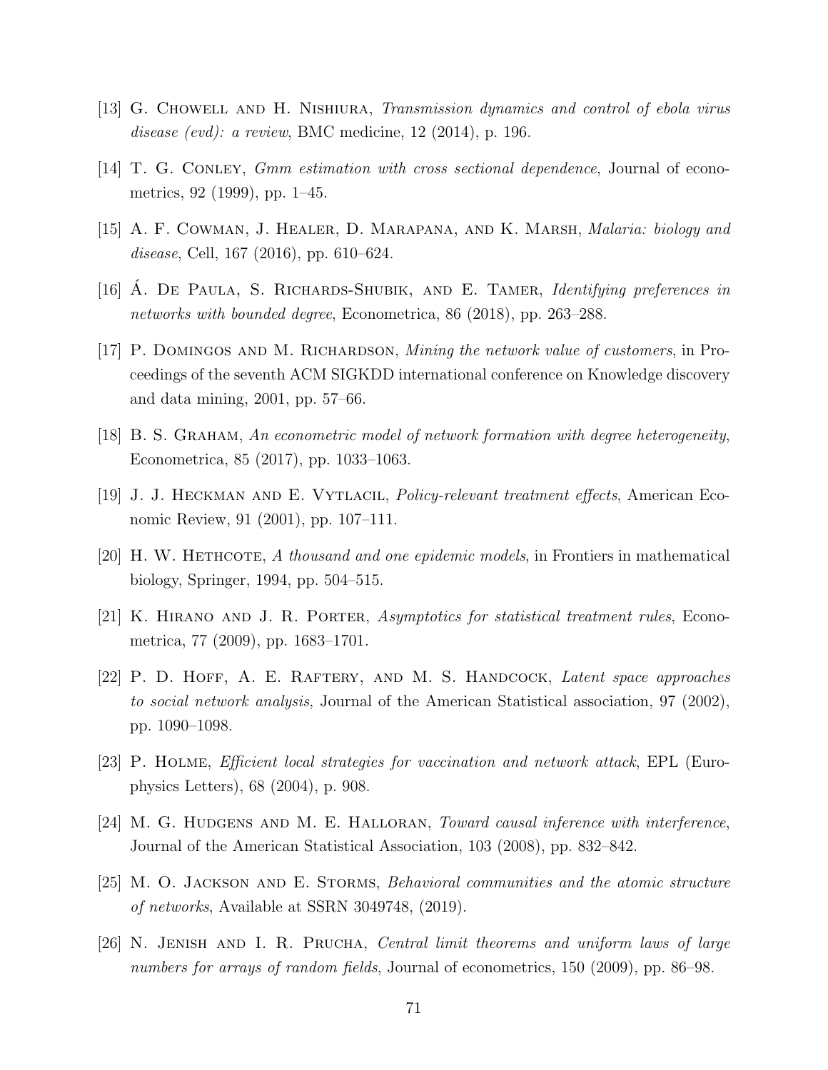[13] G. Chowell and H. Nishiura, *Transmission dynamics and control of ebola virus disease (evd): a review*, BMC medicine, 12 (2014), p. 196.

[14] T. G. Conley, *Gmm estimation with cross sectional dependence*, Journal of econometrics, 92 (1999), pp. 1–45.

[15] A. F. Cowman, J. Healer, D. Marapana, and K. Marsh, *Malaria: biology and disease*, Cell, 167 (2016), pp. 610–624.

[16] Á. De Paula, S. Richards-Shubik, and E. Tamer, *Identifying preferences in networks with bounded degree*, Econometrica, 86 (2018), pp. 263–288.

[17] P. Domingos and M. Richardson, *Mining the network value of customers*, in Proceedings of the seventh ACM SIGKDD international conference on Knowledge discovery and data mining, 2001, pp. 57–66.

[18] B. S. Graham, *An econometric model of network formation with degree heterogeneity*, Econometrica, 85 (2017), pp. 1033–1063.

[19] J. J. Heckman and E. Vytlacil, *Policy-relevant treatment effects*, American Economic Review, 91 (2001), pp. 107–111.

[20] H. W. Hethcote, *A thousand and one epidemic models*, in Frontiers in mathematical biology, Springer, 1994, pp. 504–515.

[21] K. Hirano and J. R. Porter, *Asymptotics for statistical treatment rules*, Econometrica, 77 (2009), pp. 1683–1701.

[22] P. D. Hoff, A. E. Raftery, and M. S. Handcock, *Latent space approaches to social network analysis*, Journal of the American Statistical association, 97 (2002), pp. 1090–1098.

[23] P. Holme, *Efficient local strategies for vaccination and network attack*, EPL (Europhysics Letters), 68 (2004), p. 908.

[24] M. G. Hudgens and M. E. Halloran, *Toward causal inference with interference*, Journal of the American Statistical Association, 103 (2008), pp. 832–842.

[25] M. O. Jackson and E. Storms, *Behavioral communities and the atomic structure of networks*, Available at SSRN 3049748, (2019).

[26] N. Jenish and I. R. Prucha, *Central limit theorems and uniform laws of large numbers for arrays of random fields*, Journal of econometrics, 150 (2009), pp. 86–98.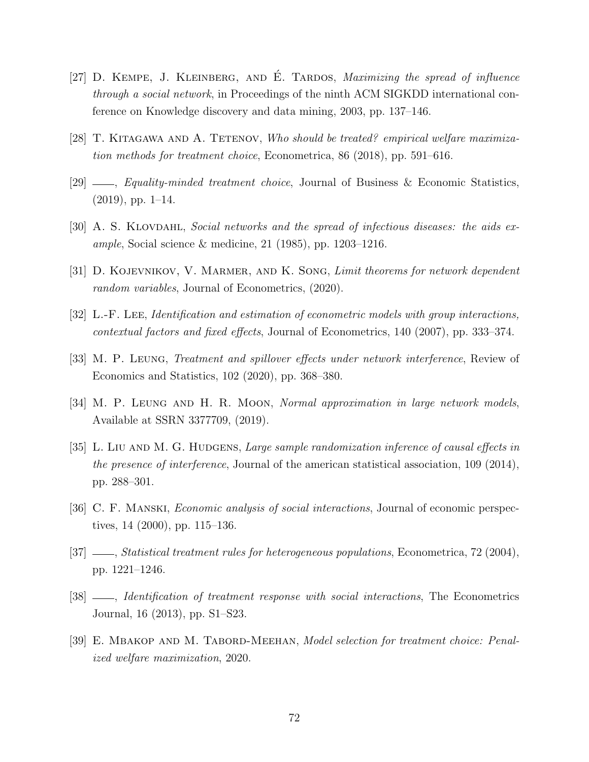[27] D. Kempe, J. Kleinberg, and É. Tardos, *Maximizing the spread of influence through a social network*, in Proceedings of the ninth ACM SIGKDD international conference on Knowledge discovery and data mining, 2003, pp. 137–146.

[28] T. Kitagawa and A. Tetenov, *Who should be treated? empirical welfare maximization methods for treatment choice*, Econometrica, 86 (2018), pp. 591–616.

[29] ——, *Equality-minded treatment choice*, Journal of Business & Economic Statistics, (2019), pp. 1–14.

[30] A. S. Klovdahl, *Social networks and the spread of infectious diseases: the aids example*, Social science & medicine, 21 (1985), pp. 1203–1216.

[31] D. Kojevnikov, V. Marmer, and K. Song, *Limit theorems for network dependent random variables*, Journal of Econometrics, (2020).

[32] L.-F. Lee, *Identification and estimation of econometric models with group interactions, contextual factors and fixed effects*, Journal of Econometrics, 140 (2007), pp. 333–374.

[33] M. P. Leung, *Treatment and spillover effects under network interference*, Review of Economics and Statistics, 102 (2020), pp. 368–380.

[34] M. P. Leung and H. R. Moon, *Normal approximation in large network models*, Available at SSRN 3377709, (2019).

[35] L. Liu and M. G. Hudgens, *Large sample randomization inference of causal effects in the presence of interference*, Journal of the american statistical association, 109 (2014), pp. 288–301.

[36] C. F. Manski, *Economic analysis of social interactions*, Journal of economic perspectives, 14 (2000), pp. 115–136.

[37] ——, *Statistical treatment rules for heterogeneous populations*, Econometrica, 72 (2004), pp. 1221–1246.

[38] ——, *Identification of treatment response with social interactions*, The Econometrics Journal, 16 (2013), pp. S1–S23.

[39] E. Mbakop and M. Tabord-Meehan, *Model selection for treatment choice: Penalized welfare maximization*, 2020.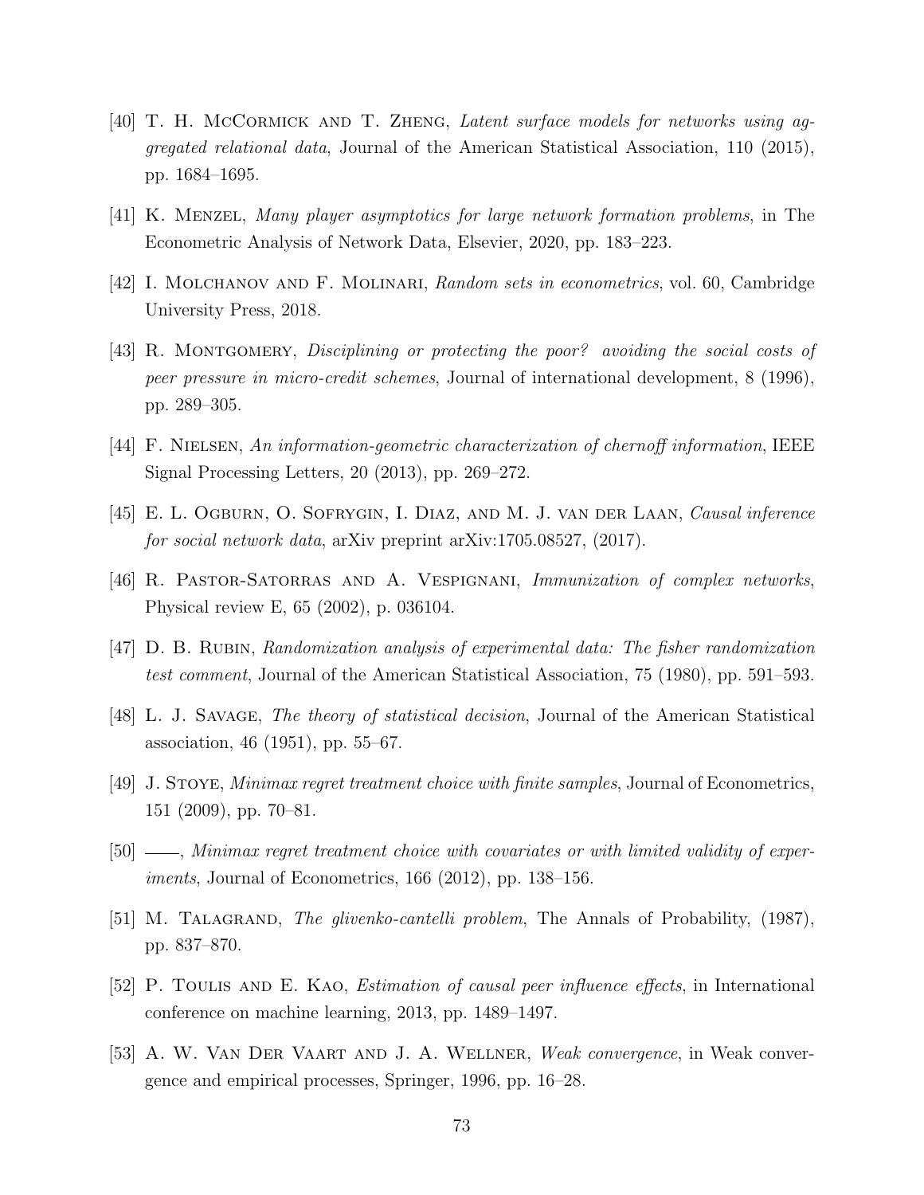[40] T. H. McCormick and T. Zheng, *Latent surface models for networks using aggregated relational data*, Journal of the American Statistical Association, 110 (2015), pp. 1684–1695.

[41] K. Menzel, *Many player asymptotics for large network formation problems*, in The Econometric Analysis of Network Data, Elsevier, 2020, pp. 183–223.

[42] I. Molchanov and F. Molinari, *Random sets in econometrics*, vol. 60, Cambridge University Press, 2018.

[43] R. Montgomery, *Disciplining or protecting the poor? avoiding the social costs of peer pressure in micro-credit schemes*, Journal of international development, 8 (1996), pp. 289–305.

[44] F. Nielsen, *An information-geometric characterization of chernoff information*, IEEE Signal Processing Letters, 20 (2013), pp. 269–272.

[45] E. L. Ogburn, O. Sofrygin, I. Diaz, and M. J. van der Laan, *Causal inference for social network data*, arXiv preprint arXiv:1705.08527, (2017).

[46] R. Pastor-Satorras and A. Vespignani, *Immunization of complex networks*, Physical review E, 65 (2002), p. 036104.

[47] D. B. Rubin, *Randomization analysis of experimental data: The fisher randomization test comment*, Journal of the American Statistical Association, 75 (1980), pp. 591–593.

[48] L. J. Savage, *The theory of statistical decision*, Journal of the American Statistical association, 46 (1951), pp. 55–67.

[49] J. Stoye, *Minimax regret treatment choice with finite samples*, Journal of Econometrics, 151 (2009), pp. 70–81.

[50] ——, *Minimax regret treatment choice with covariates or with limited validity of experiments*, Journal of Econometrics, 166 (2012), pp. 138–156.

[51] M. Talagrand, *The glivenko-cantelli problem*, The Annals of Probability, (1987), pp. 837–870.

[52] P. Toulis and E. Kao, *Estimation of causal peer influence effects*, in International conference on machine learning, 2013, pp. 1489–1497.

[53] A. W. Van Der Vaart and J. A. Wellner, *Weak convergence*, in Weak convergence and empirical processes, Springer, 1996, pp. 16–28.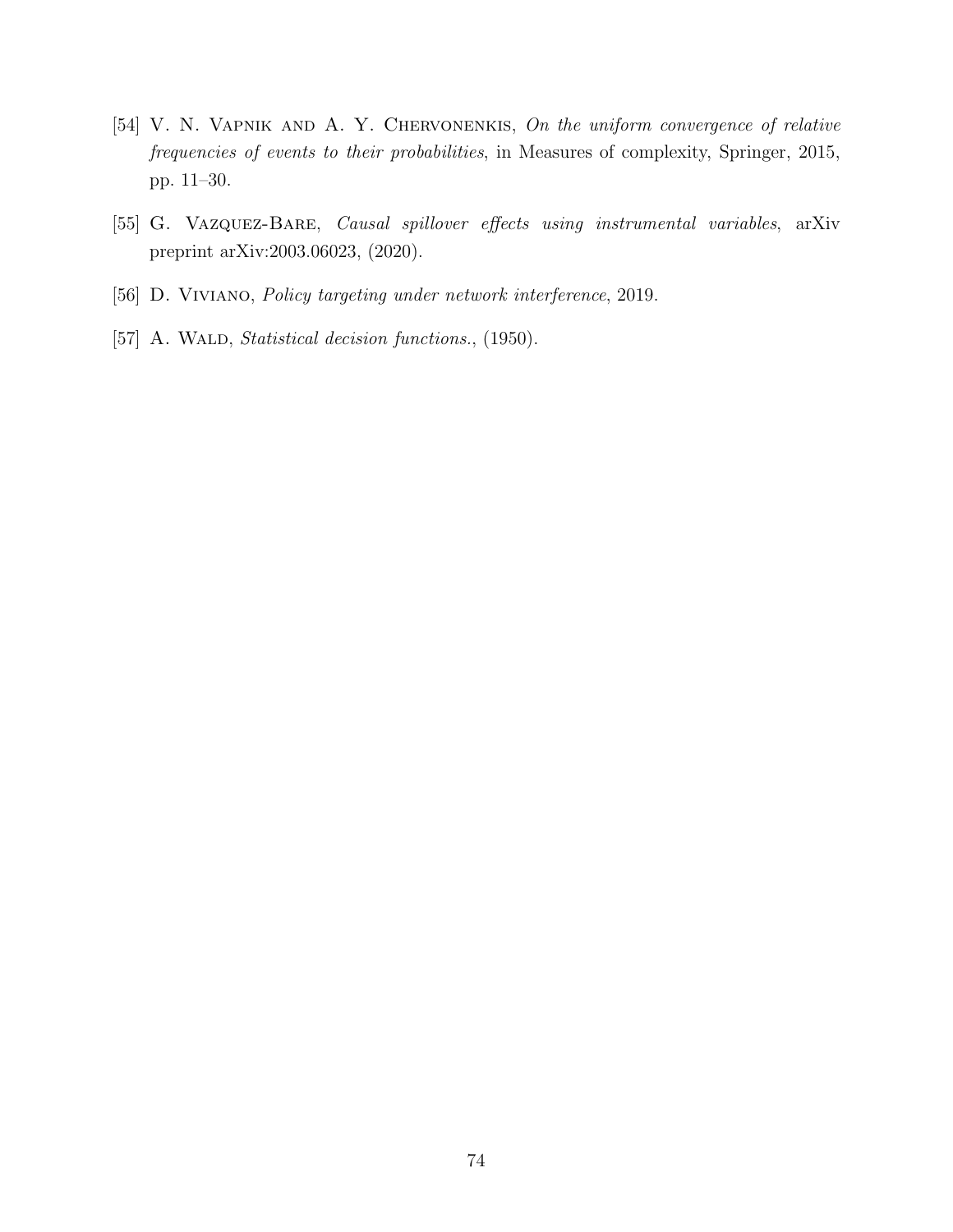[54] V. N. Vapnik and A. Y. Chervonenkis, *On the uniform convergence of relative frequencies of events to their probabilities*, in Measures of complexity, Springer, 2015, pp. 11–30.

[55] G. Vazquez-Bare, *Causal spillover effects using instrumental variables*, arXiv preprint arXiv:2003.06023, (2020).

[56] D. Viviano, *Policy targeting under network interference*, 2019.

[57] A. Wald, *Statistical decision functions.*, (1950).